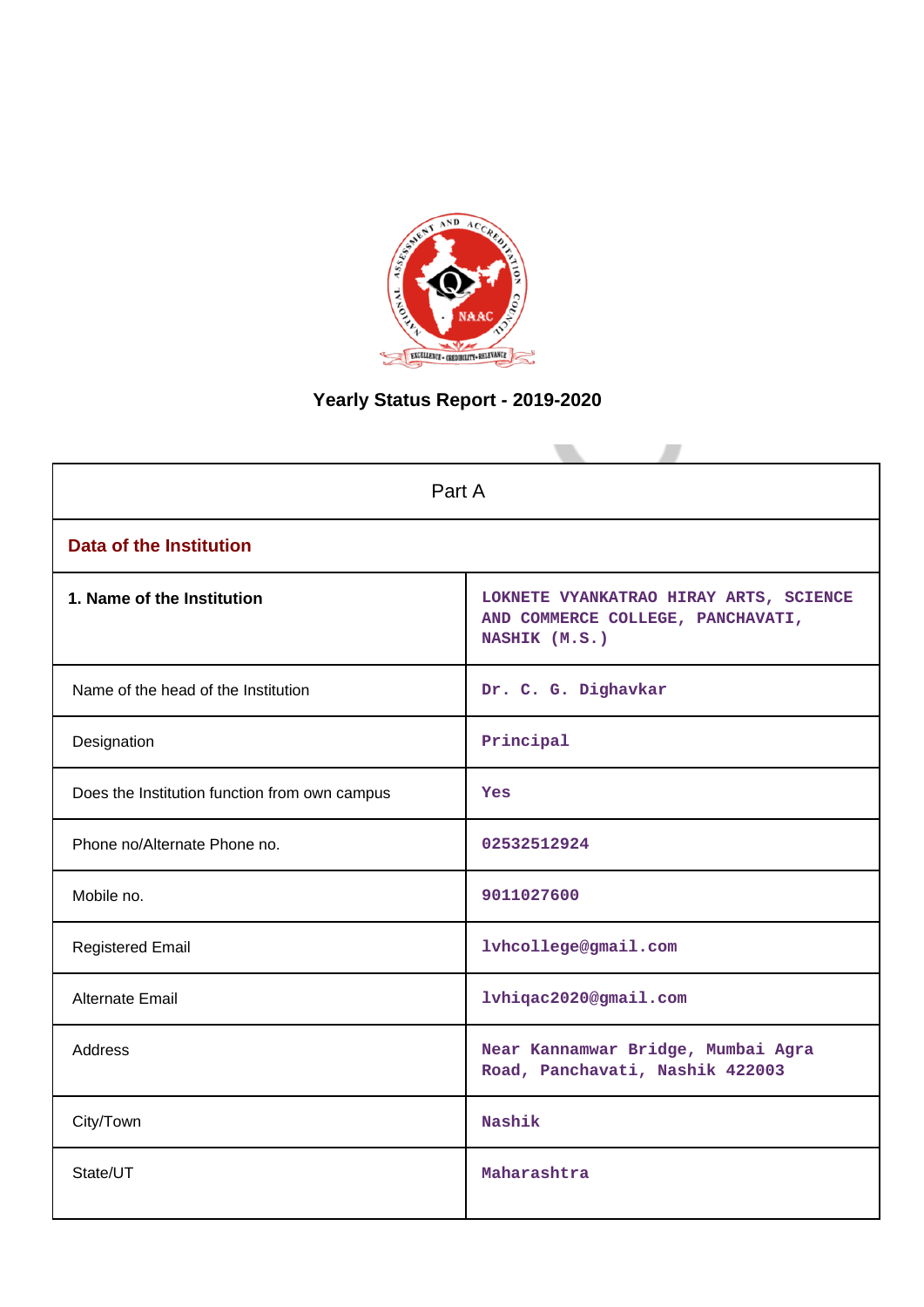# Yearly Status Report - 2019-2020

| Part A | |
|---|---|
| **Data of the Institution** | |
| **1. Name of the Institution** | LOKNETE VYANKATRAO HIRAY ARTS, SCIENCE AND COMMERCE COLLEGE, PANCHAVATI, NASHIK (M.S.) |
| Name of the head of the Institution | Dr. C. G. Dighavkar |
| Designation | Principal |
| Does the Institution function from own campus | Yes |
| Phone no/Alternate Phone no. | 02532512924 |
| Mobile no. | 9011027600 |
| Registered Email | lvhcollege@gmail.com |
| Alternate Email | lvhiqac2020@gmail.com |
| Address | Near Kannamwar Bridge, Mumbai Agra Road, Panchavati, Nashik 422003 |
| City/Town | Nashik |
| State/UT | Maharashtra |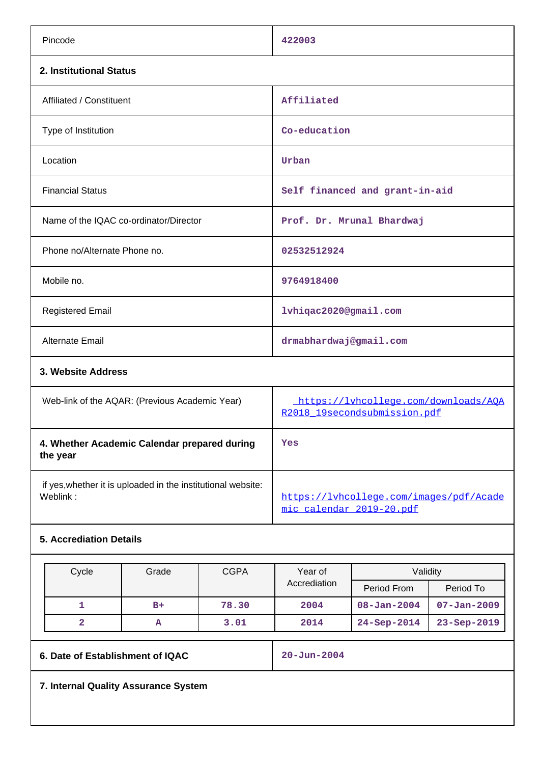| | |
|---|---|
| Pincode | 422003 |

## 2. Institutional Status

| | |
|---|---|
| Affiliated / Constituent | Affiliated |
| Type of Institution | Co-education |
| Location | Urban |
| Financial Status | Self financed and grant-in-aid |
| Name of the IQAC co-ordinator/Director | Prof. Dr. Mrunal Bhardwaj |
| Phone no/Alternate Phone no. | 02532512924 |
| Mobile no. | 9764918400 |
| Registered Email | lvhiqac2020@gmail.com |
| Alternate Email | drmabhardwaj@gmail.com |

## 3. Website Address

| | |
|---|---|
| Web-link of the AQAR: (Previous Academic Year) | https://lvhcollege.com/downloads/AQAR2018_19secondsubmission.pdf |
| **4. Whether Academic Calendar prepared during the year** | Yes |
| if yes,whether it is uploaded in the institutional website: Weblink : | https://lvhcollege.com/images/pdf/Academic_calendar_2019-20.pdf |

## 5. Accreditation Details

| Cycle | Grade | CGPA | Year of Accrediation | Validity | |
|---|---|---|---|---|---|
| | | | | Period From | Period To |
| 1 | B+ | 78.30 | 2004 | 08-Jan-2004 | 07-Jan-2009 |
| 2 | A | 3.01 | 2014 | 24-Sep-2014 | 23-Sep-2019 |

| | |
|---|---|
| **6. Date of Establishment of IQAC** | 20-Jun-2004 |

## 7. Internal Quality Assurance System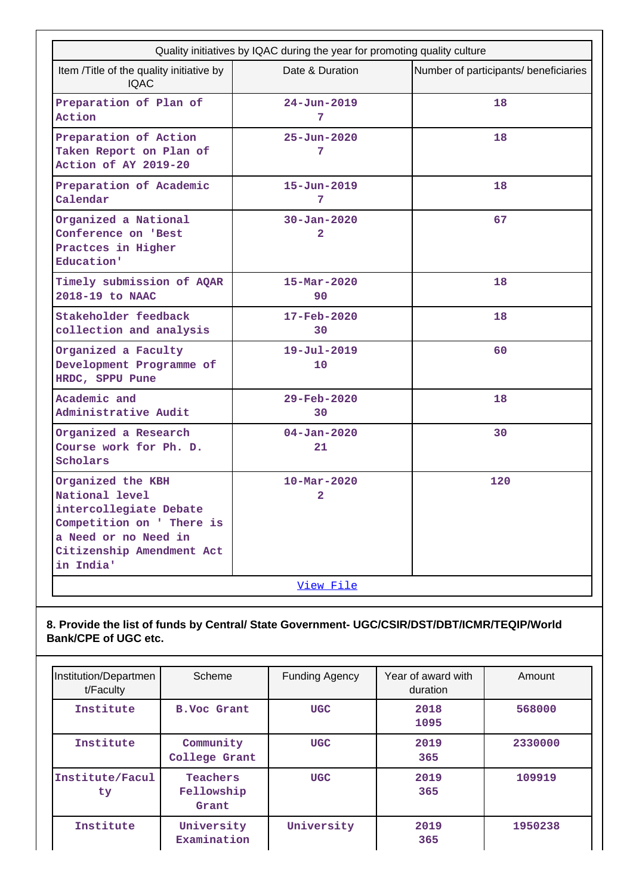| Quality initiatives by IQAC during the year for promoting quality culture | | |
|---|---|---|
| Item /Title of the quality initiative by IQAC | Date & Duration | Number of participants/ beneficiaries |
| Preparation of Plan of Action | 24-Jun-2019 7 | 18 |
| Preparation of Action Taken Report on Plan of Action of AY 2019-20 | 25-Jun-2020 7 | 18 |
| Preparation of Academic Calendar | 15-Jun-2019 7 | 18 |
| Organized a National Conference on 'Best Practces in Higher Education' | 30-Jan-2020 2 | 67 |
| Timely submission of AQAR 2018-19 to NAAC | 15-Mar-2020 90 | 18 |
| Stakeholder feedback collection and analysis | 17-Feb-2020 30 | 18 |
| Organized a Faculty Development Programme of HRDC, SPPU Pune | 19-Jul-2019 10 | 60 |
| Academic and Administrative Audit | 29-Feb-2020 30 | 18 |
| Organized a Research Course work for Ph. D. Scholars | 04-Jan-2020 21 | 30 |
| Organized the KBH National level intercollegiate Debate Competition on ' There is a Need or no Need in Citizenship Amendment Act in India' | 10-Mar-2020 2 | 120 |
| View File | | |

**8. Provide the list of funds by Central/ State Government- UGC/CSIR/DST/DBT/ICMR/TEQIP/World Bank/CPE of UGC etc.**

| Institution/Department/Faculty | Scheme | Funding Agency | Year of award with duration | Amount |
|---|---|---|---|---|
| Institute | B.Voc Grant | UGC | 2018 1095 | 568000 |
| Institute | Community College Grant | UGC | 2019 365 | 2330000 |
| Institute/Faculty | Teachers Fellowship Grant | UGC | 2019 365 | 109919 |
| Institute | University Examination | University | 2019 365 | 1950238 |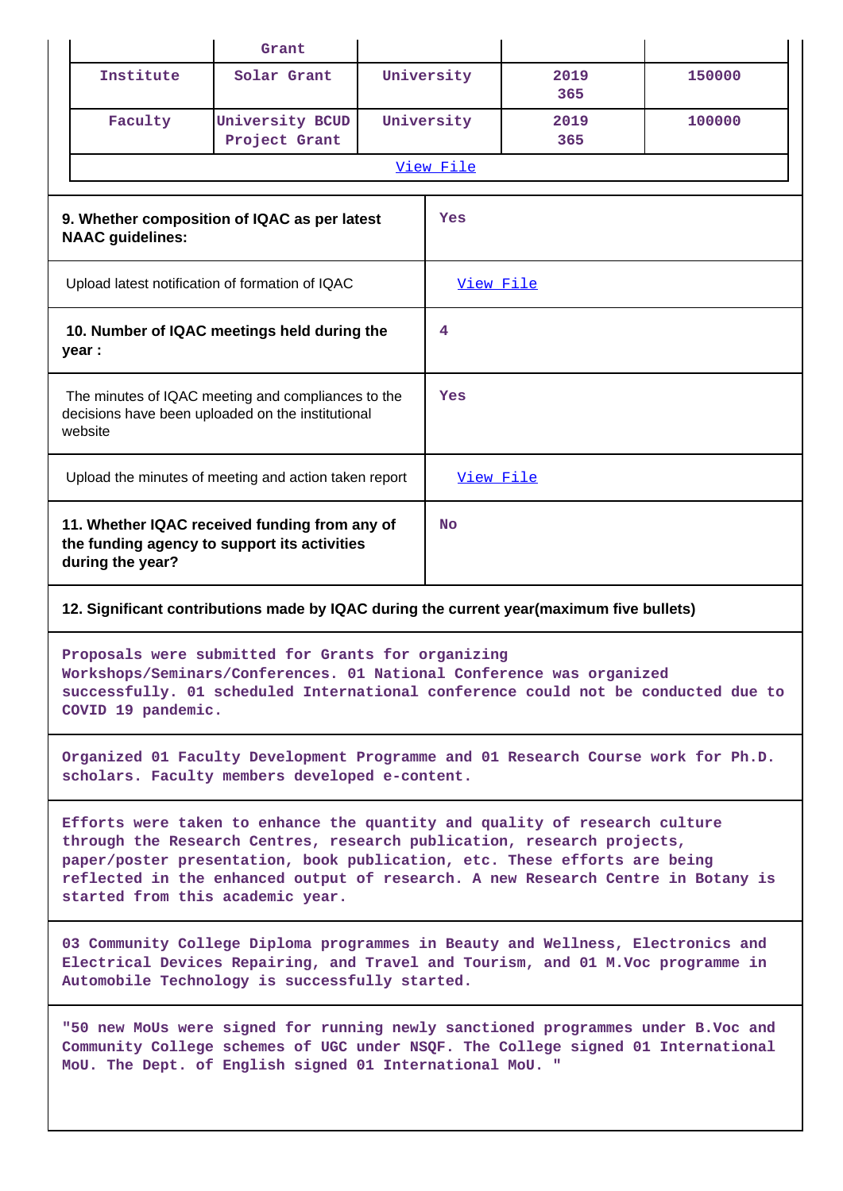| | Grant | | | |
|---|---|---|---|---|
| Institute | Solar Grant | University | 2019<br>365 | 150000 |
| Faculty | University BCUD Project Grant | University | 2019<br>365 | 100000 |
| View File | | | | |

| | |
|---|---|
| **9. Whether composition of IQAC as per latest NAAC guidelines:** | Yes |
| Upload latest notification of formation of IQAC | View File |
| **10. Number of IQAC meetings held during the year :** | 4 |
| The minutes of IQAC meeting and compliances to the decisions have been uploaded on the institutional website | Yes |
| Upload the minutes of meeting and action taken report | View File |
| **11. Whether IQAC received funding from any of the funding agency to support its activities during the year?** | No |

**12. Significant contributions made by IQAC during the current year(maximum five bullets)**

Proposals were submitted for Grants for organizing Workshops/Seminars/Conferences. 01 National Conference was organized successfully. 01 scheduled International conference could not be conducted due to COVID 19 pandemic.

Organized 01 Faculty Development Programme and 01 Research Course work for Ph.D. scholars. Faculty members developed e-content.

Efforts were taken to enhance the quantity and quality of research culture through the Research Centres, research publication, research projects, paper/poster presentation, book publication, etc. These efforts are being reflected in the enhanced output of research. A new Research Centre in Botany is started from this academic year.

03 Community College Diploma programmes in Beauty and Wellness, Electronics and Electrical Devices Repairing, and Travel and Tourism, and 01 M.Voc programme in Automobile Technology is successfully started.

"50 new MoUs were signed for running newly sanctioned programmes under B.Voc and Community College schemes of UGC under NSQF. The College signed 01 International MoU. The Dept. of English signed 01 International MoU. "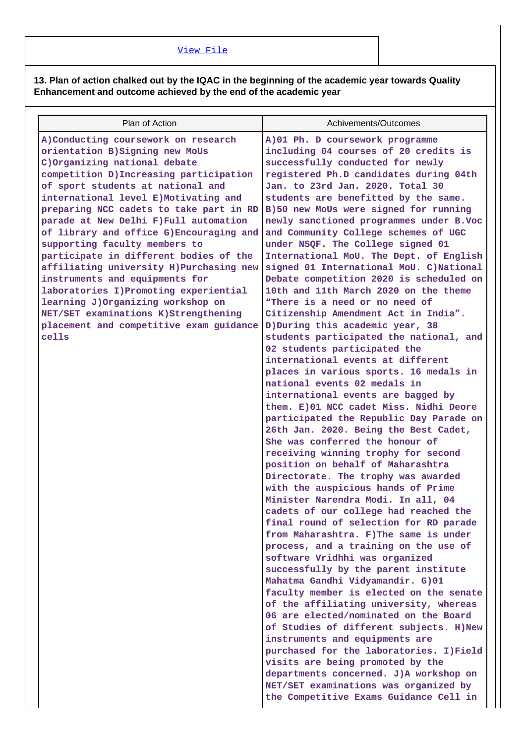View File

**13. Plan of action chalked out by the IQAC in the beginning of the academic year towards Quality Enhancement and outcome achieved by the end of the academic year**

| Plan of Action | Achivements/Outcomes |
|---|---|
| A)Conducting coursework on research orientation B)Signing new MoUs C)Organizing national debate competition D)Increasing participation of sport students at national and international level E)Motivating and preparing NCC cadets to take part in RD parade at New Delhi F)Full automation of library and office G)Encouraging and supporting faculty members to participate in different bodies of the affiliating university H)Purchasing new instruments and equipments for laboratories I)Promoting experiential learning J)Organizing workshop on NET/SET examinations K)Strengthening placement and competitive exam guidance cells | A)01 Ph. D coursework programme including 04 courses of 20 credits is successfully conducted for newly registered Ph.D candidates during 04th Jan. to 23rd Jan. 2020. Total 30 students are benefitted by the same. B)50 new MoUs were signed for running newly sanctioned programmes under B.Voc and Community College schemes of UGC under NSQF. The College signed 01 International MoU. The Dept. of English signed 01 International MoU. C)National Debate competition 2020 is scheduled on 10th and 11th March 2020 on the theme "There is a need or no need of Citizenship Amendment Act in India". D)During this academic year, 38 students participated the national, and 02 students participated the international events at different places in various sports. 16 medals in national events 02 medals in international events are bagged by them. E)01 NCC cadet Miss. Nidhi Deore participated the Republic Day Parade on 26th Jan. 2020. Being the Best Cadet, She was conferred the honour of receiving winning trophy for second position on behalf of Maharashtra Directorate. The trophy was awarded with the auspicious hands of Prime Minister Narendra Modi. In all, 04 cadets of our college had reached the final round of selection for RD parade from Maharashtra. F)The same is under process, and a training on the use of software Vridhhi was organized successfully by the parent institute Mahatma Gandhi Vidyamandir. G)01 faculty member is elected on the senate of the affiliating university, whereas 06 are elected/nominated on the Board of Studies of different subjects. H)New instruments and equipments are purchased for the laboratories. I)Field visits are being promoted by the departments concerned. J)A workshop on NET/SET examinations was organized by the Competitive Exams Guidance Cell in |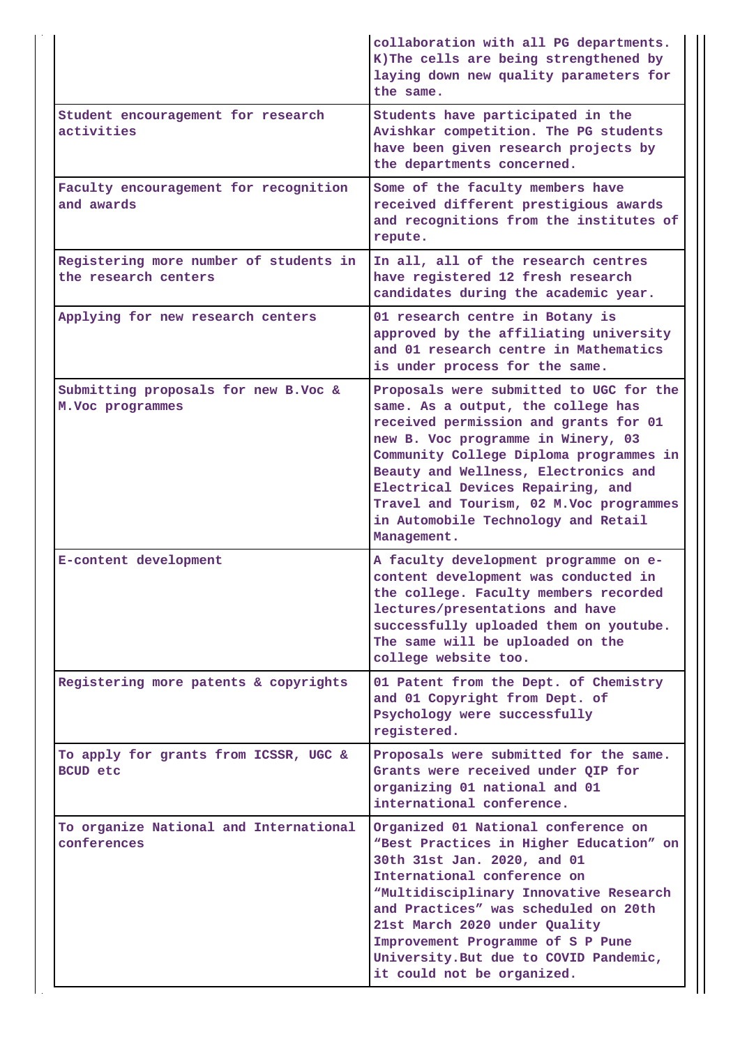| | |
|---|---|
| | collaboration with all PG departments. K)The cells are being strengthened by laying down new quality parameters for the same. |
| Student encouragement for research activities | Students have participated in the Avishkar competition. The PG students have been given research projects by the departments concerned. |
| Faculty encouragement for recognition and awards | Some of the faculty members have received different prestigious awards and recognitions from the institutes of repute. |
| Registering more number of students in the research centers | In all, all of the research centres have registered 12 fresh research candidates during the academic year. |
| Applying for new research centers | 01 research centre in Botany is approved by the affiliating university and 01 research centre in Mathematics is under process for the same. |
| Submitting proposals for new B.Voc & M.Voc programmes | Proposals were submitted to UGC for the same. As a output, the college has received permission and grants for 01 new B. Voc programme in Winery, 03 Community College Diploma programmes in Beauty and Wellness, Electronics and Electrical Devices Repairing, and Travel and Tourism, 02 M.Voc programmes in Automobile Technology and Retail Management. |
| E-content development | A faculty development programme on e-content development was conducted in the college. Faculty members recorded lectures/presentations and have successfully uploaded them on youtube. The same will be uploaded on the college website too. |
| Registering more patents & copyrights | 01 Patent from the Dept. of Chemistry and 01 Copyright from Dept. of Psychology were successfully registered. |
| To apply for grants from ICSSR, UGC & BCUD etc | Proposals were submitted for the same. Grants were received under QIP for organizing 01 national and 01 international conference. |
| To organize National and International conferences | Organized 01 National conference on “Best Practices in Higher Education” on 30th 31st Jan. 2020, and 01 International conference on “Multidisciplinary Innovative Research and Practices” was scheduled on 20th 21st March 2020 under Quality Improvement Programme of S P Pune University.But due to COVID Pandemic, it could not be organized. |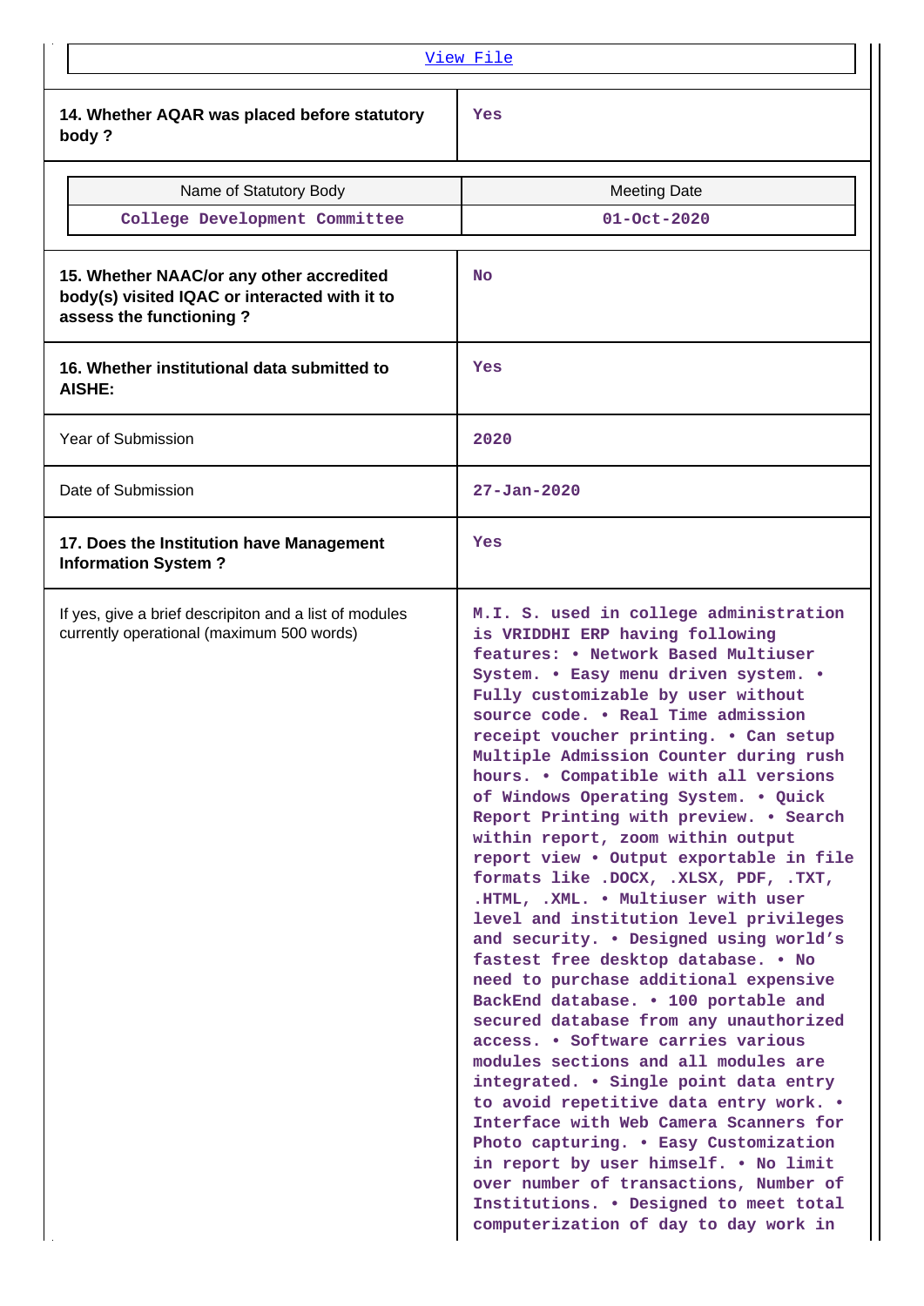[View File]

| 14. Whether AQAR was placed before statutory body ? | Yes |
|---|---|

| Name of Statutory Body | Meeting Date |
|---|---|
| College Development Committee | 01-Oct-2020 |

| 15. Whether NAAC/or any other accredited body(s) visited IQAC or interacted with it to assess the functioning ? | No |
|---|---|
| **16. Whether institutional data submitted to AISHE:** | Yes |
| Year of Submission | 2020 |
| Date of Submission | 27-Jan-2020 |
| **17. Does the Institution have Management Information System ?** | Yes |
| If yes, give a brief descripiton and a list of modules currently operational (maximum 500 words) | M.I. S. used in college administration is VRIDDHI ERP having following features: • Network Based Multiuser System. • Easy menu driven system. • Fully customizable by user without source code. • Real Time admission receipt voucher printing. • Can setup Multiple Admission Counter during rush hours. • Compatible with all versions of Windows Operating System. • Quick Report Printing with preview. • Search within report, zoom within output report view • Output exportable in file formats like .DOCX, .XLSX, PDF, .TXT, .HTML, .XML. • Multiuser with user level and institution level privileges and security. • Designed using world's fastest free desktop database. • No need to purchase additional expensive BackEnd database. • 100 portable and secured database from any unauthorized access. • Software carries various modules sections and all modules are integrated. • Single point data entry to avoid repetitive data entry work. • Interface with Web Camera Scanners for Photo capturing. • Easy Customization in report by user himself. • No limit over number of transactions, Number of Institutions. • Designed to meet total computerization of day to day work in |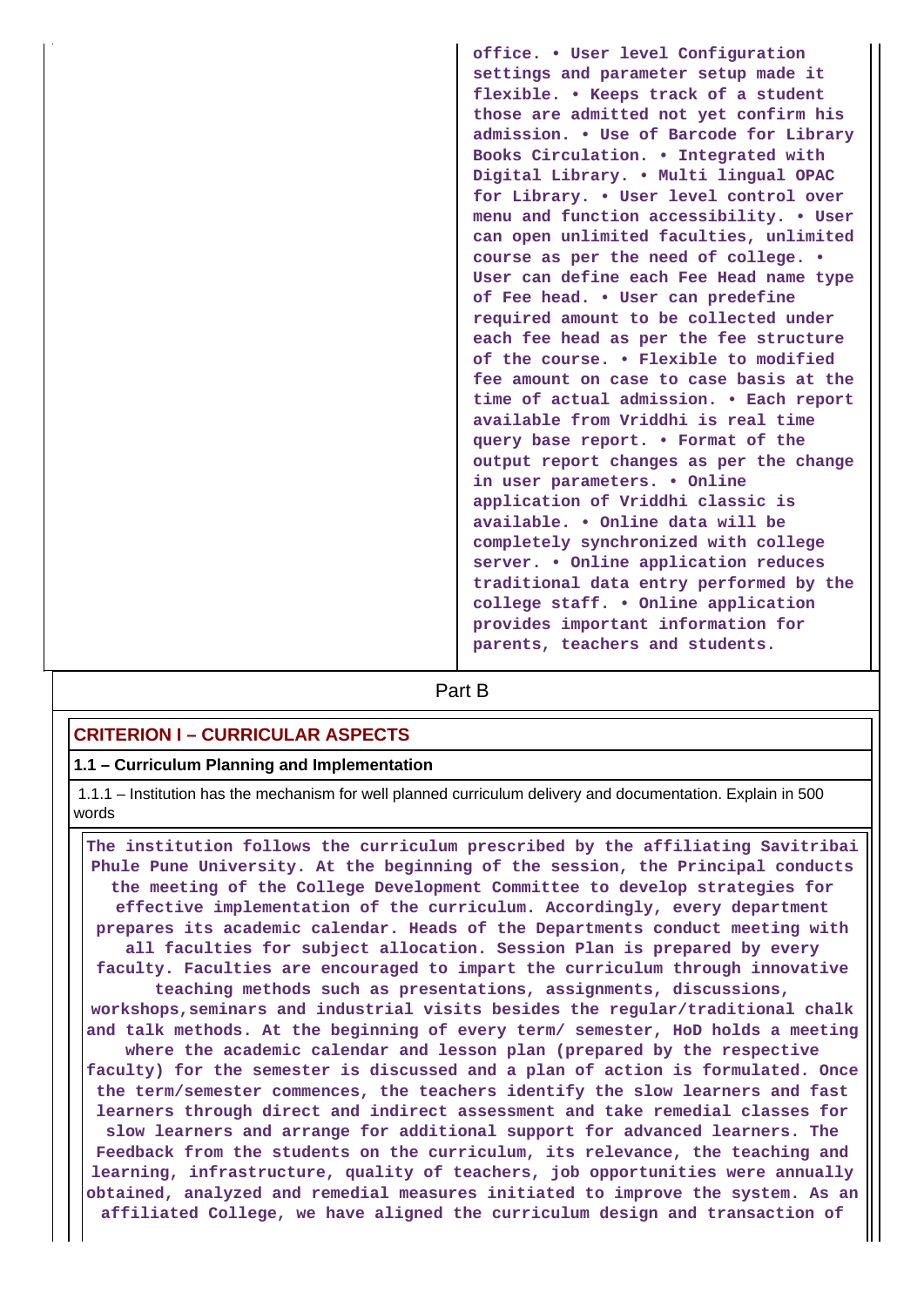| | office. • User level Configuration settings and parameter setup made it flexible. • Keeps track of a student those are admitted not yet confirm his admission. • Use of Barcode for Library Books Circulation. • Integrated with Digital Library. • Multi lingual OPAC for Library. • User level control over menu and function accessibility. • User can open unlimited faculties, unlimited course as per the need of college. • User can define each Fee Head name type of Fee head. • User can predefine required amount to be collected under each fee head as per the fee structure of the course. • Flexible to modified fee amount on case to case basis at the time of actual admission. • Each report available from Vriddhi is real time query base report. • Format of the output report changes as per the change in user parameters. • Online application of Vriddhi classic is available. • Online data will be completely synchronized with college server. • Online application reduces traditional data entry performed by the college staff. • Online application provides important information for parents, teachers and students. |
|---|---|

## Part B

### CRITERION I – CURRICULAR ASPECTS

#### 1.1 – Curriculum Planning and Implementation

1.1.1 – Institution has the mechanism for well planned curriculum delivery and documentation. Explain in 500 words

The institution follows the curriculum prescribed by the affiliating Savitribai Phule Pune University. At the beginning of the session, the Principal conducts the meeting of the College Development Committee to develop strategies for effective implementation of the curriculum. Accordingly, every department prepares its academic calendar. Heads of the Departments conduct meeting with all faculties for subject allocation. Session Plan is prepared by every faculty. Faculties are encouraged to impart the curriculum through innovative teaching methods such as presentations, assignments, discussions, workshops,seminars and industrial visits besides the regular/traditional chalk and talk methods. At the beginning of every term/ semester, HoD holds a meeting where the academic calendar and lesson plan (prepared by the respective faculty) for the semester is discussed and a plan of action is formulated. Once the term/semester commences, the teachers identify the slow learners and fast learners through direct and indirect assessment and take remedial classes for slow learners and arrange for additional support for advanced learners. The Feedback from the students on the curriculum, its relevance, the teaching and learning, infrastructure, quality of teachers, job opportunities were annually obtained, analyzed and remedial measures initiated to improve the system. As an affiliated College, we have aligned the curriculum design and transaction of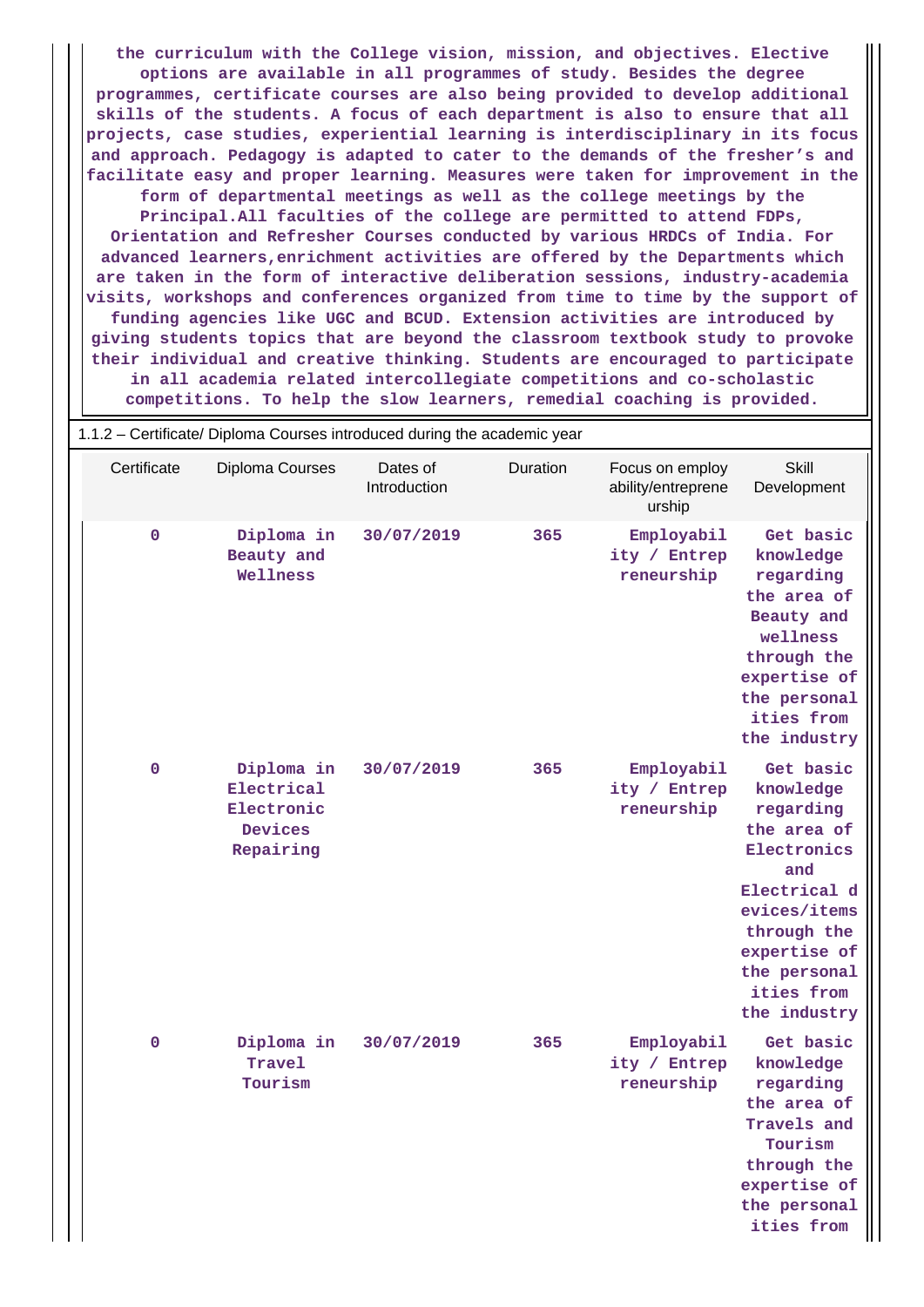the curriculum with the College vision, mission, and objectives. Elective options are available in all programmes of study. Besides the degree programmes, certificate courses are also being provided to develop additional skills of the students. A focus of each department is also to ensure that all projects, case studies, experiential learning is interdisciplinary in its focus and approach. Pedagogy is adapted to cater to the demands of the fresher's and facilitate easy and proper learning. Measures were taken for improvement in the form of departmental meetings as well as the college meetings by the Principal.All faculties of the college are permitted to attend FDPs, Orientation and Refresher Courses conducted by various HRDCs of India. For advanced learners,enrichment activities are offered by the Departments which are taken in the form of interactive deliberation sessions, industry-academia visits, workshops and conferences organized from time to time by the support of funding agencies like UGC and BCUD. Extension activities are introduced by giving students topics that are beyond the classroom textbook study to provoke their individual and creative thinking. Students are encouraged to participate in all academia related intercollegiate competitions and co-scholastic competitions. To help the slow learners, remedial coaching is provided.

1.1.2 – Certificate/ Diploma Courses introduced during the academic year

| Certificate | Diploma Courses | Dates of Introduction | Duration | Focus on employ ability/entreprene urship | Skill Development |
|---|---|---|---|---|---|
| 0 | Diploma in Beauty and Wellness | 30/07/2019 | 365 | Employability / Entrepreneurship | Get basic knowledge regarding the area of Beauty and wellness through the expertise of the personalities from the industry |
| 0 | Diploma in Electrical Electronic Devices Repairing | 30/07/2019 | 365 | Employability / Entrepreneurship | Get basic knowledge regarding the area of Electronics and Electrical devices/items through the expertise of the personalities from the industry |
| 0 | Diploma in Travel Tourism | 30/07/2019 | 365 | Employability / Entrepreneurship | Get basic knowledge regarding the area of Travels and Tourism through the expertise of the personalities from |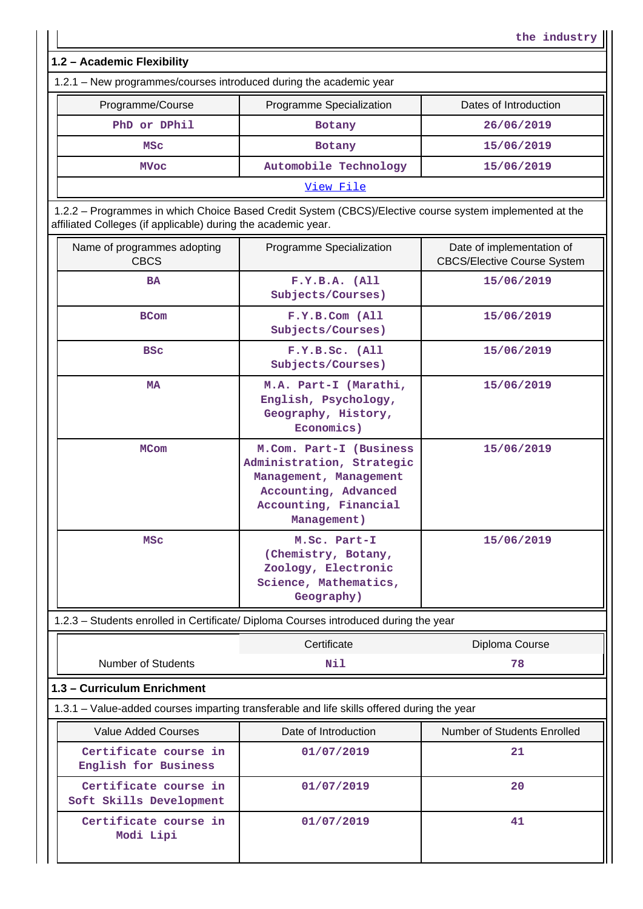the industry

## 1.2 – Academic Flexibility

1.2.1 – New programmes/courses introduced during the academic year

| Programme/Course | Programme Specialization | Dates of Introduction |
|---|---|---|
| PhD or DPhil | Botany | 26/06/2019 |
| MSc | Botany | 15/06/2019 |
| MVoc | Automobile Technology | 15/06/2019 |
| View File | | |

1.2.2 – Programmes in which Choice Based Credit System (CBCS)/Elective course system implemented at the affiliated Colleges (if applicable) during the academic year.

| Name of programmes adopting CBCS | Programme Specialization | Date of implementation of CBCS/Elective Course System |
|---|---|---|
| BA | F.Y.B.A. (All Subjects/Courses) | 15/06/2019 |
| BCom | F.Y.B.Com (All Subjects/Courses) | 15/06/2019 |
| BSc | F.Y.B.Sc. (All Subjects/Courses) | 15/06/2019 |
| MA | M.A. Part-I (Marathi, English, Psychology, Geography, History, Economics) | 15/06/2019 |
| MCom | M.Com. Part-I (Business Administration, Strategic Management, Management Accounting, Advanced Accounting, Financial Management) | 15/06/2019 |
| MSc | M.Sc. Part-I (Chemistry, Botany, Zoology, Electronic Science, Mathematics, Geography) | 15/06/2019 |

1.2.3 – Students enrolled in Certificate/ Diploma Courses introduced during the year

| | Certificate | Diploma Course |
|---|---|---|
| Number of Students | Nil | 78 |

## 1.3 – Curriculum Enrichment

1.3.1 – Value-added courses imparting transferable and life skills offered during the year

| Value Added Courses | Date of Introduction | Number of Students Enrolled |
|---|---|---|
| Certificate course in English for Business | 01/07/2019 | 21 |
| Certificate course in Soft Skills Development | 01/07/2019 | 20 |
| Certificate course in Modi Lipi | 01/07/2019 | 41 |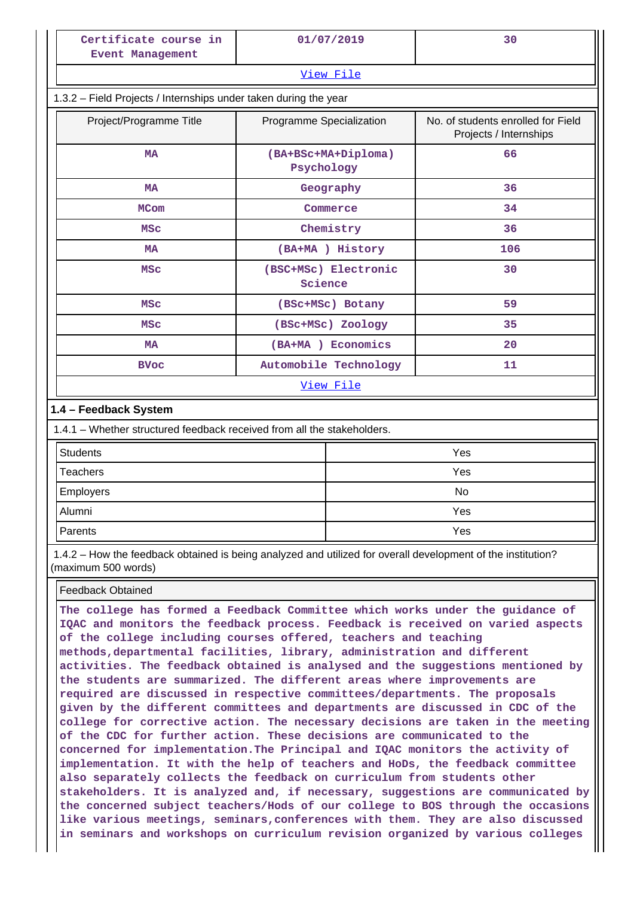| Certificate course in Event Management | 01/07/2019 | 30 |
|---|---|---|
| View File | | |

1.3.2 – Field Projects / Internships under taken during the year

| Project/Programme Title | Programme Specialization | No. of students enrolled for Field Projects / Internships |
|---|---|---|
| MA | (BA+BSc+MA+Diploma) Psychology | 66 |
| MA | Geography | 36 |
| MCom | Commerce | 34 |
| MSc | Chemistry | 36 |
| MA | (BA+MA ) History | 106 |
| MSc | (BSC+MSc) Electronic Science | 30 |
| MSc | (BSc+MSc) Botany | 59 |
| MSc | (BSc+MSc) Zoology | 35 |
| MA | (BA+MA ) Economics | 20 |
| BVoc | Automobile Technology | 11 |
| View File | | |

**1.4 – Feedback System**

1.4.1 – Whether structured feedback received from all the stakeholders.

| Stakeholder | Response |
|---|---|
| Students | Yes |
| Teachers | Yes |
| Employers | No |
| Alumni | Yes |
| Parents | Yes |

1.4.2 – How the feedback obtained is being analyzed and utilized for overall development of the institution? (maximum 500 words)

Feedback Obtained

The college has formed a Feedback Committee which works under the guidance of IQAC and monitors the feedback process. Feedback is received on varied aspects of the college including courses offered, teachers and teaching methods,departmental facilities, library, administration and different activities. The feedback obtained is analysed and the suggestions mentioned by the students are summarized. The different areas where improvements are required are discussed in respective committees/departments. The proposals given by the different committees and departments are discussed in CDC of the college for corrective action. The necessary decisions are taken in the meeting of the CDC for further action. These decisions are communicated to the concerned for implementation.The Principal and IQAC monitors the activity of implementation. It with the help of teachers and HoDs, the feedback committee also separately collects the feedback on curriculum from students other stakeholders. It is analyzed and, if necessary, suggestions are communicated by the concerned subject teachers/Hods of our college to BOS through the occasions like various meetings, seminars,conferences with them. They are also discussed in seminars and workshops on curriculum revision organized by various colleges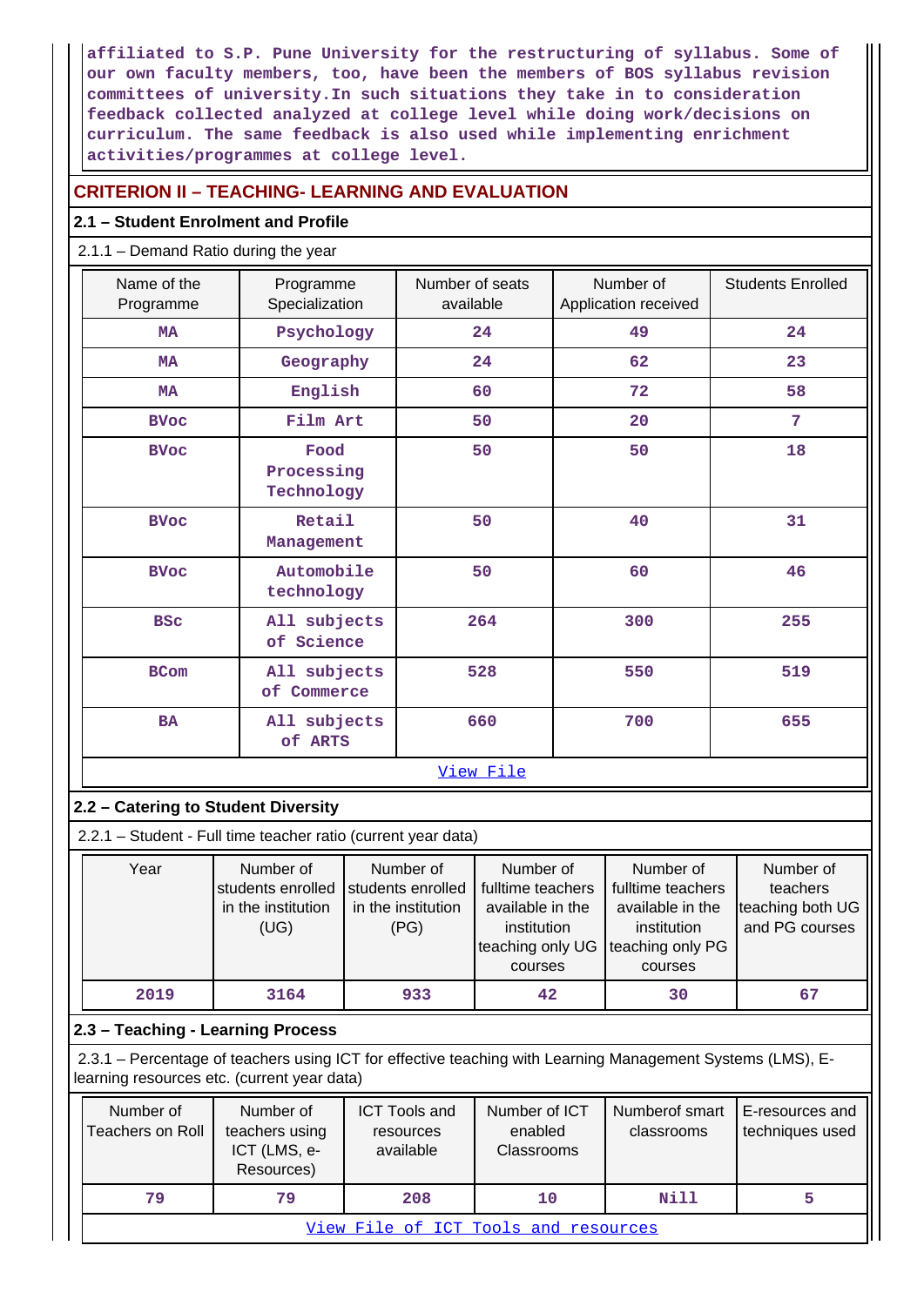affiliated to S.P. Pune University for the restructuring of syllabus. Some of our own faculty members, too, have been the members of BOS syllabus revision committees of university.In such situations they take in to consideration feedback collected analyzed at college level while doing work/decisions on curriculum. The same feedback is also used while implementing enrichment activities/programmes at college level.

## CRITERION II – TEACHING- LEARNING AND EVALUATION

### 2.1 – Student Enrolment and Profile

2.1.1 – Demand Ratio during the year

| Name of the Programme | Programme Specialization | Number of seats available | Number of Application received | Students Enrolled |
|---|---|---|---|---|
| MA | Psychology | 24 | 49 | 24 |
| MA | Geography | 24 | 62 | 23 |
| MA | English | 60 | 72 | 58 |
| BVoc | Film Art | 50 | 20 | 7 |
| BVoc | Food Processing Technology | 50 | 50 | 18 |
| BVoc | Retail Management | 50 | 40 | 31 |
| BVoc | Automobile technology | 50 | 60 | 46 |
| BSc | All subjects of Science | 264 | 300 | 255 |
| BCom | All subjects of Commerce | 528 | 550 | 519 |
| BA | All subjects of ARTS | 660 | 700 | 655 |

View File

### 2.2 – Catering to Student Diversity

2.2.1 – Student - Full time teacher ratio (current year data)

| Year | Number of students enrolled in the institution (UG) | Number of students enrolled in the institution (PG) | Number of fulltime teachers available in the institution teaching only UG courses | Number of fulltime teachers available in the institution teaching only PG courses | Number of teachers teaching both UG and PG courses |
|---|---|---|---|---|---|
| 2019 | 3164 | 933 | 42 | 30 | 67 |

### 2.3 – Teaching - Learning Process

2.3.1 – Percentage of teachers using ICT for effective teaching with Learning Management Systems (LMS), E-learning resources etc. (current year data)

| Number of Teachers on Roll | Number of teachers using ICT (LMS, e-Resources) | ICT Tools and resources available | Number of ICT enabled Classrooms | Numberof smart classrooms | E-resources and techniques used |
|---|---|---|---|---|---|
| 79 | 79 | 208 | 10 | Nill | 5 |

View File of ICT Tools and resources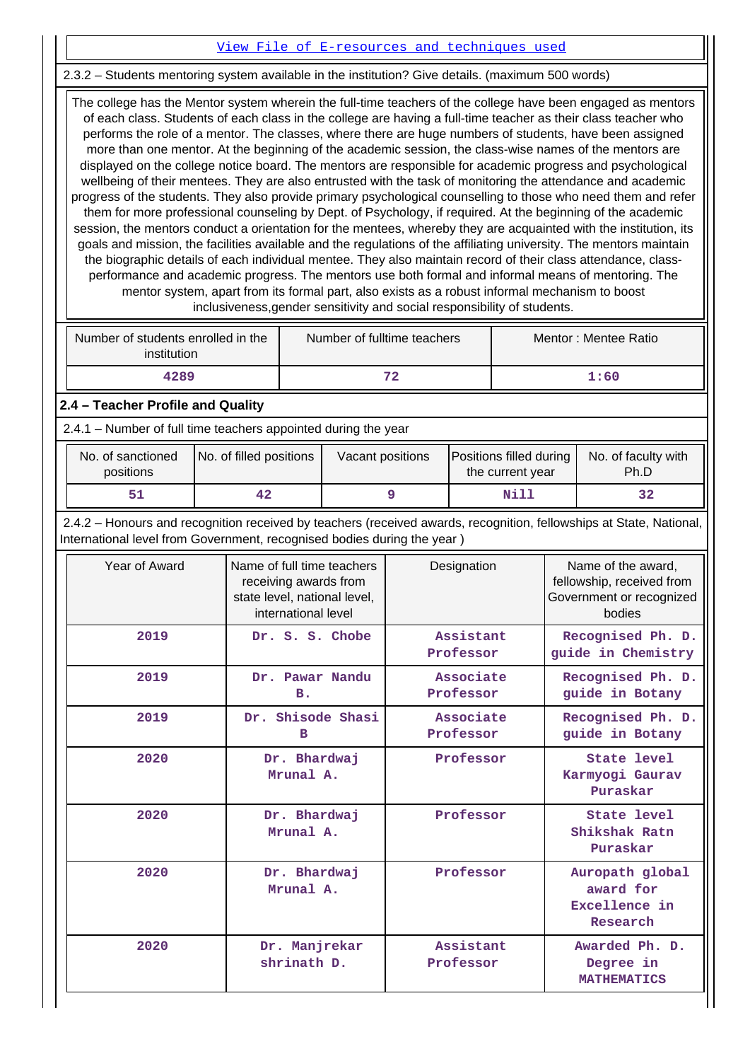[View File of E-resources and techniques used]

2.3.2 – Students mentoring system available in the institution? Give details. (maximum 500 words)

The college has the Mentor system wherein the full-time teachers of the college have been engaged as mentors of each class. Students of each class in the college are having a full-time teacher as their class teacher who performs the role of a mentor. The classes, where there are huge numbers of students, have been assigned more than one mentor. At the beginning of the academic session, the class-wise names of the mentors are displayed on the college notice board. The mentors are responsible for academic progress and psychological wellbeing of their mentees. They are also entrusted with the task of monitoring the attendance and academic progress of the students. They also provide primary psychological counselling to those who need them and refer them for more professional counseling by Dept. of Psychology, if required. At the beginning of the academic session, the mentors conduct a orientation for the mentees, whereby they are acquainted with the institution, its goals and mission, the facilities available and the regulations of the affiliating university. The mentors maintain the biographic details of each individual mentee. They also maintain record of their class attendance, class-performance and academic progress. The mentors use both formal and informal means of mentoring. The mentor system, apart from its formal part, also exists as a robust informal mechanism to boost inclusiveness,gender sensitivity and social responsibility of students.

| Number of students enrolled in the institution | Number of fulltime teachers | Mentor : Mentee Ratio |
|---|---|---|
| 4289 | 72 | 1:60 |

## 2.4 – Teacher Profile and Quality

2.4.1 – Number of full time teachers appointed during the year

| No. of sanctioned positions | No. of filled positions | Vacant positions | Positions filled during the current year | No. of faculty with Ph.D |
|---|---|---|---|---|
| 51 | 42 | 9 | Nill | 32 |

2.4.2 – Honours and recognition received by teachers (received awards, recognition, fellowships at State, National, International level from Government, recognised bodies during the year )

| Year of Award | Name of full time teachers receiving awards from state level, national level, international level | Designation | Name of the award, fellowship, received from Government or recognized bodies |
|---|---|---|---|
| 2019 | Dr. S. S. Chobe | Assistant Professor | Recognised Ph. D. guide in Chemistry |
| 2019 | Dr. Pawar Nandu B. | Associate Professor | Recognised Ph. D. guide in Botany |
| 2019 | Dr. Shisode Shasi B | Associate Professor | Recognised Ph. D. guide in Botany |
| 2020 | Dr. Bhardwaj Mrunal A. | Professor | State level Karmyogi Gaurav Puraskar |
| 2020 | Dr. Bhardwaj Mrunal A. | Professor | State level Shikshak Ratn Puraskar |
| 2020 | Dr. Bhardwaj Mrunal A. | Professor | Auropath global award for Excellence in Research |
| 2020 | Dr. Manjrekar shrinath D. | Assistant Professor | Awarded Ph. D. Degree in MATHEMATICS |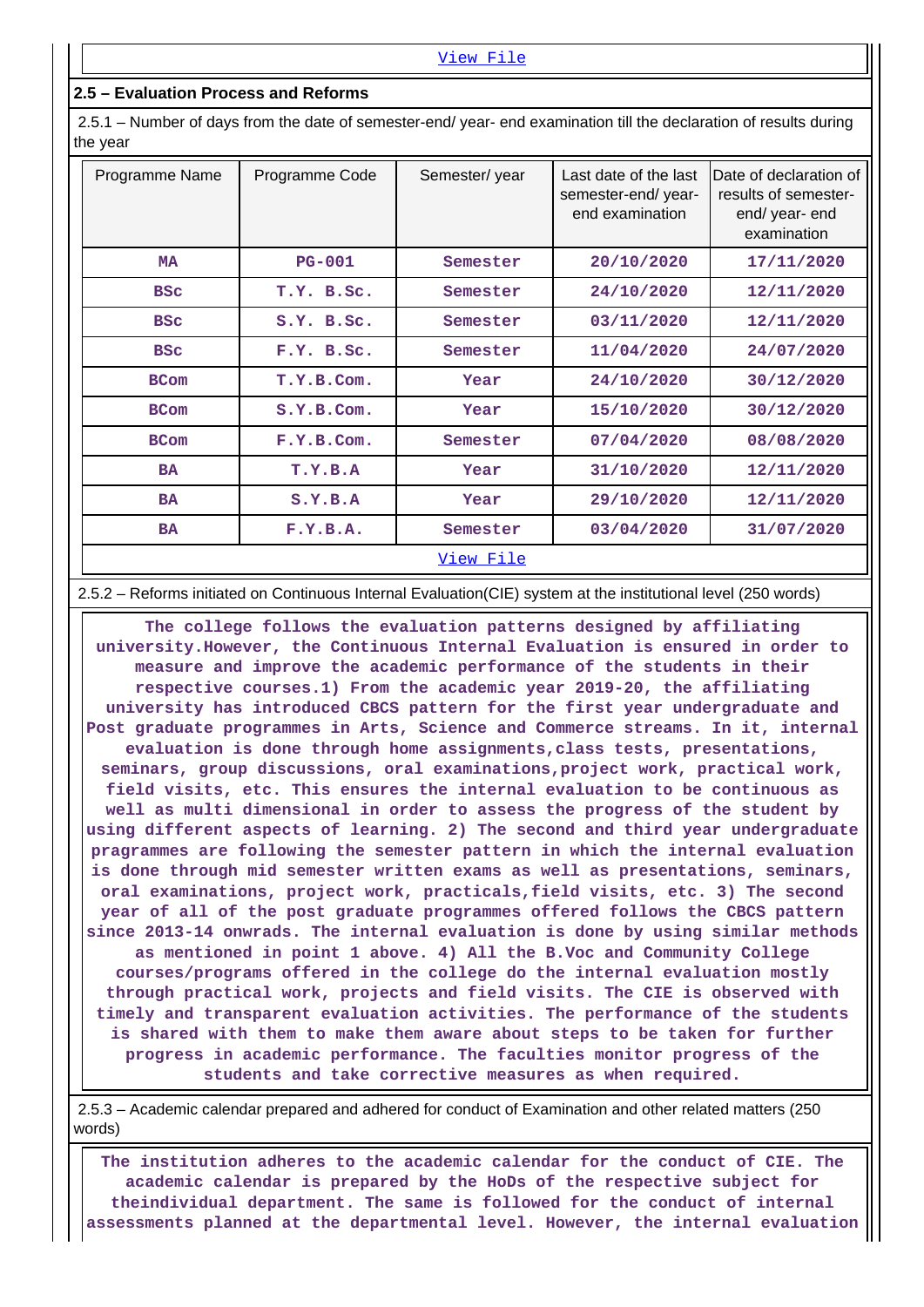[View File](#)

## 2.5 – Evaluation Process and Reforms

2.5.1 – Number of days from the date of semester-end/ year- end examination till the declaration of results during the year

| Programme Name | Programme Code | Semester/ year | Last date of the last semester-end/ year- end examination | Date of declaration of results of semester-end/ year- end examination |
|---|---|---|---|---|
| MA | PG-001 | Semester | 20/10/2020 | 17/11/2020 |
| BSc | T.Y. B.Sc. | Semester | 24/10/2020 | 12/11/2020 |
| BSc | S.Y. B.Sc. | Semester | 03/11/2020 | 12/11/2020 |
| BSc | F.Y. B.Sc. | Semester | 11/04/2020 | 24/07/2020 |
| BCom | T.Y.B.Com. | Year | 24/10/2020 | 30/12/2020 |
| BCom | S.Y.B.Com. | Year | 15/10/2020 | 30/12/2020 |
| BCom | F.Y.B.Com. | Semester | 07/04/2020 | 08/08/2020 |
| BA | T.Y.B.A | Year | 31/10/2020 | 12/11/2020 |
| BA | S.Y.B.A | Year | 29/10/2020 | 12/11/2020 |
| BA | F.Y.B.A. | Semester | 03/04/2020 | 31/07/2020 |

[View File](#)

2.5.2 – Reforms initiated on Continuous Internal Evaluation(CIE) system at the institutional level (250 words)

The college follows the evaluation patterns designed by affiliating university.However, the Continuous Internal Evaluation is ensured in order to measure and improve the academic performance of the students in their respective courses.1) From the academic year 2019-20, the affiliating university has introduced CBCS pattern for the first year undergraduate and Post graduate programmes in Arts, Science and Commerce streams. In it, internal evaluation is done through home assignments,class tests, presentations, seminars, group discussions, oral examinations,project work, practical work, field visits, etc. This ensures the internal evaluation to be continuous as well as multi dimensional in order to assess the progress of the student by using different aspects of learning. 2) The second and third year undergraduate programmes are following the semester pattern in which the internal evaluation is done through mid semester written exams as well as presentations, seminars, oral examinations, project work, practicals,field visits, etc. 3) The second year of all of the post graduate programmes offered follows the CBCS pattern since 2013-14 onwrads. The internal evaluation is done by using similar methods as mentioned in point 1 above. 4) All the B.Voc and Community College courses/programs offered in the college do the internal evaluation mostly through practical work, projects and field visits. The CIE is observed with timely and transparent evaluation activities. The performance of the students is shared with them to make them aware about steps to be taken for further progress in academic performance. The faculties monitor progress of the students and take corrective measures as when required.

2.5.3 – Academic calendar prepared and adhered for conduct of Examination and other related matters (250 words)

The institution adheres to the academic calendar for the conduct of CIE. The academic calendar is prepared by the HoDs of the respective subject for theindividual department. The same is followed for the conduct of internal assessments planned at the departmental level. However, the internal evaluation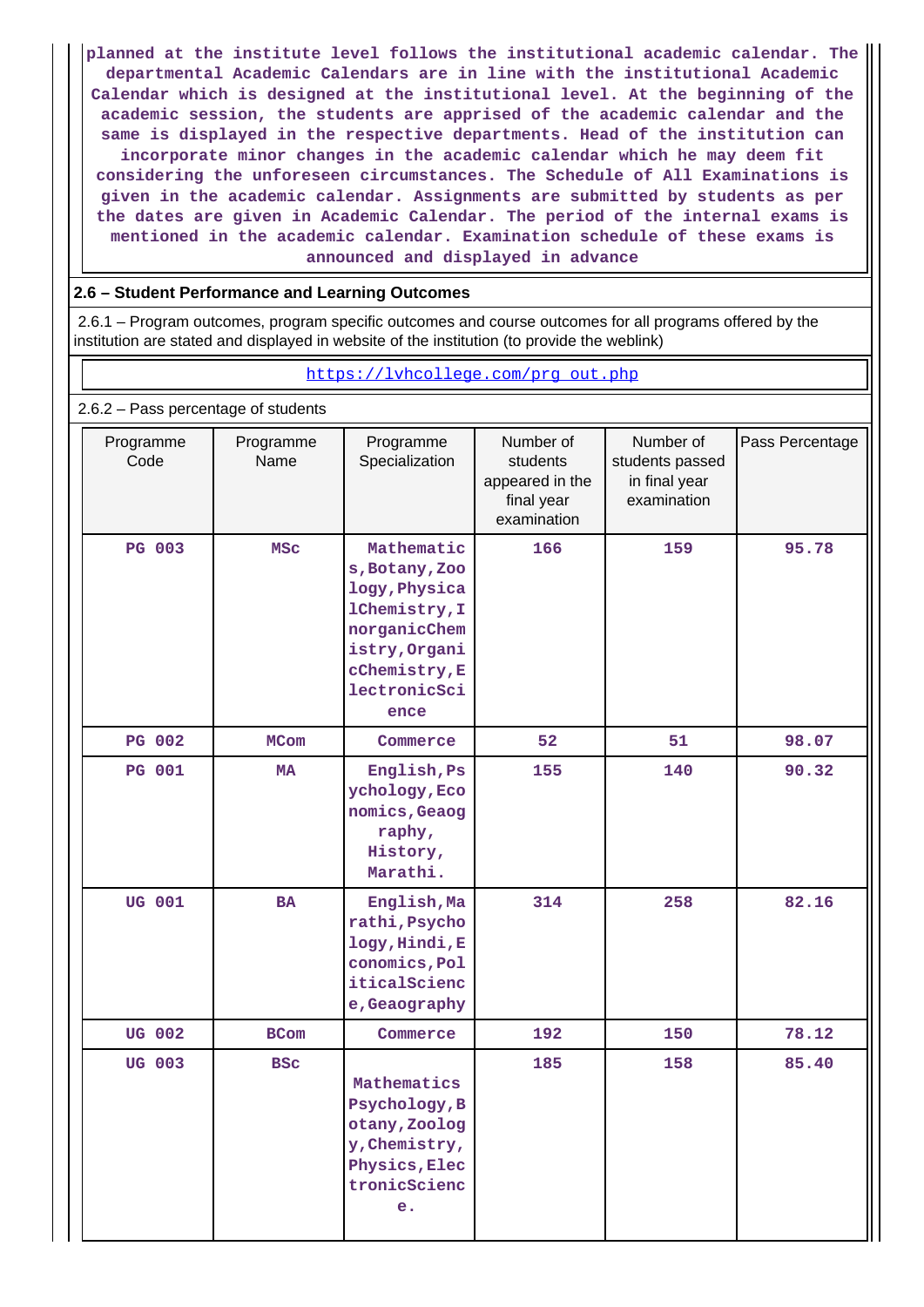planned at the institute level follows the institutional academic calendar. The departmental Academic Calendars are in line with the institutional Academic Calendar which is designed at the institutional level. At the beginning of the academic session, the students are apprised of the academic calendar and the same is displayed in the respective departments. Head of the institution can incorporate minor changes in the academic calendar which he may deem fit considering the unforeseen circumstances. The Schedule of All Examinations is given in the academic calendar. Assignments are submitted by students as per the dates are given in Academic Calendar. The period of the internal exams is mentioned in the academic calendar. Examination schedule of these exams is announced and displayed in advance

**2.6 – Student Performance and Learning Outcomes**

2.6.1 – Program outcomes, program specific outcomes and course outcomes for all programs offered by the institution are stated and displayed in website of the institution (to provide the weblink)

https://lvhcollege.com/prg_out.php

2.6.2 – Pass percentage of students

| Programme Code | Programme Name | Programme Specialization | Number of students appeared in the final year examination | Number of students passed in final year examination | Pass Percentage |
|---|---|---|---|---|---|
| PG 003 | MSc | Mathematics,Botany,Zoology,PhysicalChemistry,InorganicChemistry,OrganicChemistry,ElectronicScience | 166 | 159 | 95.78 |
| PG 002 | MCom | Commerce | 52 | 51 | 98.07 |
| PG 001 | MA | English,Psychology,Economics,Geaography, History, Marathi. | 155 | 140 | 90.32 |
| UG 001 | BA | English,Marathi,Psychology,Hindi,Economics,PoliticalScience,Geaography | 314 | 258 | 82.16 |
| UG 002 | BCom | Commerce | 192 | 150 | 78.12 |
| UG 003 | BSc | Mathematics Psychology,Botany,Zoology,Chemistry,Physics,ElectronicScience. | 185 | 158 | 85.40 |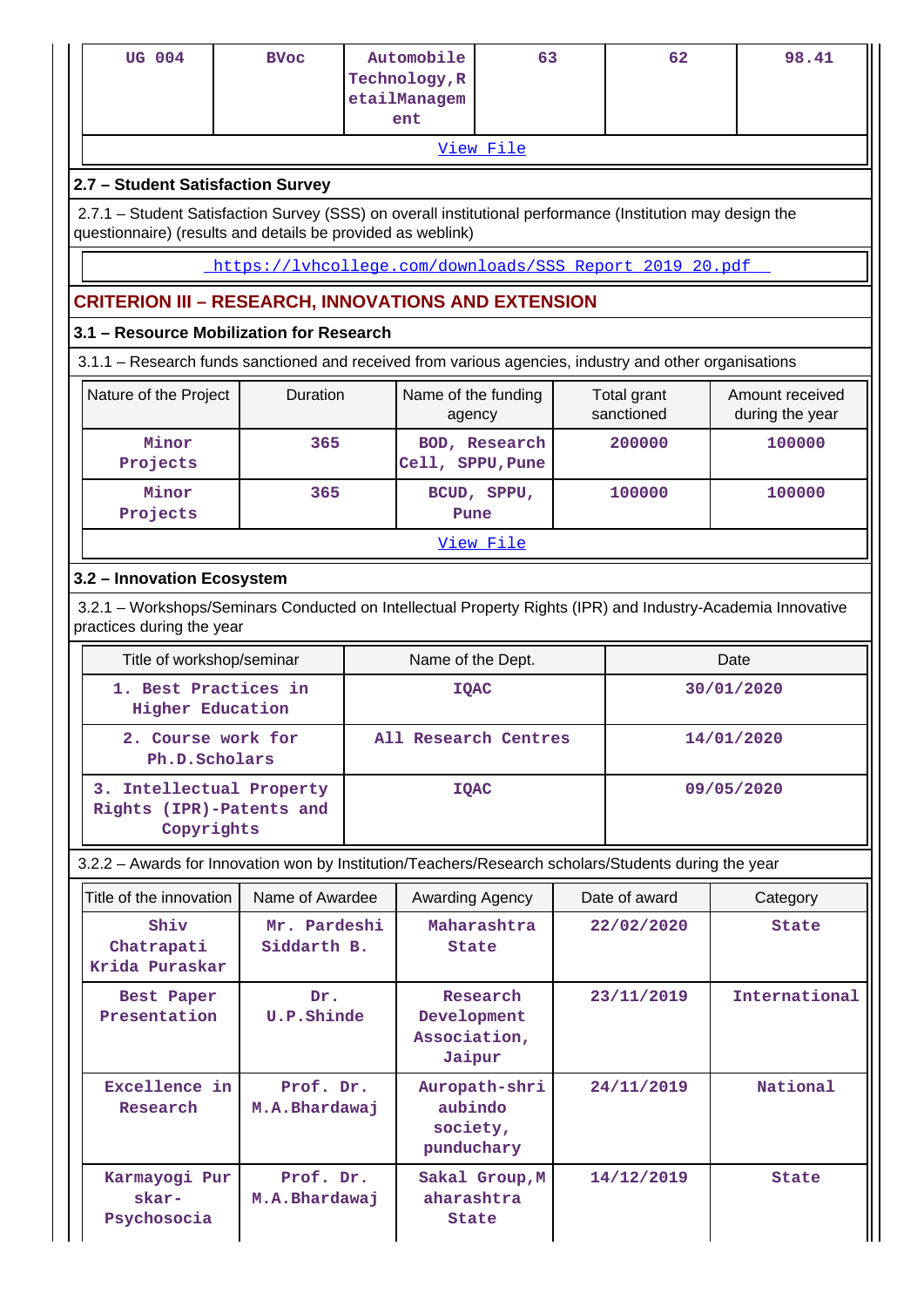| UG 004 | BVoc | Automobile Technology,RetailManagement | 63 | 62 | 98.41 |
|---|---|---|---|---|---|

View File

### 2.7 – Student Satisfaction Survey

2.7.1 – Student Satisfaction Survey (SSS) on overall institutional performance (Institution may design the questionnaire) (results and details be provided as weblink)

https://lvhcollege.com/downloads/SSS_Report_2019_20.pdf

## CRITERION III – RESEARCH, INNOVATIONS AND EXTENSION

### 3.1 – Resource Mobilization for Research

3.1.1 – Research funds sanctioned and received from various agencies, industry and other organisations

| Nature of the Project | Duration | Name of the funding agency | Total grant sanctioned | Amount received during the year |
|---|---|---|---|---|
| Minor Projects | 365 | BOD, Research Cell, SPPU,Pune | 200000 | 100000 |
| Minor Projects | 365 | BCUD, SPPU, Pune | 100000 | 100000 |

View File

### 3.2 – Innovation Ecosystem

3.2.1 – Workshops/Seminars Conducted on Intellectual Property Rights (IPR) and Industry-Academia Innovative practices during the year

| Title of workshop/seminar | Name of the Dept. | Date |
|---|---|---|
| 1. Best Practices in Higher Education | IQAC | 30/01/2020 |
| 2. Course work for Ph.D.Scholars | All Research Centres | 14/01/2020 |
| 3. Intellectual Property Rights (IPR)-Patents and Copyrights | IQAC | 09/05/2020 |

3.2.2 – Awards for Innovation won by Institution/Teachers/Research scholars/Students during the year

| Title of the innovation | Name of Awardee | Awarding Agency | Date of award | Category |
|---|---|---|---|---|
| Shiv Chatrapati Krida Puraskar | Mr. Pardeshi Siddarth B. | Maharashtra State | 22/02/2020 | State |
| Best Paper Presentation | Dr. U.P.Shinde | Research Development Association, Jaipur | 23/11/2019 | International |
| Excellence in Research | Prof. Dr. M.A.Bhardawaj | Auropath-shri aubindo society, punduchary | 24/11/2019 | National |
| Karmayogi Purskar-Psychosocia | Prof. Dr. M.A.Bhardawaj | Sakal Group,Maharashtra State | 14/12/2019 | State |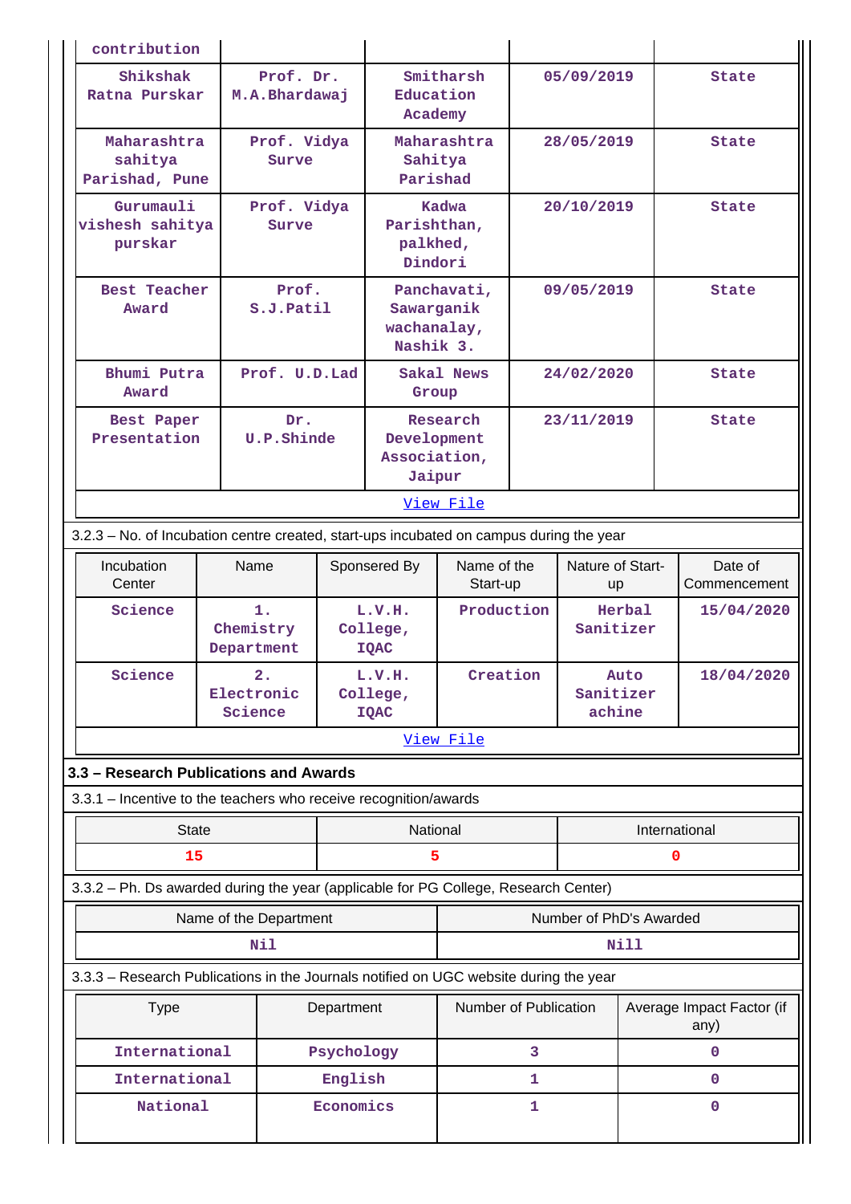| contribution | | | | |
|---|---|---|---|---|
| Shikshak Ratna Purskar | Prof. Dr. M.A.Bhardawaj | Smitharsh Education Academy | 05/09/2019 | State |
| Maharashtra sahitya Parishad, Pune | Prof. Vidya Surve | Maharashtra Sahitya Parishad | 28/05/2019 | State |
| Gurumauli vishesh sahitya purskar | Prof. Vidya Surve | Kadwa Parishthan, palkhed, Dindori | 20/10/2019 | State |
| Best Teacher Award | Prof. S.J.Patil | Panchavati, Sawarganik wachanalay, Nashik 3. | 09/05/2019 | State |
| Bhumi Putra Award | Prof. U.D.Lad | Sakal News Group | 24/02/2020 | State |
| Best Paper Presentation | Dr. U.P.Shinde | Research Development Association, Jaipur | 23/11/2019 | State |
| View File | | | | |

3.2.3 – No. of Incubation centre created, start-ups incubated on campus during the year

| Incubation Center | Name | Sponsered By | Name of the Start-up | Nature of Start-up | Date of Commencement |
|---|---|---|---|---|---|
| Science | 1. Chemistry Department | L.V.H. College, IQAC | Production | Herbal Sanitizer | 15/04/2020 |
| Science | 2. Electronic Science | L.V.H. College, IQAC | Creation | Auto Sanitizer achine | 18/04/2020 |
| View File | | | | | |

### 3.3 – Research Publications and Awards

3.3.1 – Incentive to the teachers who receive recognition/awards

| State | National | International |
|---|---|---|
| 15 | 5 | 0 |

3.3.2 – Ph. Ds awarded during the year (applicable for PG College, Research Center)

| Name of the Department | Number of PhD's Awarded |
|---|---|
| Nil | Nill |

3.3.3 – Research Publications in the Journals notified on UGC website during the year

| Type | Department | Number of Publication | Average Impact Factor (if any) |
|---|---|---|---|
| International | Psychology | 3 | 0 |
| International | English | 1 | 0 |
| National | Economics | 1 | 0 |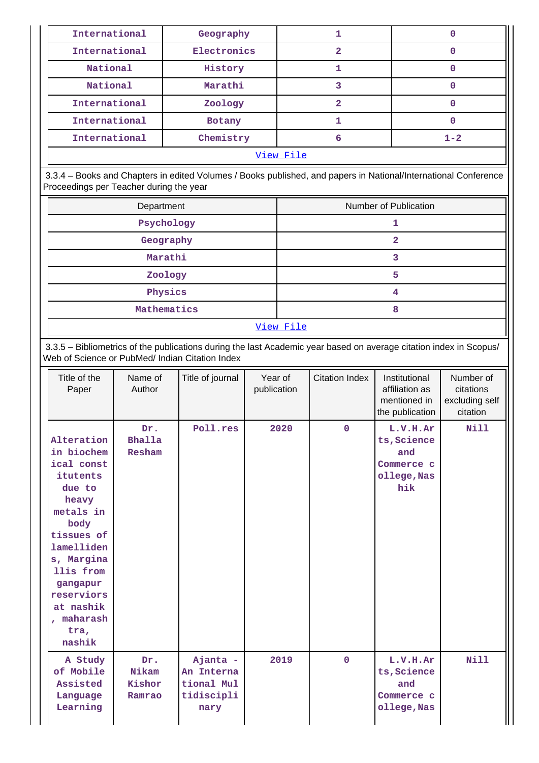| International | Geography | 1 | 0 |
|---|---|---|---|
| International | Electronics | 2 | 0 |
| National | History | 1 | 0 |
| National | Marathi | 3 | 0 |
| International | Zoology | 2 | 0 |
| International | Botany | 1 | 0 |
| International | Chemistry | 6 | 1-2 |
| View File | | | |

3.3.4 – Books and Chapters in edited Volumes / Books published, and papers in National/International Conference Proceedings per Teacher during the year

| Department | Number of Publication |
|---|---|
| Psychology | 1 |
| Geography | 2 |
| Marathi | 3 |
| Zoology | 5 |
| Physics | 4 |
| Mathematics | 8 |
| View File | |

3.3.5 – Bibliometrics of the publications during the last Academic year based on average citation index in Scopus/ Web of Science or PubMed/ Indian Citation Index

| Title of the Paper | Name of Author | Title of journal | Year of publication | Citation Index | Institutional affiliation as mentioned in the publication | Number of citations excluding self citation |
|---|---|---|---|---|---|---|
| Alteration in biochemical constitutents due to heavy metals in body tissues of lamellidens, Marginallis from gangapur reserviors at nashik , maharashtra, nashik | Dr. Bhalla Resham | Poll.res | 2020 | 0 | L.V.H.Arts,Science and Commerce college,Nashik | Nill |
| A Study of Mobile Assisted Language Learning | Dr. Nikam Kishor Ramrao | Ajanta - An International Multidisciplinary | 2019 | 0 | L.V.H.Arts,Science and Commerce college,Nas | Nill |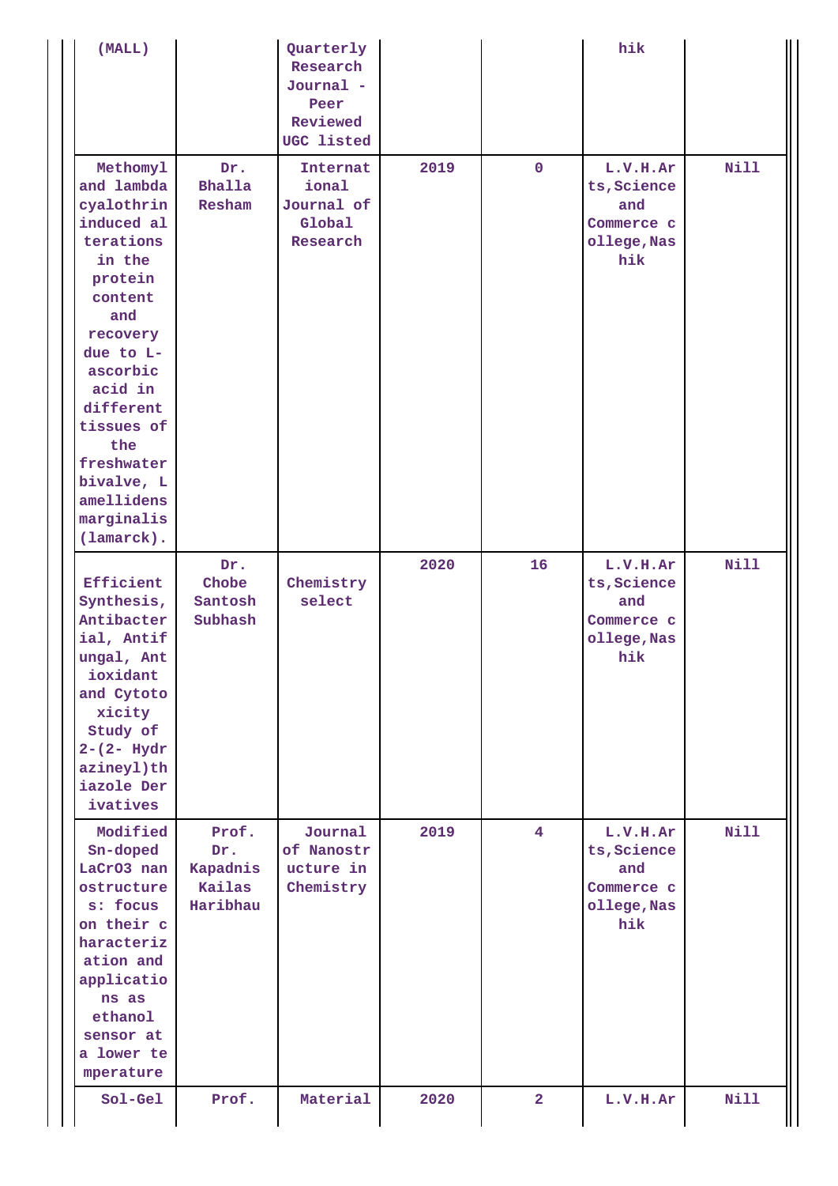| | | | | | | |
|---|---|---|---|---|---|---|
| (MALL) | | Quarterly Research Journal - Peer Reviewed UGC listed | | | hik | |
| Methomyl and lambda cyalothrin induced alterations in the protein content and recovery due to L-ascorbic acid in different tissues of the freshwater bivalve, Lamellidens marginalis (lamarck). | Dr. Bhalla Resham | International Journal of Global Research | 2019 | 0 | L.V.H.Arts,Science and Commerce college,Nashik | Nill |
| Efficient Synthesis, Antibacterial, Antifungal, Antioxidant and Cytotoxicity Study of 2-(2- Hydrazineyl)thiazole Derivatives | Dr. Chobe Santosh Subhash | Chemistry select | 2020 | 16 | L.V.H.Arts,Science and Commerce college,Nashik | Nill |
| Modified Sn-doped $LaCrO_3$ nanostructures: focus on their characterization and applications as ethanol sensor at a lower temperature | Prof. Dr. Kapadnis Kailas Haribhau | Journal of Nanostructure in Chemistry | 2019 | 4 | L.V.H.Arts,Science and Commerce college,Nashik | Nill |
| Sol-Gel | Prof. | Material | 2020 | 2 | L.V.H.Ar | Nill |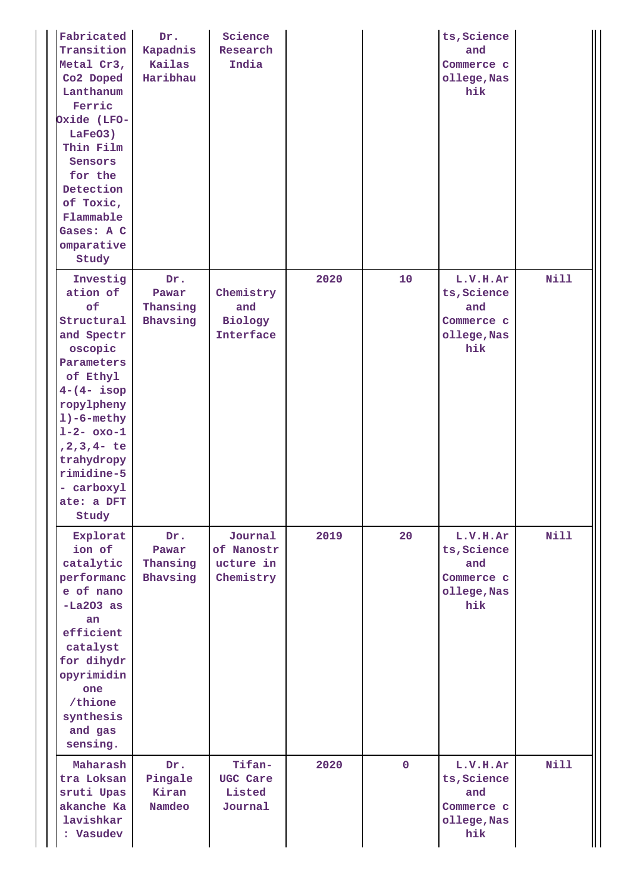| | | | | | | |
|---|---|---|---|---|---|---|
| Fabricated Transition Metal Cr3, Co2 Doped Lanthanum Ferric Oxide (LFO-LaFeO3) Thin Film Sensors for the Detection of Toxic, Flammable Gases: A Comparative Study | Dr. Kapadnis Kailas Haribhau | Science Research India | | | ts,Science and Commerce college,Nashik | |
| Investigation of of Structural and Spectroscopic Parameters of Ethyl 4-(4- isopropylphenyl)-6-methyl-2- oxo-1,2,3,4- tetrahydropyrimidine-5- carboxylate: a DFT Study | Dr. Pawar Thansing Bhavsing | Chemistry and Biology Interface | 2020 | 10 | L.V.H.Arts,Science and Commerce college,Nashik | Nill |
| Exploration of catalytic performance of nano-La2O3 as an efficient catalyst for dihydropyrimidinone/thione synthesis and gas sensing. | Dr. Pawar Thansing Bhavsing | Journal of Nanostructure in Chemistry | 2019 | 20 | L.V.H.Arts,Science and Commerce college,Nashik | Nill |
| Maharashtra Loksansruti Upasakanche Kalavishkar : Vasudev | Dr. Pingale Kiran Namdeo | Tifan- UGC Care Listed Journal | 2020 | 0 | L.V.H.Arts,Science and Commerce college,Nashik | Nill |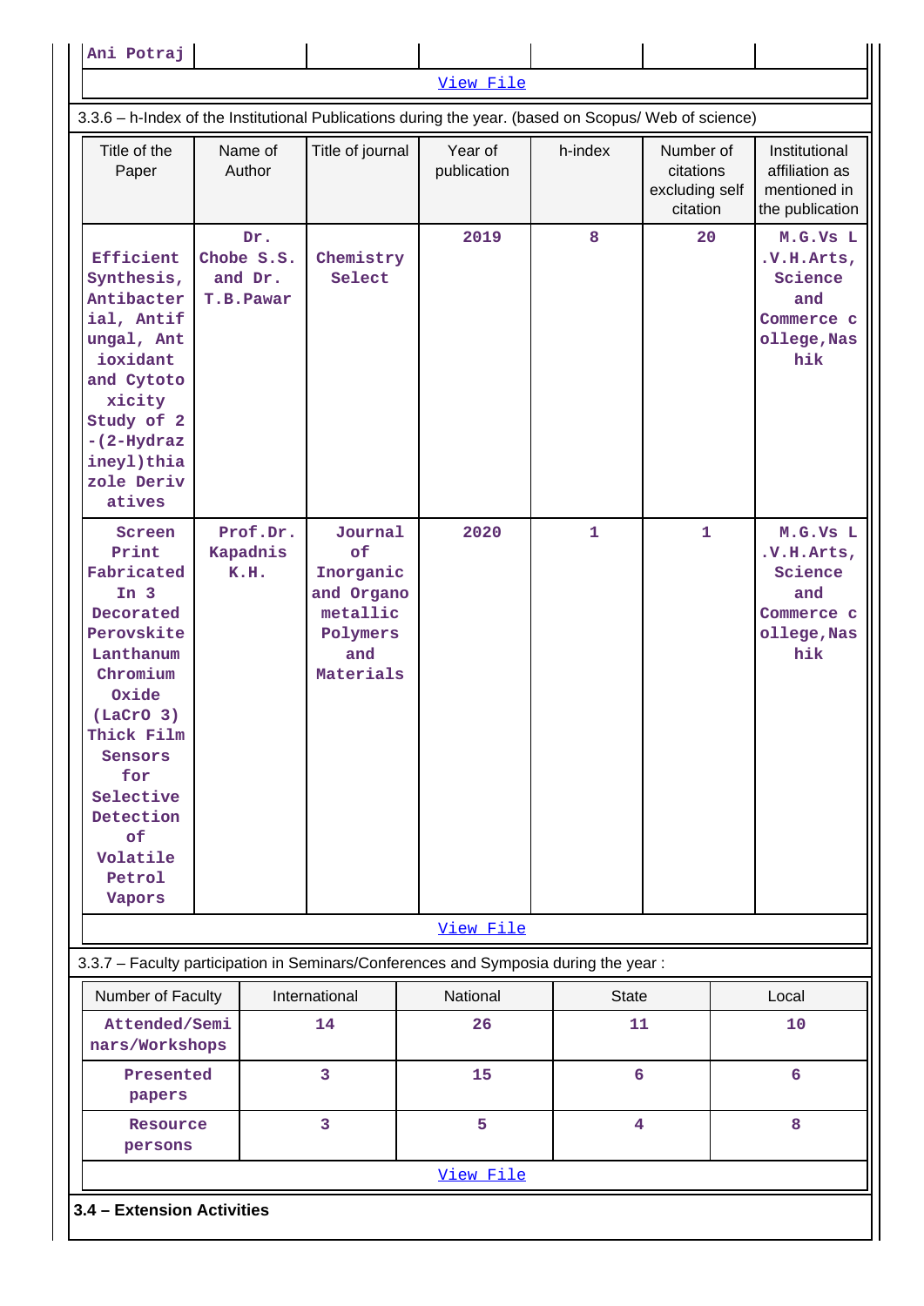| Ani Potraj | | | | | | |
|---|---|---|---|---|---|---|

View File

3.3.6 – h-Index of the Institutional Publications during the year. (based on Scopus/ Web of science)

| Title of the Paper | Name of Author | Title of journal | Year of publication | h-index | Number of citations excluding self citation | Institutional affiliation as mentioned in the publication |
|---|---|---|---|---|---|---|
| Efficient Synthesis, Antibacterial, Antifungal, Antioxidant and Cytotoxicity Study of 2-(2-Hydrazineyl)thiazole Derivatives | Dr. Chobe S.S. and Dr. T.B.Pawar | Chemistry Select | 2019 | 8 | 20 | M.G.Vs L.V.H.Arts, Science and Commerce college,Nashik |
| Screen Print Fabricated In 3 Decorated Perovskite Lanthanum Chromium Oxide (LaCrO 3) Thick Film Sensors for Selective Detection of Volatile Petrol Vapors | Prof.Dr. Kapadnis K.H. | Journal of Inorganic and Organometallic Polymers and Materials | 2020 | 1 | 1 | M.G.Vs L.V.H.Arts, Science and Commerce college,Nashik |

View File

3.3.7 – Faculty participation in Seminars/Conferences and Symposia during the year :

| Number of Faculty | International | National | State | Local |
|---|---|---|---|---|
| Attended/Seminars/Workshops | 14 | 26 | 11 | 10 |
| Presented papers | 3 | 15 | 6 | 6 |
| Resource persons | 3 | 5 | 4 | 8 |

View File

**3.4 – Extension Activities**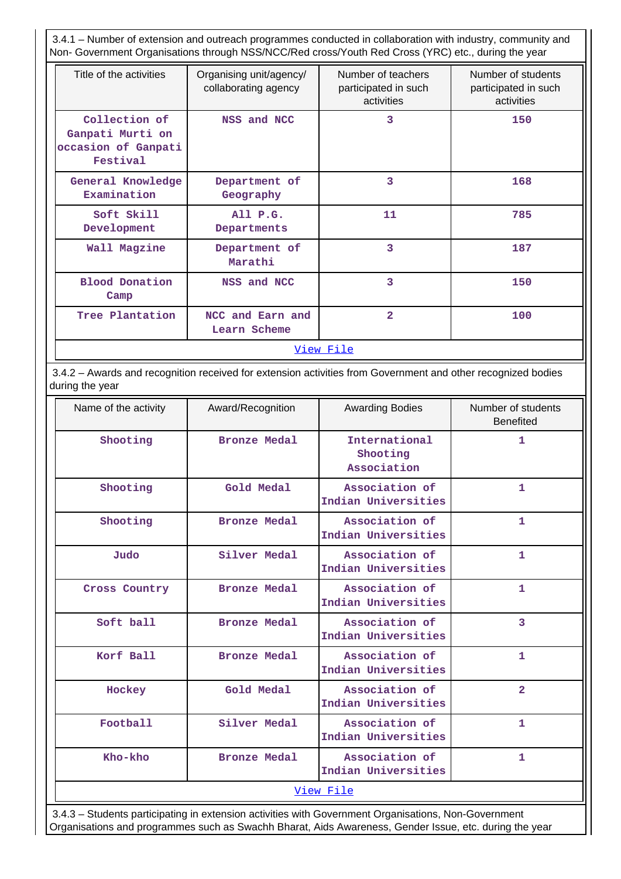3.4.1 – Number of extension and outreach programmes conducted in collaboration with industry, community and Non- Government Organisations through NSS/NCC/Red cross/Youth Red Cross (YRC) etc., during the year

| Title of the activities | Organising unit/agency/ collaborating agency | Number of teachers participated in such activities | Number of students participated in such activities |
|---|---|---|---|
| Collection of Ganpati Murti on occasion of Ganpati Festival | NSS and NCC | 3 | 150 |
| General Knowledge Examination | Department of Geography | 3 | 168 |
| Soft Skill Development | All P.G. Departments | 11 | 785 |
| Wall Magzine | Department of Marathi | 3 | 187 |
| Blood Donation Camp | NSS and NCC | 3 | 150 |
| Tree Plantation | NCC and Earn and Learn Scheme | 2 | 100 |

View File

3.4.2 – Awards and recognition received for extension activities from Government and other recognized bodies during the year

| Name of the activity | Award/Recognition | Awarding Bodies | Number of students Benefited |
|---|---|---|---|
| Shooting | Bronze Medal | International Shooting Association | 1 |
| Shooting | Gold Medal | Association of Indian Universities | 1 |
| Shooting | Bronze Medal | Association of Indian Universities | 1 |
| Judo | Silver Medal | Association of Indian Universities | 1 |
| Cross Country | Bronze Medal | Association of Indian Universities | 1 |
| Soft ball | Bronze Medal | Association of Indian Universities | 3 |
| Korf Ball | Bronze Medal | Association of Indian Universities | 1 |
| Hockey | Gold Medal | Association of Indian Universities | 2 |
| Football | Silver Medal | Association of Indian Universities | 1 |
| Kho-kho | Bronze Medal | Association of Indian Universities | 1 |

View File

3.4.3 – Students participating in extension activities with Government Organisations, Non-Government Organisations and programmes such as Swachh Bharat, Aids Awareness, Gender Issue, etc. during the year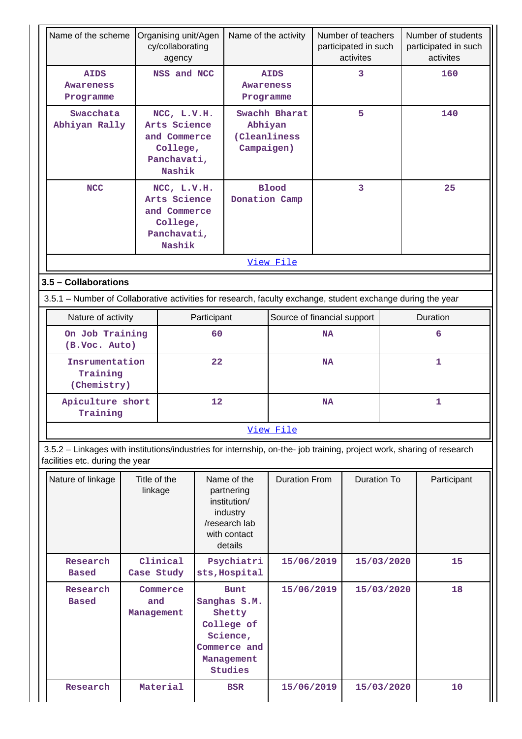| Name of the scheme | Organising unit/Agency/collaborating agency | Name of the activity | Number of teachers participated in such activites | Number of students participated in such activites |
|---|---|---|---|---|
| AIDS Awareness Programme | NSS and NCC | AIDS Awareness Programme | 3 | 160 |
| Swacchata Abhiyan Rally | NCC, L.V.H. Arts Science and Commerce College, Panchavati, Nashik | Swachh Bharat Abhiyan (Cleanliness Campaigen) | 5 | 140 |
| NCC | NCC, L.V.H. Arts Science and Commerce College, Panchavati, Nashik | Blood Donation Camp | 3 | 25 |

View File

### 3.5 – Collaborations

3.5.1 – Number of Collaborative activities for research, faculty exchange, student exchange during the year

| Nature of activity | Participant | Source of financial support | Duration |
|---|---|---|---|
| On Job Training (B.Voc. Auto) | 60 | NA | 6 |
| Insrumentation Training (Chemistry) | 22 | NA | 1 |
| Apiculture short Training | 12 | NA | 1 |

View File

3.5.2 – Linkages with institutions/industries for internship, on-the- job training, project work, sharing of research facilities etc. during the year

| Nature of linkage | Title of the linkage | Name of the partnering institution/ industry /research lab with contact details | Duration From | Duration To | Participant |
|---|---|---|---|---|---|
| Research Based | Clinical Case Study | Psychiatrists,Hospital | 15/06/2019 | 15/03/2020 | 15 |
| Research Based | Commerce and Management | Bunt Sanghas S.M. Shetty College of Science, Commerce and Management Studies | 15/06/2019 | 15/03/2020 | 18 |
| Research | Material | BSR | 15/06/2019 | 15/03/2020 | 10 |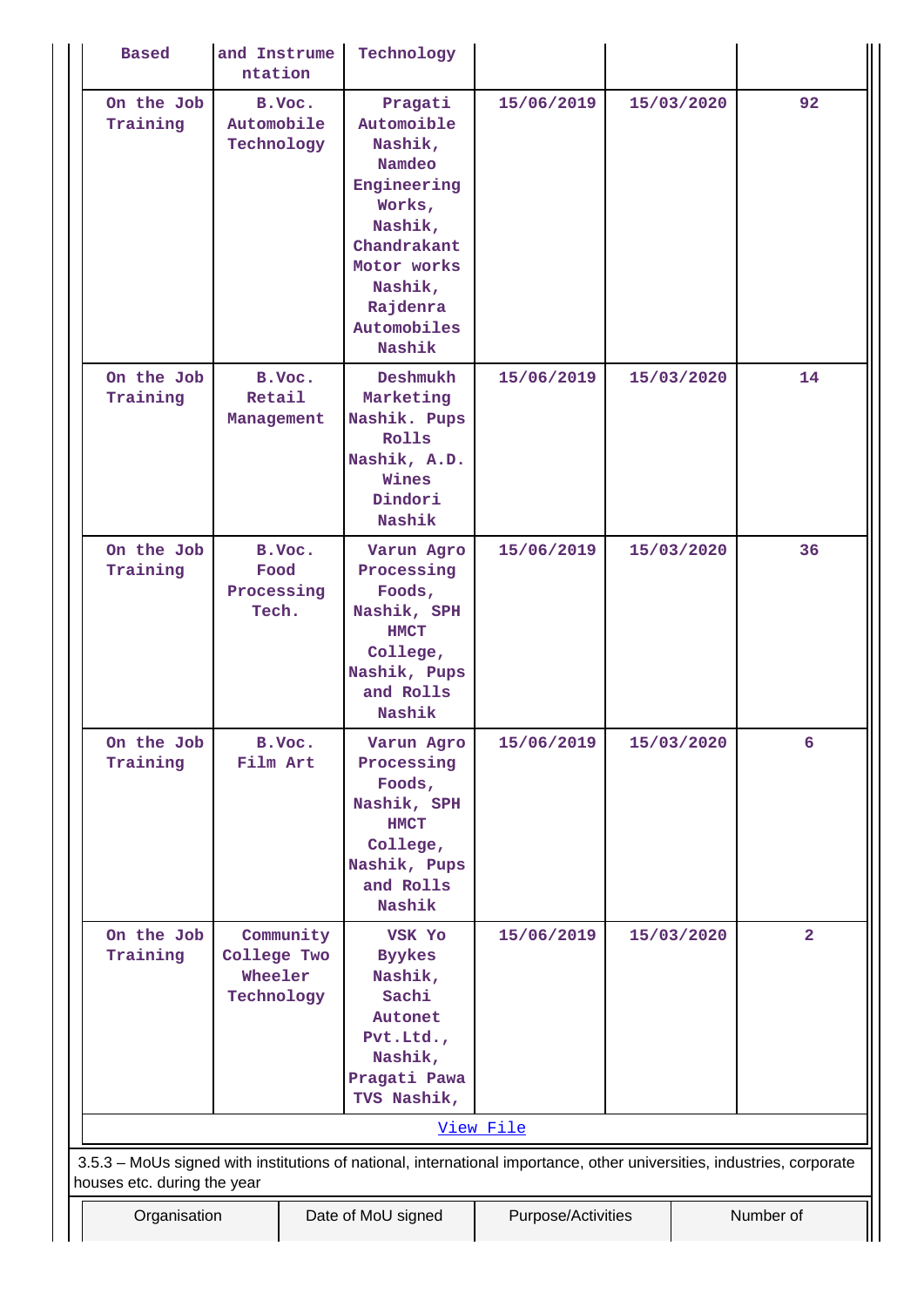| Based | and Instrumentation | Technology | | | |
|---|---|---|---|---|---|
| On the Job Training | B.Voc. Automobile Technology | Pragati Automoible Nashik, Namdeo Engineering Works, Nashik, Chandrakant Motor works Nashik, Rajdenra Automobiles Nashik | 15/06/2019 | 15/03/2020 | 92 |
| On the Job Training | B.Voc. Retail Management | Deshmukh Marketing Nashik. Pups Rolls Nashik, A.D. Wines Dindori Nashik | 15/06/2019 | 15/03/2020 | 14 |
| On the Job Training | B.Voc. Food Processing Tech. | Varun Agro Processing Foods, Nashik, SPH HMCT College, Nashik, Pups and Rolls Nashik | 15/06/2019 | 15/03/2020 | 36 |
| On the Job Training | B.Voc. Film Art | Varun Agro Processing Foods, Nashik, SPH HMCT College, Nashik, Pups and Rolls Nashik | 15/06/2019 | 15/03/2020 | 6 |
| On the Job Training | Community College Two Wheeler Technology | VSK Yo Byykes Nashik, Sachi Autonet Pvt.Ltd., Nashik, Pragati Pawa TVS Nashik, | 15/06/2019 | 15/03/2020 | 2 |

View File

3.5.3 – MoUs signed with institutions of national, international importance, other universities, industries, corporate houses etc. during the year

| Organisation | Date of MoU signed | Purpose/Activities | Number of |
|---|---|---|---|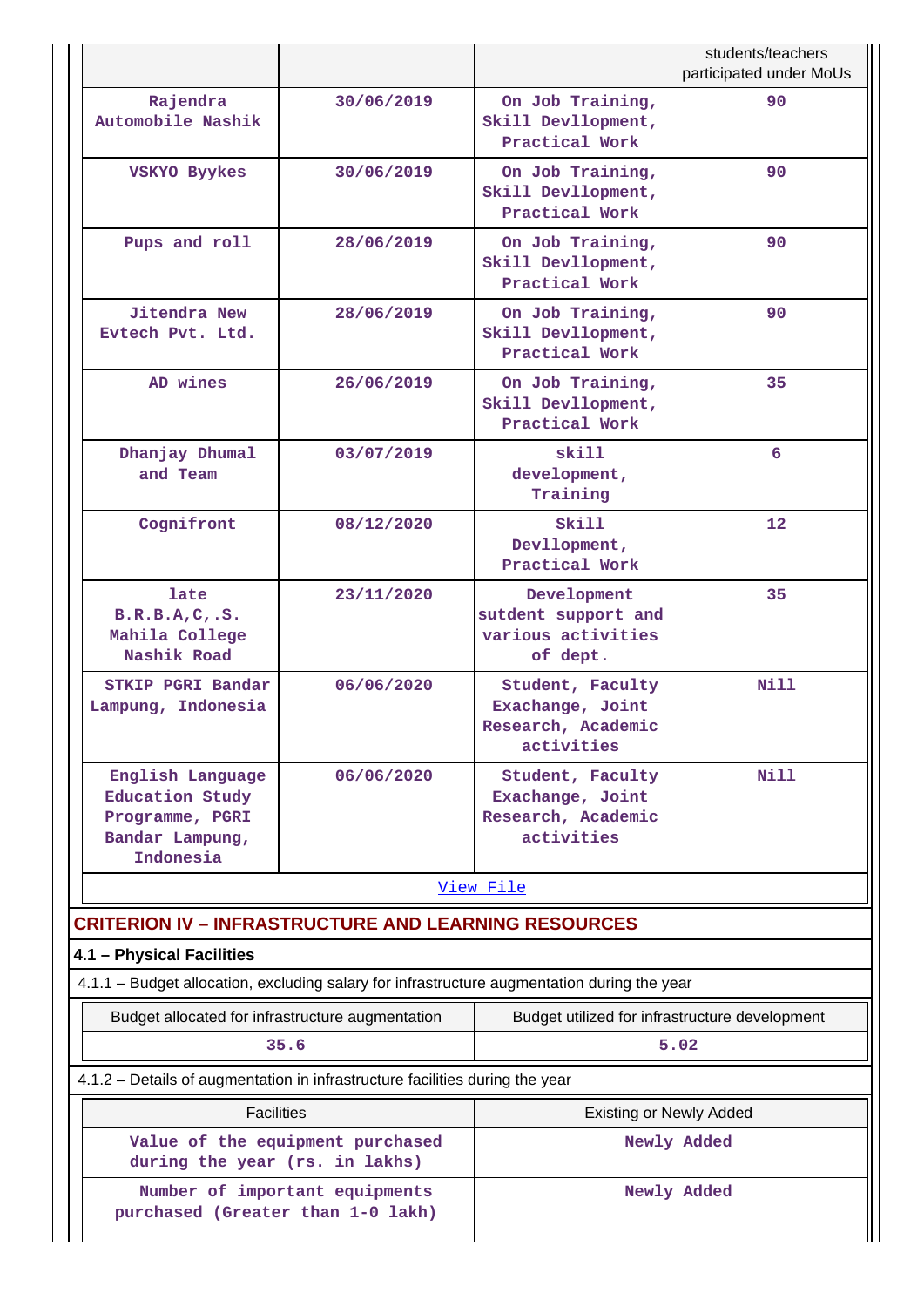| | | | students/teachers participated under MoUs |
|---|---|---|---|
| Rajendra Automobile Nashik | 30/06/2019 | On Job Training, Skill Devllopment, Practical Work | 90 |
| VSKYO Byykes | 30/06/2019 | On Job Training, Skill Devllopment, Practical Work | 90 |
| Pups and roll | 28/06/2019 | On Job Training, Skill Devllopment, Practical Work | 90 |
| Jitendra New Evtech Pvt. Ltd. | 28/06/2019 | On Job Training, Skill Devllopment, Practical Work | 90 |
| AD wines | 26/06/2019 | On Job Training, Skill Devllopment, Practical Work | 35 |
| Dhanjay Dhumal and Team | 03/07/2019 | skill development, Training | 6 |
| Cognifront | 08/12/2020 | Skill Devllopment, Practical Work | 12 |
| late B.R.B.A,C,.S. Mahila College Nashik Road | 23/11/2020 | Development sutdent support and various activities of dept. | 35 |
| STKIP PGRI Bandar Lampung, Indonesia | 06/06/2020 | Student, Faculty Exachange, Joint Research, Academic activities | Nill |
| English Language Education Study Programme, PGRI Bandar Lampung, Indonesia | 06/06/2020 | Student, Faculty Exachange, Joint Research, Academic activities | Nill |

View File

## CRITERION IV – INFRASTRUCTURE AND LEARNING RESOURCES

### 4.1 – Physical Facilities

4.1.1 – Budget allocation, excluding salary for infrastructure augmentation during the year

| Budget allocated for infrastructure augmentation | Budget utilized for infrastructure development |
|---|---|
| 35.6 | 5.02 |

4.1.2 – Details of augmentation in infrastructure facilities during the year

| Facilities | Existing or Newly Added |
|---|---|
| Value of the equipment purchased during the year (rs. in lakhs) | Newly Added |
| Number of important equipments purchased (Greater than 1-0 lakh) | Newly Added |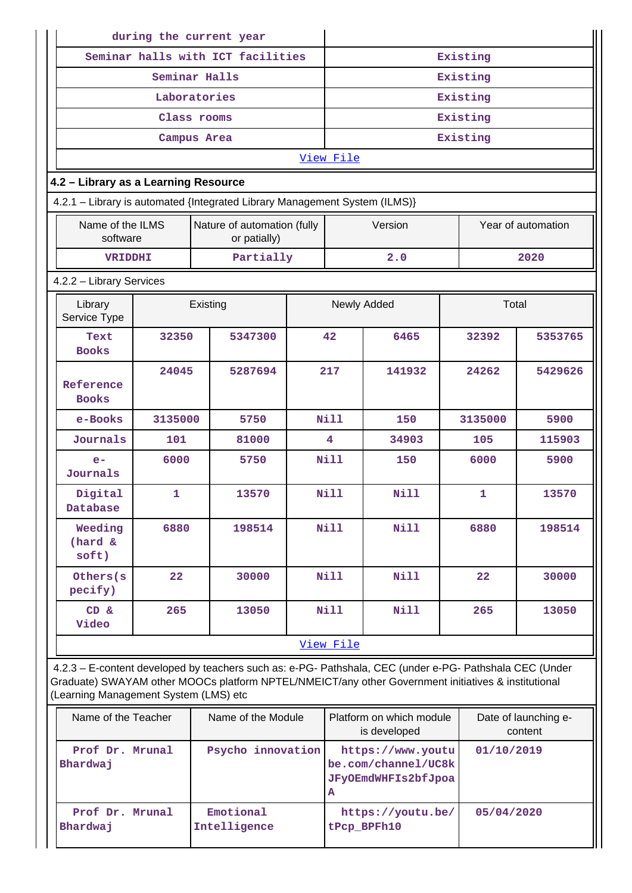| during the current year | |
|---|---|
| Seminar halls with ICT facilities | Existing |
| Seminar Halls | Existing |
| Laboratories | Existing |
| Class rooms | Existing |
| Campus Area | Existing |
| View File | |

## 4.2 – Library as a Learning Resource

4.2.1 – Library is automated {Integrated Library Management System (ILMS)}

| Name of the ILMS software | Nature of automation (fully or patially) | Version | Year of automation |
|---|---|---|---|
| VRIDDHI | Partially | 2.0 | 2020 |

4.2.2 – Library Services

| Library Service Type | Existing | | Newly Added | | Total | |
|---|---|---|---|---|---|---|
| Text Books | 32350 | 5347300 | 42 | 6465 | 32392 | 5353765 |
| Reference Books | 24045 | 5287694 | 217 | 141932 | 24262 | 5429626 |
| e-Books | 3135000 | 5750 | Nill | 150 | 3135000 | 5900 |
| Journals | 101 | 81000 | 4 | 34903 | 105 | 115903 |
| e-Journals | 6000 | 5750 | Nill | 150 | 6000 | 5900 |
| Digital Database | 1 | 13570 | Nill | Nill | 1 | 13570 |
| Weeding (hard & soft) | 6880 | 198514 | Nill | Nill | 6880 | 198514 |
| Others(specify) | 22 | 30000 | Nill | Nill | 22 | 30000 |
| CD & Video | 265 | 13050 | Nill | Nill | 265 | 13050 |

View File

4.2.3 – E-content developed by teachers such as: e-PG- Pathshala, CEC (under e-PG- Pathshala CEC (Under Graduate) SWAYAM other MOOCs platform NPTEL/NMEICT/any other Government initiatives & institutional (Learning Management System (LMS) etc

| Name of the Teacher | Name of the Module | Platform on which module is developed | Date of launching e-content |
|---|---|---|---|
| Prof Dr. Mrunal Bhardwaj | Psycho innovation | https://www.youtube.com/channel/UC8kJFyOEmdWHFIs2bfJpoaA | 01/10/2019 |
| Prof Dr. Mrunal Bhardwaj | Emotional Intelligence | https://youtu.be/tPcp_BPFh10 | 05/04/2020 |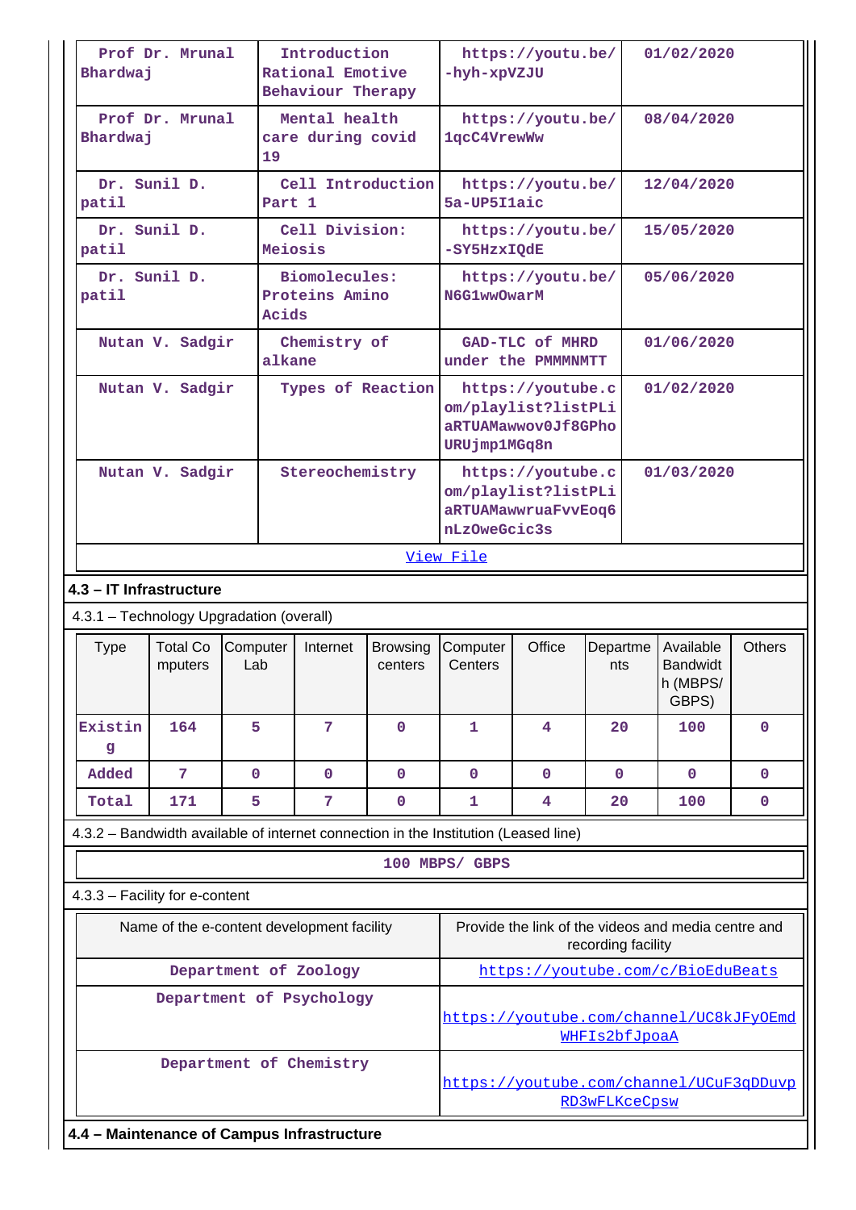| Prof Dr. Mrunal Bhardwaj | Introduction Rational Emotive Behaviour Therapy | https://youtu.be/-hyh-xpVZJU | 01/02/2020 |
|---|---|---|---|
| Prof Dr. Mrunal Bhardwaj | Mental health care during covid 19 | https://youtu.be/1qcC4VrewWw | 08/04/2020 |
| Dr. Sunil D. patil | Cell Introduction Part 1 | https://youtu.be/5a-UP5I1aic | 12/04/2020 |
| Dr. Sunil D. patil | Cell Division: Meiosis | https://youtu.be/-SY5HzxIQdE | 15/05/2020 |
| Dr. Sunil D. patil | Biomolecules: Proteins Amino Acids | https://youtu.be/N6G1wwOwarM | 05/06/2020 |
| Nutan V. Sadgir | Chemistry of alkane | GAD-TLC of MHRD under the PMMMNMTT | 01/06/2020 |
| Nutan V. Sadgir | Types of Reaction | https://youtube.com/playlist?listPLiaRTUAMawwov0Jf8GPhoURUjmp1MGq8n | 01/02/2020 |
| Nutan V. Sadgir | Stereochemistry | https://youtube.com/playlist?listPLiaRTUAMawwruaFvvEoq6nLzOweGcic3s | 01/03/2020 |

View File

**4.3 – IT Infrastructure**

4.3.1 – Technology Upgradation (overall)

| Type | Total Computers | Computer Lab | Internet | Browsing centers | Computer Centers | Office | Departments | Available Bandwidth (MBPS/ GBPS) | Others |
|---|---|---|---|---|---|---|---|---|---|
| Existing | 164 | 5 | 7 | 0 | 1 | 4 | 20 | 100 | 0 |
| Added | 7 | 0 | 0 | 0 | 0 | 0 | 0 | 0 | 0 |
| Total | 171 | 5 | 7 | 0 | 1 | 4 | 20 | 100 | 0 |

4.3.2 – Bandwidth available of internet connection in the Institution (Leased line)

100 MBPS/ GBPS

4.3.3 – Facility for e-content

| Name of the e-content development facility | Provide the link of the videos and media centre and recording facility |
|---|---|
| Department of Zoology | https://youtube.com/c/BioEduBeats |
| Department of Psychology | https://youtube.com/channel/UC8kJFyOEmdWHFIs2bfJpoaA |
| Department of Chemistry | https://youtube.com/channel/UCuF3qDDuvpRD3wFLKceCpsw |

**4.4 – Maintenance of Campus Infrastructure**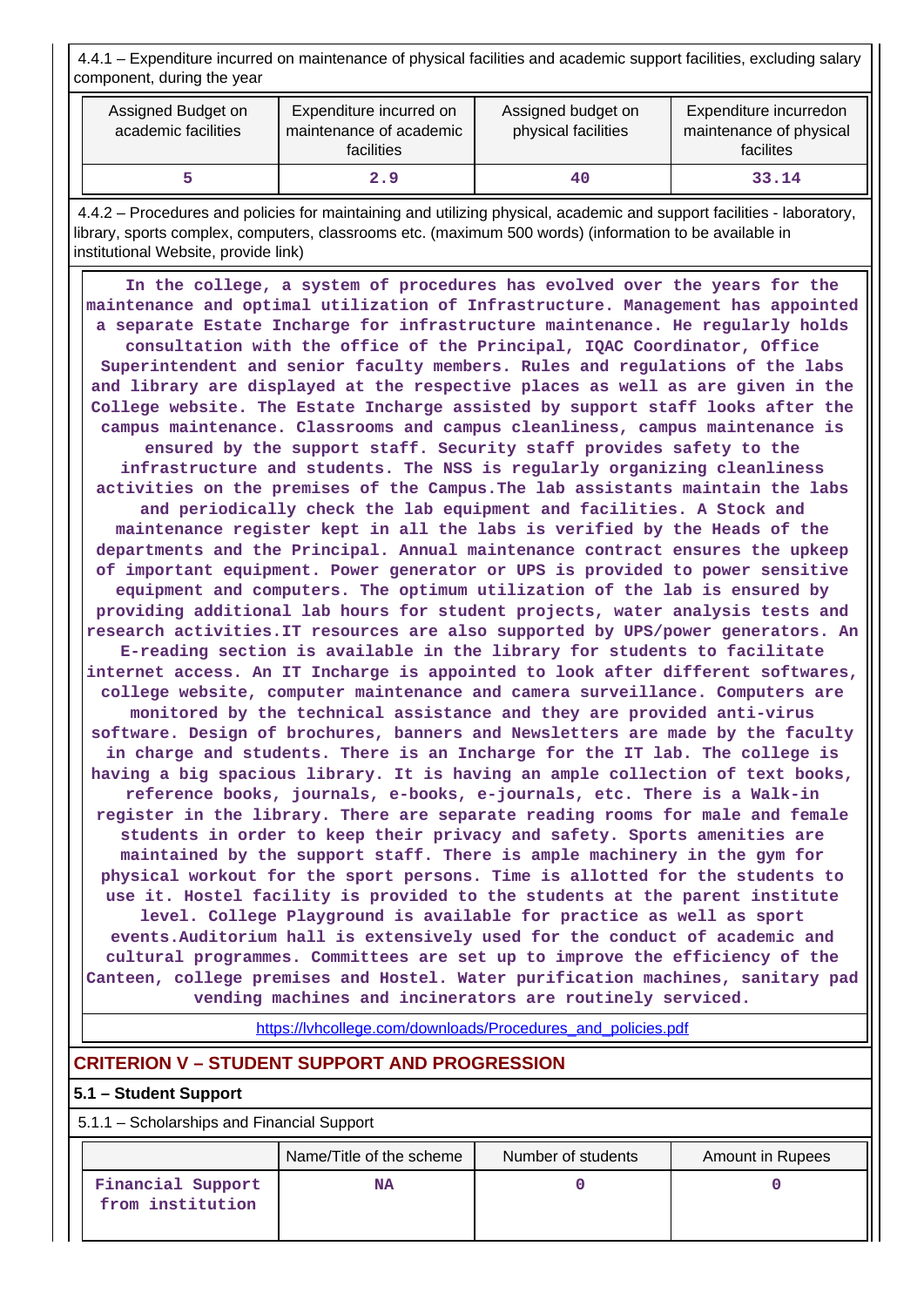4.4.1 – Expenditure incurred on maintenance of physical facilities and academic support facilities, excluding salary component, during the year

| Assigned Budget on academic facilities | Expenditure incurred on maintenance of academic facilities | Assigned budget on physical facilities | Expenditure incurredon maintenance of physical facilites |
|---|---|---|---|
| 5 | 2.9 | 40 | 33.14 |

4.4.2 – Procedures and policies for maintaining and utilizing physical, academic and support facilities - laboratory, library, sports complex, computers, classrooms etc. (maximum 500 words) (information to be available in institutional Website, provide link)

In the college, a system of procedures has evolved over the years for the maintenance and optimal utilization of Infrastructure. Management has appointed a separate Estate Incharge for infrastructure maintenance. He regularly holds consultation with the office of the Principal, IQAC Coordinator, Office Superintendent and senior faculty members. Rules and regulations of the labs and library are displayed at the respective places as well as are given in the College website. The Estate Incharge assisted by support staff looks after the campus maintenance. Classrooms and campus cleanliness, campus maintenance is ensured by the support staff. Security staff provides safety to the infrastructure and students. The NSS is regularly organizing cleanliness activities on the premises of the Campus.The lab assistants maintain the labs and periodically check the lab equipment and facilities. A Stock and maintenance register kept in all the labs is verified by the Heads of the departments and the Principal. Annual maintenance contract ensures the upkeep of important equipment. Power generator or UPS is provided to power sensitive equipment and computers. The optimum utilization of the lab is ensured by providing additional lab hours for student projects, water analysis tests and research activities.IT resources are also supported by UPS/power generators. An E-reading section is available in the library for students to facilitate internet access. An IT Incharge is appointed to look after different softwares, college website, computer maintenance and camera surveillance. Computers are monitored by the technical assistance and they are provided anti-virus software. Design of brochures, banners and Newsletters are made by the faculty in charge and students. There is an Incharge for the IT lab. The college is having a big spacious library. It is having an ample collection of text books, reference books, journals, e-books, e-journals, etc. There is a Walk-in register in the library. There are separate reading rooms for male and female students in order to keep their privacy and safety. Sports amenities are maintained by the support staff. There is ample machinery in the gym for physical workout for the sport persons. Time is allotted for the students to use it. Hostel facility is provided to the students at the parent institute level. College Playground is available for practice as well as sport events.Auditorium hall is extensively used for the conduct of academic and cultural programmes. Committees are set up to improve the efficiency of the Canteen, college premises and Hostel. Water purification machines, sanitary pad vending machines and incinerators are routinely serviced.

https://lvhcollege.com/downloads/Procedures_and_policies.pdf

## CRITERION V – STUDENT SUPPORT AND PROGRESSION

### 5.1 – Student Support

5.1.1 – Scholarships and Financial Support

| | Name/Title of the scheme | Number of students | Amount in Rupees |
|---|---|---|---|
| Financial Support from institution | NA | 0 | 0 |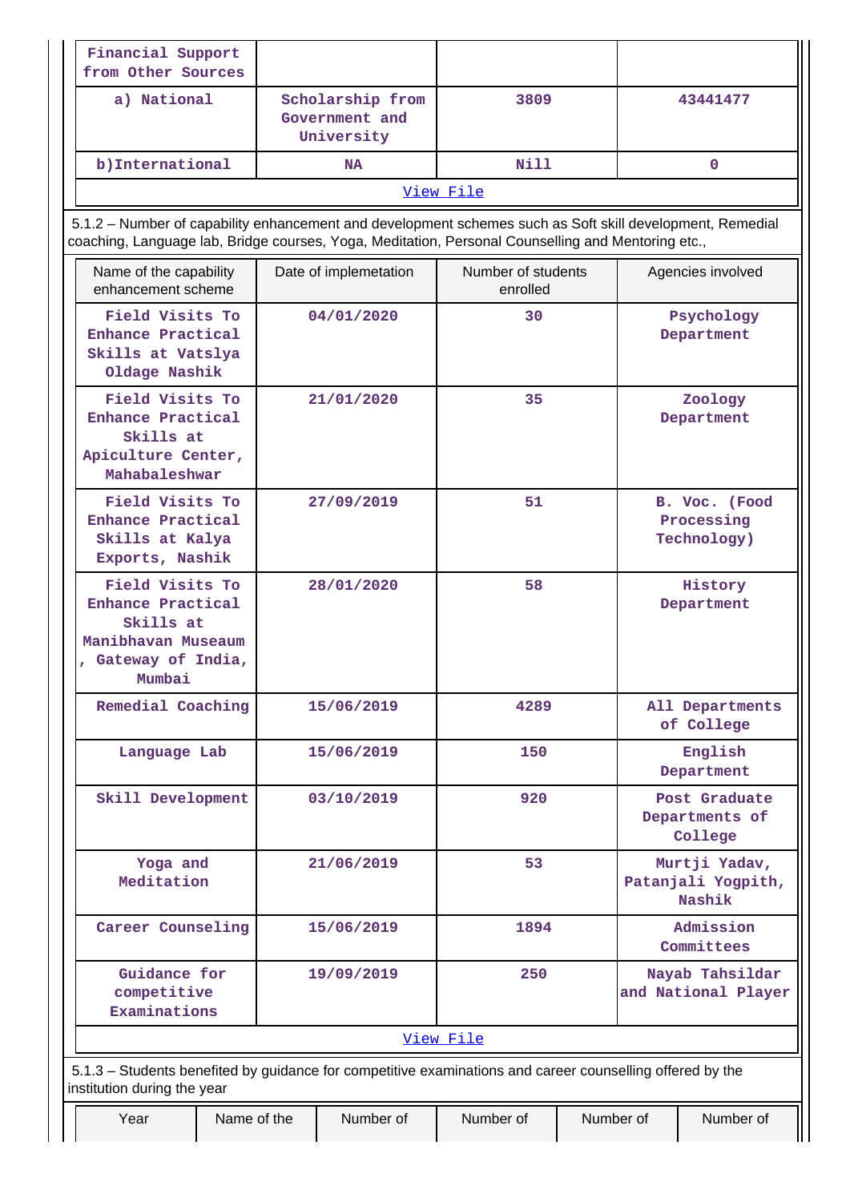| Financial Support from Other Sources | | | |
|---|---|---|---|
| a) National | Scholarship from Government and University | 3809 | 43441477 |
| b)International | NA | Nill | 0 |

[View File]

5.1.2 – Number of capability enhancement and development schemes such as Soft skill development, Remedial coaching, Language lab, Bridge courses, Yoga, Meditation, Personal Counselling and Mentoring etc.,

| Name of the capability enhancement scheme | Date of implemetation | Number of students enrolled | Agencies involved |
|---|---|---|---|
| Field Visits To Enhance Practical Skills at Vatslya Oldage Nashik | 04/01/2020 | 30 | Psychology Department |
| Field Visits To Enhance Practical Skills at Apiculture Center, Mahabaleshwar | 21/01/2020 | 35 | Zoology Department |
| Field Visits To Enhance Practical Skills at Kalya Exports, Nashik | 27/09/2019 | 51 | B. Voc. (Food Processing Technology) |
| Field Visits To Enhance Practical Skills at Manibhavan Museaum , Gateway of India, Mumbai | 28/01/2020 | 58 | History Department |
| Remedial Coaching | 15/06/2019 | 4289 | All Departments of College |
| Language Lab | 15/06/2019 | 150 | English Department |
| Skill Development | 03/10/2019 | 920 | Post Graduate Departments of College |
| Yoga and Meditation | 21/06/2019 | 53 | Murtji Yadav, Patanjali Yogpith, Nashik |
| Career Counseling | 15/06/2019 | 1894 | Admission Committees |
| Guidance for competitive Examinations | 19/09/2019 | 250 | Nayab Tahsildar and National Player |

[View File]

5.1.3 – Students benefited by guidance for competitive examinations and career counselling offered by the institution during the year

| Year | Name of the | Number of | Number of | Number of | Number of |
|---|---|---|---|---|---|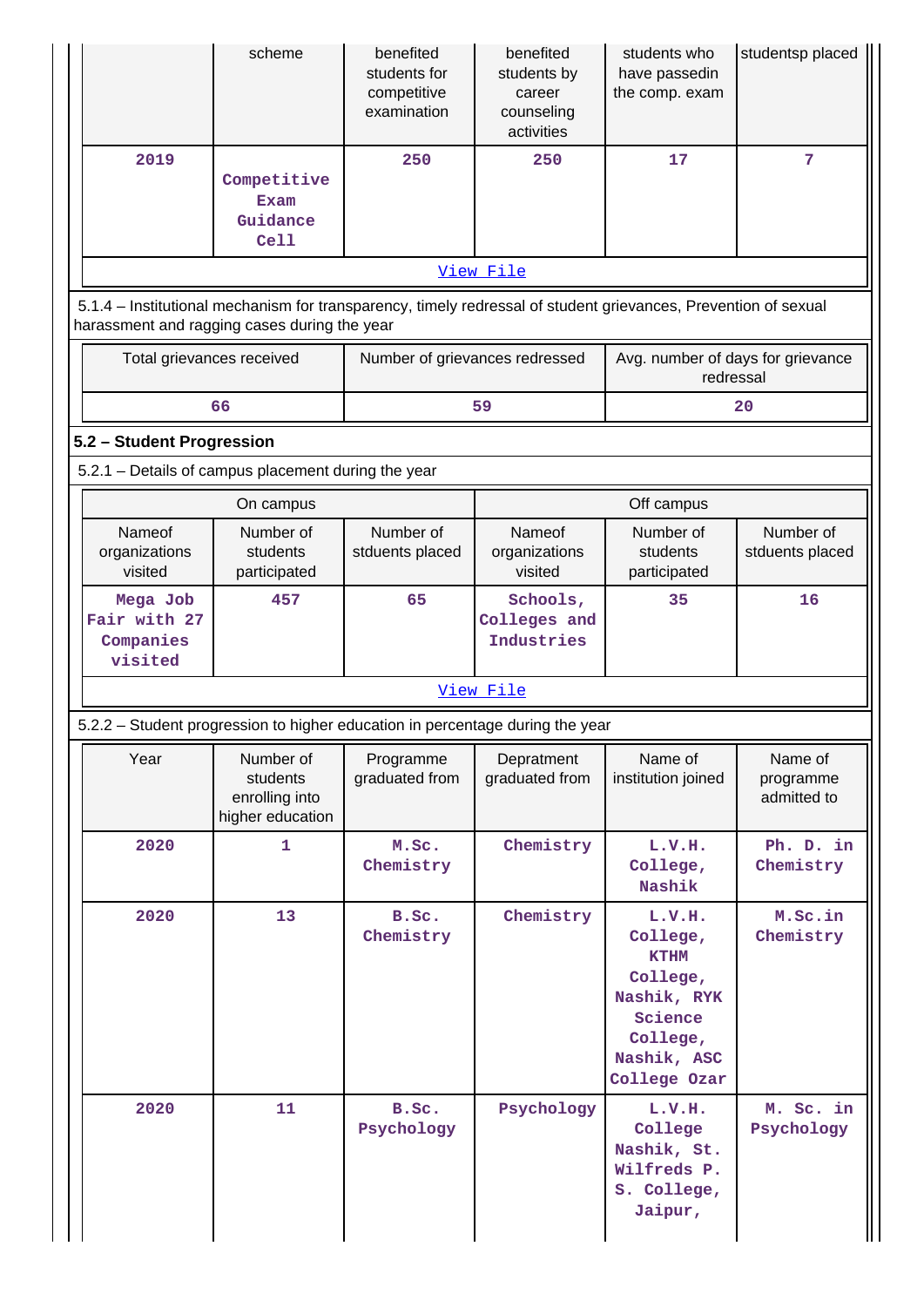| | scheme | benefited students for competitive examination | benefited students by career counseling activities | students who have passedin the comp. exam | studentsp placed |
|---|---|---|---|---|---|
| 2019 | Competitive Exam Guidance Cell | 250 | 250 | 17 | 7 |

View File

5.1.4 – Institutional mechanism for transparency, timely redressal of student grievances, Prevention of sexual harassment and ragging cases during the year

| Total grievances received | Number of grievances redressed | Avg. number of days for grievance redressal |
|---|---|---|
| 66 | 59 | 20 |

## 5.2 – Student Progression

5.2.1 – Details of campus placement during the year

| On campus | | | Off campus | | |
|---|---|---|---|---|---|
| Nameof organizations visited | Number of students participated | Number of stduents placed | Nameof organizations visited | Number of students participated | Number of stduents placed |
| Mega Job Fair with 27 Companies visited | 457 | 65 | Schools, Colleges and Industries | 35 | 16 |

View File

5.2.2 – Student progression to higher education in percentage during the year

| Year | Number of students enrolling into higher education | Programme graduated from | Depratment graduated from | Name of institution joined | Name of programme admitted to |
|---|---|---|---|---|---|
| 2020 | 1 | M.Sc. Chemistry | Chemistry | L.V.H. College, Nashik | Ph. D. in Chemistry |
| 2020 | 13 | B.Sc. Chemistry | Chemistry | L.V.H. College, KTHM College, Nashik, RYK Science College, Nashik, ASC College Ozar | M.Sc.in Chemistry |
| 2020 | 11 | B.Sc. Psychology | Psychology | L.V.H. College Nashik, St. Wilfreds P. S. College, Jaipur, | M. Sc. in Psychology |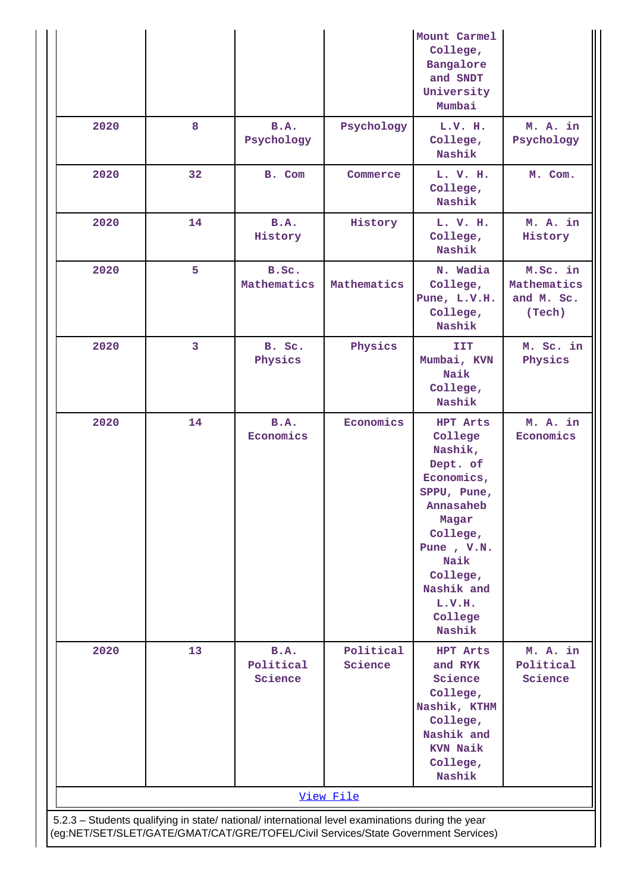|  |  |  |  | Mount Carmel College, Bangalore and SNDT University Mumbai |  |
|---|---|---|---|---|---|
| 2020 | 8 | B.A. Psychology | Psychology | L.V. H. College, Nashik | M. A. in Psychology |
| 2020 | 32 | B. Com | Commerce | L. V. H. College, Nashik | M. Com. |
| 2020 | 14 | B.A. History | History | L. V. H. College, Nashik | M. A. in History |
| 2020 | 5 | B.Sc. Mathematics | Mathematics | N. Wadia College, Pune, L.V.H. College, Nashik | M.Sc. in Mathematics and M. Sc. (Tech) |
| 2020 | 3 | B. Sc. Physics | Physics | IIT Mumbai, KVN Naik College, Nashik | M. Sc. in Physics |
| 2020 | 14 | B.A. Economics | Economics | HPT Arts College Nashik, Dept. of Economics, SPPU, Pune, Annasaheb Magar College, Pune , V.N. Naik College, Nashik and L.V.H. College Nashik | M. A. in Economics |
| 2020 | 13 | B.A. Political Science | Political Science | HPT Arts and RYK Science College, Nashik, KTHM College, Nashik and KVN Naik College, Nashik | M. A. in Political Science |

View File

5.2.3 – Students qualifying in state/ national/ international level examinations during the year (eg:NET/SET/SLET/GATE/GMAT/CAT/GRE/TOFEL/Civil Services/State Government Services)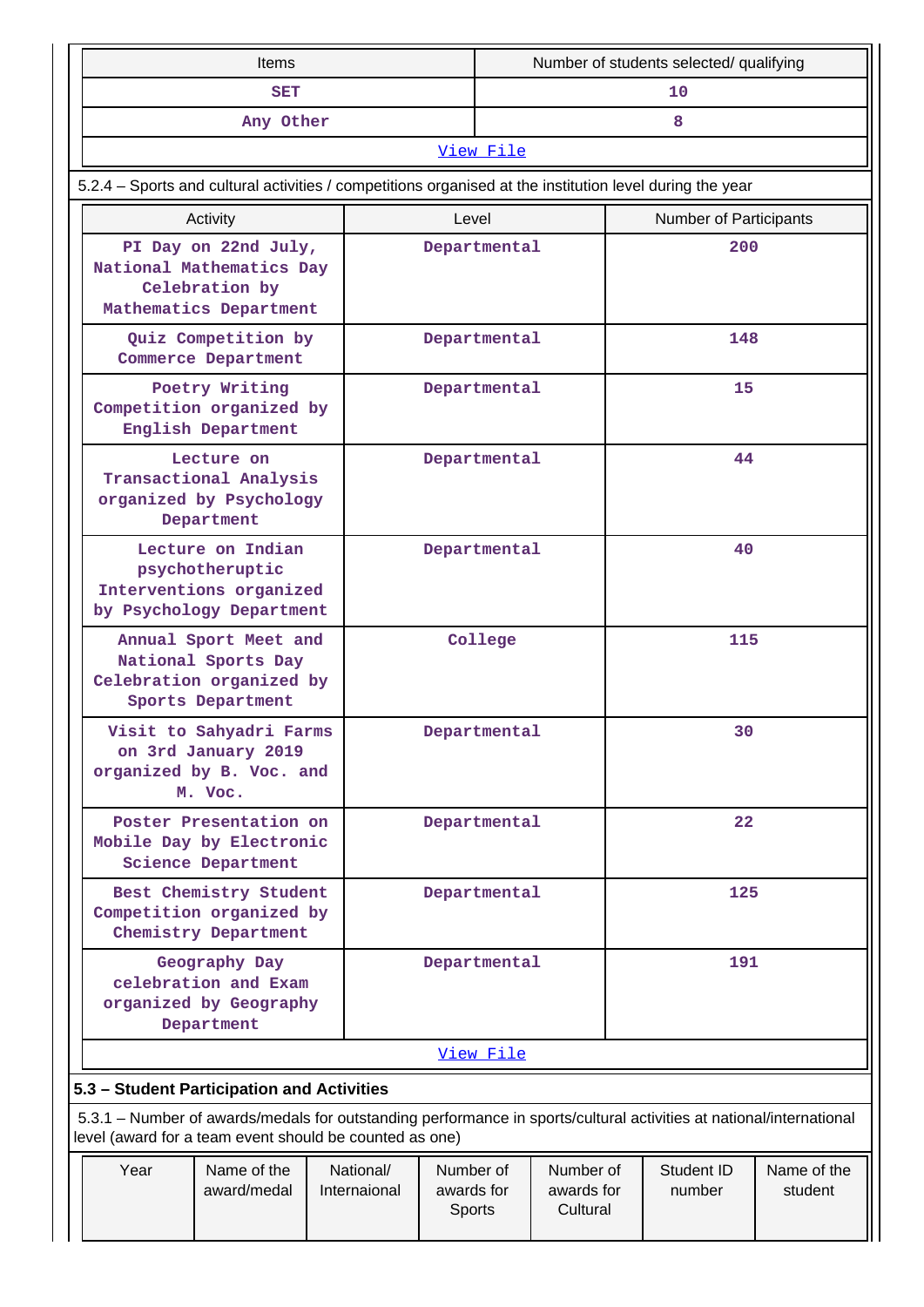| Items | Number of students selected/ qualifying |
|---|---|
| SET | 10 |
| Any Other | 8 |
| View File | |

5.2.4 – Sports and cultural activities / competitions organised at the institution level during the year

| Activity | Level | Number of Participants |
|---|---|---|
| PI Day on 22nd July, National Mathematics Day Celebration by Mathematics Department | Departmental | 200 |
| Quiz Competition by Commerce Department | Departmental | 148 |
| Poetry Writing Competition organized by English Department | Departmental | 15 |
| Lecture on Transactional Analysis organized by Psychology Department | Departmental | 44 |
| Lecture on Indian psychotheruptic Interventions organized by Psychology Department | Departmental | 40 |
| Annual Sport Meet and National Sports Day Celebration organized by Sports Department | College | 115 |
| Visit to Sahyadri Farms on 3rd January 2019 organized by B. Voc. and M. Voc. | Departmental | 30 |
| Poster Presentation on Mobile Day by Electronic Science Department | Departmental | 22 |
| Best Chemistry Student Competition organized by Chemistry Department | Departmental | 125 |
| Geography Day celebration and Exam organized by Geography Department | Departmental | 191 |
| View File | | |

### 5.3 – Student Participation and Activities

5.3.1 – Number of awards/medals for outstanding performance in sports/cultural activities at national/international level (award for a team event should be counted as one)

| Year | Name of the award/medal | National/ Internaional | Number of awards for Sports | Number of awards for Cultural | Student ID number | Name of the student |
|---|---|---|---|---|---|---|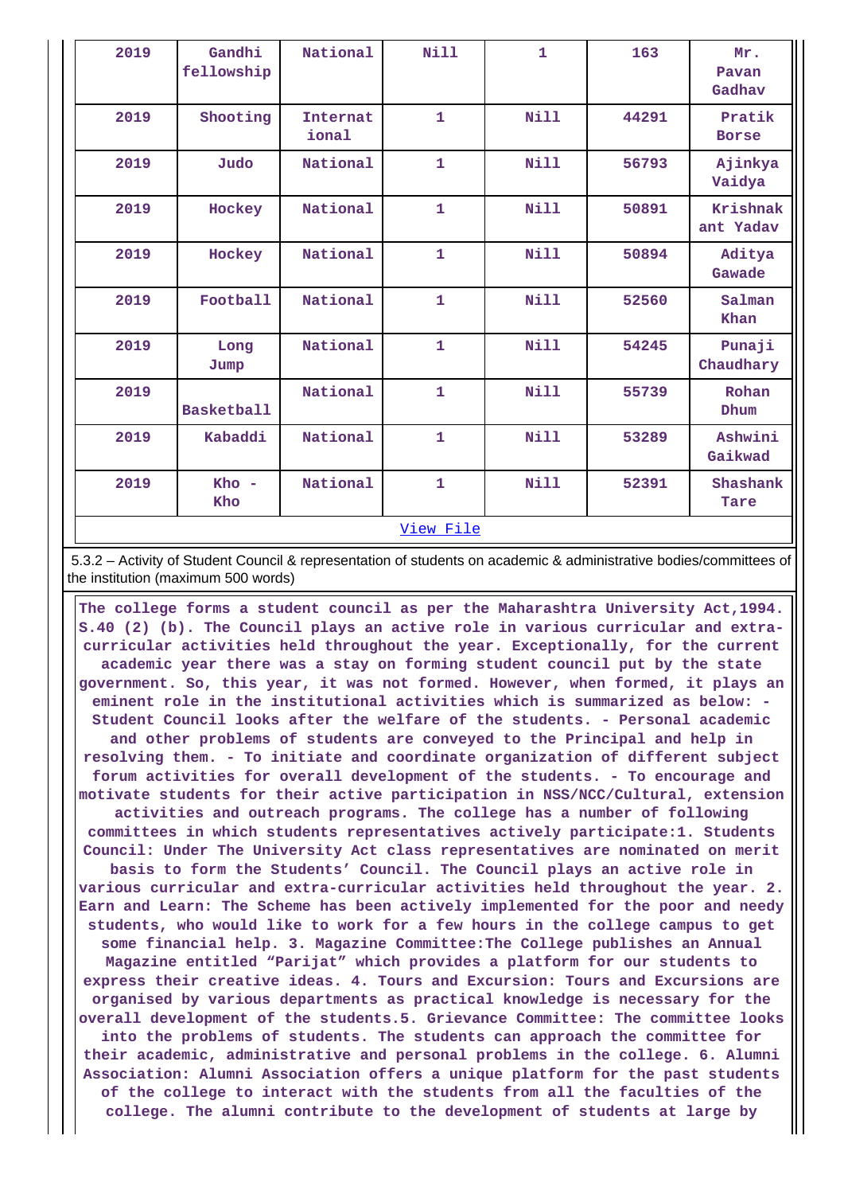| 2019 | Gandhi fellowship | National | Nill | 1 | 163 | Mr. Pavan Gadhav |
|---|---|---|---|---|---|---|
| 2019 | Shooting | International | 1 | Nill | 44291 | Pratik Borse |
| 2019 | Judo | National | 1 | Nill | 56793 | Ajinkya Vaidya |
| 2019 | Hockey | National | 1 | Nill | 50891 | Krishnakant Yadav |
| 2019 | Hockey | National | 1 | Nill | 50894 | Aditya Gawade |
| 2019 | Football | National | 1 | Nill | 52560 | Salman Khan |
| 2019 | Long Jump | National | 1 | Nill | 54245 | Punaji Chaudhary |
| 2019 | Basketball | National | 1 | Nill | 55739 | Rohan Dhum |
| 2019 | Kabaddi | National | 1 | Nill | 53289 | Ashwini Gaikwad |
| 2019 | Kho - Kho | National | 1 | Nill | 52391 | Shashank Tare |

View File

5.3.2 – Activity of Student Council & representation of students on academic & administrative bodies/committees of the institution (maximum 500 words)

The college forms a student council as per the Maharashtra University Act,1994. S.40 (2) (b). The Council plays an active role in various curricular and extra-curricular activities held throughout the year. Exceptionally, for the current academic year there was a stay on forming student council put by the state government. So, this year, it was not formed. However, when formed, it plays an eminent role in the institutional activities which is summarized as below: - Student Council looks after the welfare of the students. - Personal academic and other problems of students are conveyed to the Principal and help in resolving them. - To initiate and coordinate organization of different subject forum activities for overall development of the students. - To encourage and motivate students for their active participation in NSS/NCC/Cultural, extension activities and outreach programs. The college has a number of following committees in which students representatives actively participate:1. Students Council: Under The University Act class representatives are nominated on merit basis to form the Students' Council. The Council plays an active role in various curricular and extra-curricular activities held throughout the year. 2. Earn and Learn: The Scheme has been actively implemented for the poor and needy students, who would like to work for a few hours in the college campus to get some financial help. 3. Magazine Committee:The College publishes an Annual Magazine entitled "Parijat" which provides a platform for our students to express their creative ideas. 4. Tours and Excursion: Tours and Excursions are organised by various departments as practical knowledge is necessary for the overall development of the students.5. Grievance Committee: The committee looks into the problems of students. The students can approach the committee for their academic, administrative and personal problems in the college. 6. Alumni Association: Alumni Association offers a unique platform for the past students of the college to interact with the students from all the faculties of the college. The alumni contribute to the development of students at large by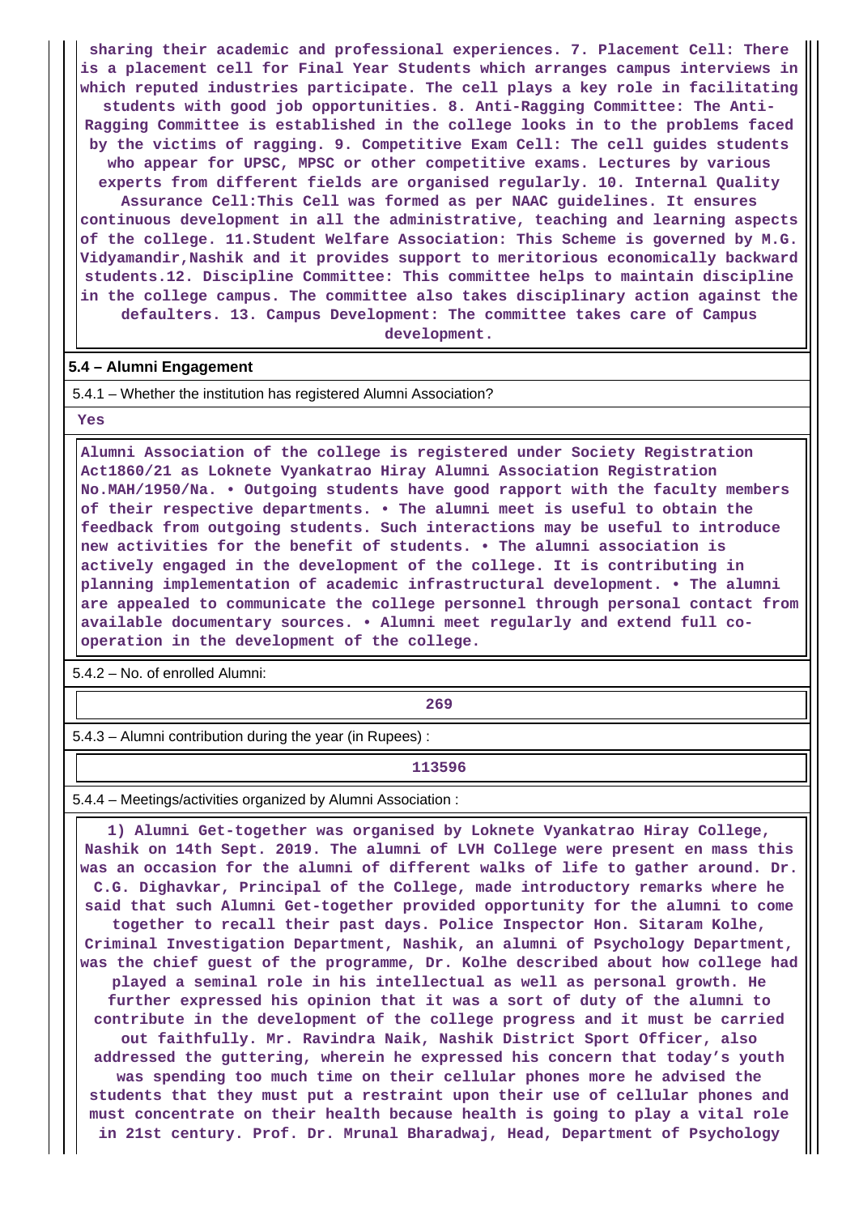sharing their academic and professional experiences. 7. Placement Cell: There is a placement cell for Final Year Students which arranges campus interviews in which reputed industries participate. The cell plays a key role in facilitating students with good job opportunities. 8. Anti-Ragging Committee: The Anti-Ragging Committee is established in the college looks in to the problems faced by the victims of ragging. 9. Competitive Exam Cell: The cell guides students who appear for UPSC, MPSC or other competitive exams. Lectures by various experts from different fields are organised regularly. 10. Internal Quality Assurance Cell:This Cell was formed as per NAAC guidelines. It ensures continuous development in all the administrative, teaching and learning aspects of the college. 11.Student Welfare Association: This Scheme is governed by M.G. Vidyamandir,Nashik and it provides support to meritorious economically backward students.12. Discipline Committee: This committee helps to maintain discipline in the college campus. The committee also takes disciplinary action against the defaulters. 13. Campus Development: The committee takes care of Campus development.

**5.4 – Alumni Engagement**

5.4.1 – Whether the institution has registered Alumni Association?

Yes

Alumni Association of the college is registered under Society Registration Act1860/21 as Loknete Vyankatrao Hiray Alumni Association Registration No.MAH/1950/Na. • Outgoing students have good rapport with the faculty members of their respective departments. • The alumni meet is useful to obtain the feedback from outgoing students. Such interactions may be useful to introduce new activities for the benefit of students. • The alumni association is actively engaged in the development of the college. It is contributing in planning implementation of academic infrastructural development. • The alumni are appealed to communicate the college personnel through personal contact from available documentary sources. • Alumni meet regularly and extend full co-operation in the development of the college.

5.4.2 – No. of enrolled Alumni:

269

5.4.3 – Alumni contribution during the year (in Rupees) :

113596

5.4.4 – Meetings/activities organized by Alumni Association :

1) Alumni Get-together was organised by Loknete Vyankatrao Hiray College, Nashik on 14th Sept. 2019. The alumni of LVH College were present en mass this was an occasion for the alumni of different walks of life to gather around. Dr. C.G. Dighavkar, Principal of the College, made introductory remarks where he said that such Alumni Get-together provided opportunity for the alumni to come together to recall their past days. Police Inspector Hon. Sitaram Kolhe, Criminal Investigation Department, Nashik, an alumni of Psychology Department, was the chief guest of the programme, Dr. Kolhe described about how college had played a seminal role in his intellectual as well as personal growth. He further expressed his opinion that it was a sort of duty of the alumni to contribute in the development of the college progress and it must be carried out faithfully. Mr. Ravindra Naik, Nashik District Sport Officer, also addressed the guttering, wherein he expressed his concern that today's youth was spending too much time on their cellular phones more he advised the students that they must put a restraint upon their use of cellular phones and must concentrate on their health because health is going to play a vital role in 21st century. Prof. Dr. Mrunal Bharadwaj, Head, Department of Psychology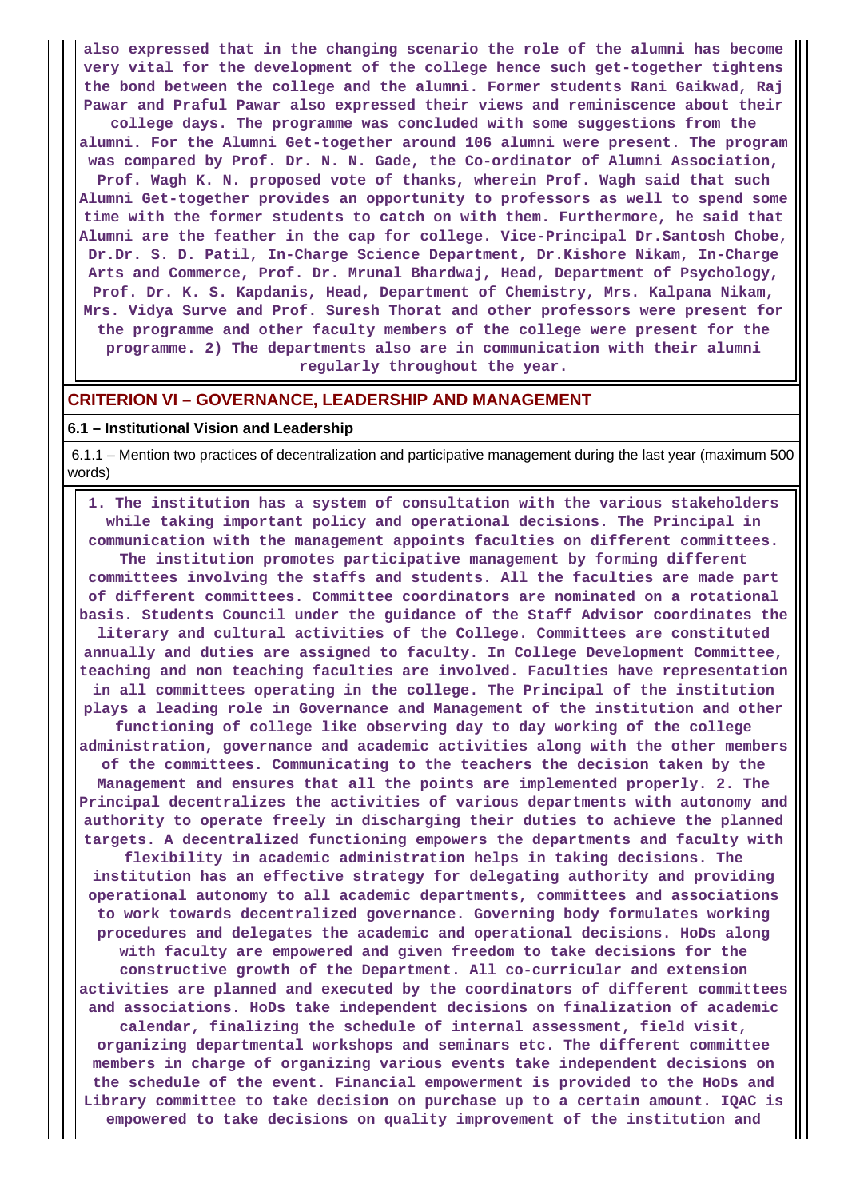also expressed that in the changing scenario the role of the alumni has become very vital for the development of the college hence such get-together tightens the bond between the college and the alumni. Former students Rani Gaikwad, Raj Pawar and Praful Pawar also expressed their views and reminiscence about their college days. The programme was concluded with some suggestions from the alumni. For the Alumni Get-together around 106 alumni were present. The program was compared by Prof. Dr. N. N. Gade, the Co-ordinator of Alumni Association, Prof. Wagh K. N. proposed vote of thanks, wherein Prof. Wagh said that such Alumni Get-together provides an opportunity to professors as well to spend some time with the former students to catch on with them. Furthermore, he said that Alumni are the feather in the cap for college. Vice-Principal Dr.Santosh Chobe, Dr.Dr. S. D. Patil, In-Charge Science Department, Dr.Kishore Nikam, In-Charge Arts and Commerce, Prof. Dr. Mrunal Bhardwaj, Head, Department of Psychology, Prof. Dr. K. S. Kapdanis, Head, Department of Chemistry, Mrs. Kalpana Nikam, Mrs. Vidya Surve and Prof. Suresh Thorat and other professors were present for the programme and other faculty members of the college were present for the programme. 2) The departments also are in communication with their alumni regularly throughout the year.

## CRITERION VI – GOVERNANCE, LEADERSHIP AND MANAGEMENT

### 6.1 – Institutional Vision and Leadership

6.1.1 – Mention two practices of decentralization and participative management during the last year (maximum 500 words)

1. The institution has a system of consultation with the various stakeholders while taking important policy and operational decisions. The Principal in communication with the management appoints faculties on different committees. The institution promotes participative management by forming different committees involving the staffs and students. All the faculties are made part of different committees. Committee coordinators are nominated on a rotational basis. Students Council under the guidance of the Staff Advisor coordinates the literary and cultural activities of the College. Committees are constituted annually and duties are assigned to faculty. In College Development Committee, teaching and non teaching faculties are involved. Faculties have representation in all committees operating in the college. The Principal of the institution plays a leading role in Governance and Management of the institution and other functioning of college like observing day to day working of the college administration, governance and academic activities along with the other members of the committees. Communicating to the teachers the decision taken by the Management and ensures that all the points are implemented properly. 2. The Principal decentralizes the activities of various departments with autonomy and authority to operate freely in discharging their duties to achieve the planned targets. A decentralized functioning empowers the departments and faculty with flexibility in academic administration helps in taking decisions. The institution has an effective strategy for delegating authority and providing operational autonomy to all academic departments, committees and associations to work towards decentralized governance. Governing body formulates working procedures and delegates the academic and operational decisions. HoDs along with faculty are empowered and given freedom to take decisions for the constructive growth of the Department. All co-curricular and extension activities are planned and executed by the coordinators of different committees and associations. HoDs take independent decisions on finalization of academic calendar, finalizing the schedule of internal assessment, field visit, organizing departmental workshops and seminars etc. The different committee members in charge of organizing various events take independent decisions on the schedule of the event. Financial empowerment is provided to the HoDs and Library committee to take decision on purchase up to a certain amount. IQAC is empowered to take decisions on quality improvement of the institution and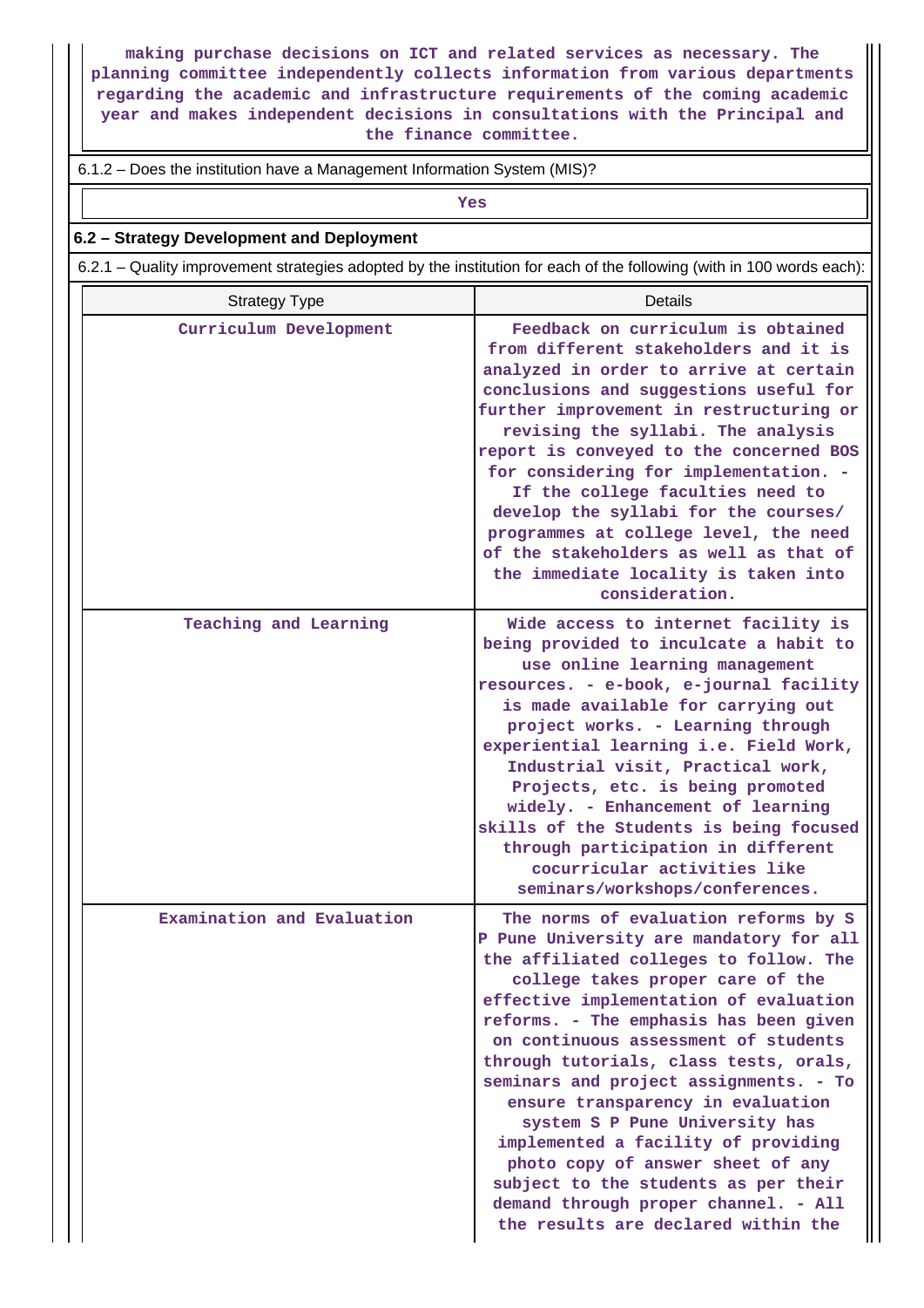making purchase decisions on ICT and related services as necessary. The planning committee independently collects information from various departments regarding the academic and infrastructure requirements of the coming academic year and makes independent decisions in consultations with the Principal and the finance committee.

6.1.2 – Does the institution have a Management Information System (MIS)?

Yes

## 6.2 – Strategy Development and Deployment

6.2.1 – Quality improvement strategies adopted by the institution for each of the following (with in 100 words each):

| Strategy Type | Details |
|---|---|
| Curriculum Development | Feedback on curriculum is obtained from different stakeholders and it is analyzed in order to arrive at certain conclusions and suggestions useful for further improvement in restructuring or revising the syllabi. The analysis report is conveyed to the concerned BOS for considering for implementation. - If the college faculties need to develop the syllabi for the courses/ programmes at college level, the need of the stakeholders as well as that of the immediate locality is taken into consideration. |
| Teaching and Learning | Wide access to internet facility is being provided to inculcate a habit to use online learning management resources. - e-book, e-journal facility is made available for carrying out project works. - Learning through experiential learning i.e. Field Work, Industrial visit, Practical work, Projects, etc. is being promoted widely. - Enhancement of learning skills of the Students is being focused through participation in different cocurricular activities like seminars/workshops/conferences. |
| Examination and Evaluation | The norms of evaluation reforms by S P Pune University are mandatory for all the affiliated colleges to follow. The college takes proper care of the effective implementation of evaluation reforms. - The emphasis has been given on continuous assessment of students through tutorials, class tests, orals, seminars and project assignments. - To ensure transparency in evaluation system S P Pune University has implemented a facility of providing photo copy of answer sheet of any subject to the students as per their demand through proper channel. - All the results are declared within the |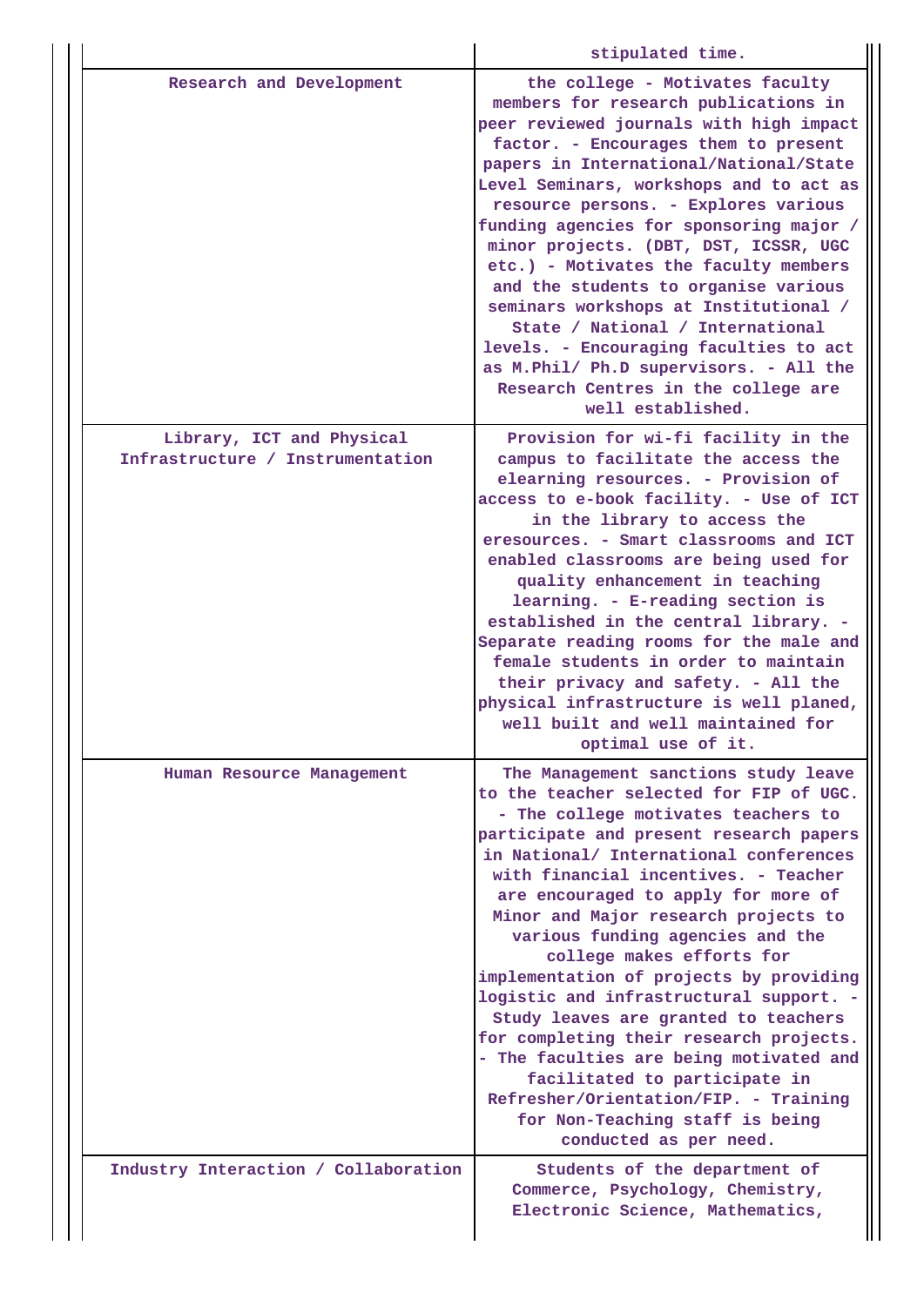| | |
|---|---|
| | stipulated time. |
| Research and Development | the college - Motivates faculty members for research publications in peer reviewed journals with high impact factor. - Encourages them to present papers in International/National/State Level Seminars, workshops and to act as resource persons. - Explores various funding agencies for sponsoring major / minor projects. (DBT, DST, ICSSR, UGC etc.) - Motivates the faculty members and the students to organise various seminars workshops at Institutional / State / National / International levels. - Encouraging faculties to act as M.Phil/ Ph.D supervisors. - All the Research Centres in the college are well established. |
| Library, ICT and Physical Infrastructure / Instrumentation | Provision for wi-fi facility in the campus to facilitate the access the elearning resources. - Provision of access to e-book facility. - Use of ICT in the library to access the eresources. - Smart classrooms and ICT enabled classrooms are being used for quality enhancement in teaching learning. - E-reading section is established in the central library. - Separate reading rooms for the male and female students in order to maintain their privacy and safety. - All the physical infrastructure is well planed, well built and well maintained for optimal use of it. |
| Human Resource Management | The Management sanctions study leave to the teacher selected for FIP of UGC. - The college motivates teachers to participate and present research papers in National/ International conferences with financial incentives. - Teacher are encouraged to apply for more of Minor and Major research projects to various funding agencies and the college makes efforts for implementation of projects by providing logistic and infrastructural support. - Study leaves are granted to teachers for completing their research projects. - The faculties are being motivated and facilitated to participate in Refresher/Orientation/FIP. - Training for Non-Teaching staff is being conducted as per need. |
| Industry Interaction / Collaboration | Students of the department of Commerce, Psychology, Chemistry, Electronic Science, Mathematics, |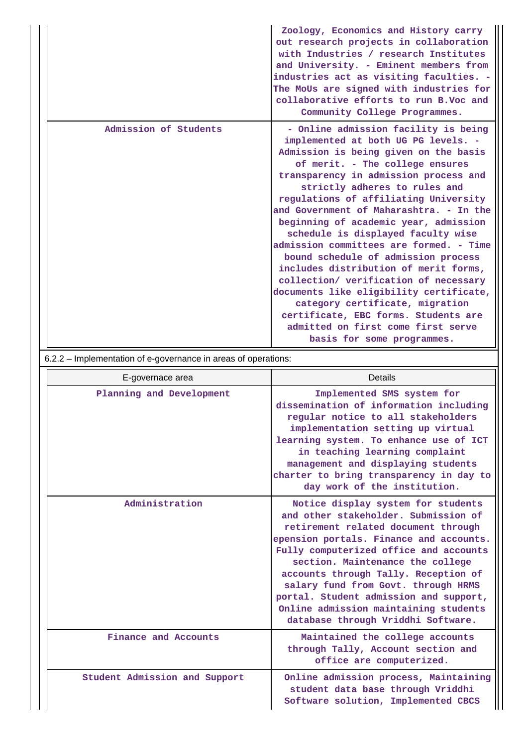| | |
|---|---|
| | Zoology, Economics and History carry out research projects in collaboration with Industries / research Institutes and University. - Eminent members from industries act as visiting faculties. - The MoUs are signed with industries for collaborative efforts to run B.Voc and Community College Programmes. |
| Admission of Students | - Online admission facility is being implemented at both UG PG levels. - Admission is being given on the basis of merit. - The college ensures transparency in admission process and strictly adheres to rules and regulations of affiliating University and Government of Maharashtra. - In the beginning of academic year, admission schedule is displayed faculty wise admission committees are formed. - Time bound schedule of admission process includes distribution of merit forms, collection/ verification of necessary documents like eligibility certificate, category certificate, migration certificate, EBC forms. Students are admitted on first come first serve basis for some programmes. |

6.2.2 – Implementation of e-governance in areas of operations:

| E-governace area | Details |
|---|---|
| Planning and Development | Implemented SMS system for dissemination of information including regular notice to all stakeholders implementation setting up virtual learning system. To enhance use of ICT in teaching learning complaint management and displaying students charter to bring transparency in day to day work of the institution. |
| Administration | Notice display system for students and other stakeholder. Submission of retirement related document through epension portals. Finance and accounts. Fully computerized office and accounts section. Maintenance the college accounts through Tally. Reception of salary fund from Govt. through HRMS portal. Student admission and support, Online admission maintaining students database through Vriddhi Software. |
| Finance and Accounts | Maintained the college accounts through Tally, Account section and office are computerized. |
| Student Admission and Support | Online admission process, Maintaining student data base through Vriddhi Software solution, Implemented CBCS |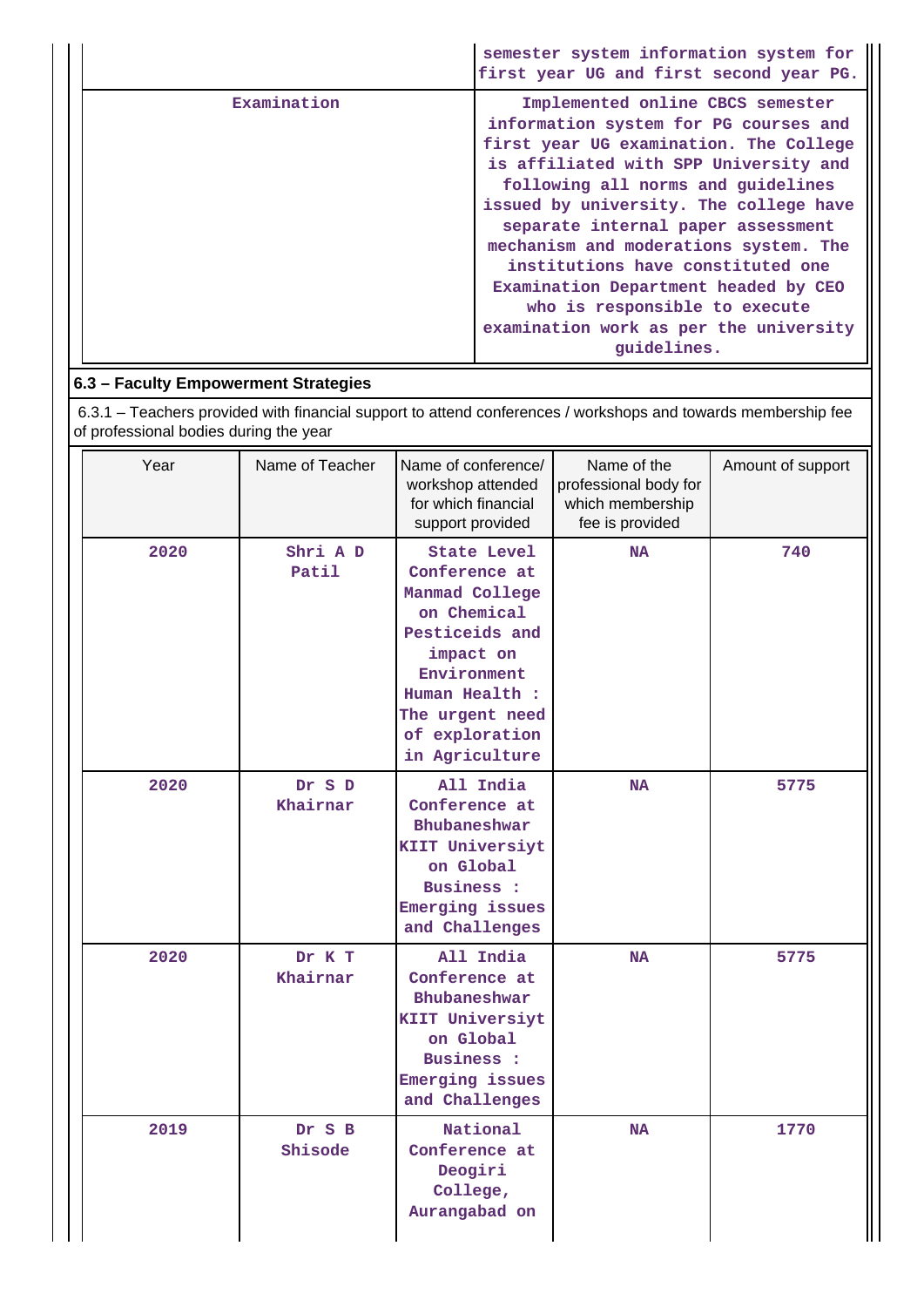| | |
|---|---|
| | semester system information system for first year UG and first second year PG. |
| Examination | Implemented online CBCS semester information system for PG courses and first year UG examination. The College is affiliated with SPP University and following all norms and guidelines issued by university. The college have separate internal paper assessment mechanism and moderations system. The institutions have constituted one Examination Department headed by CEO who is responsible to execute examination work as per the university guidelines. |

## 6.3 – Faculty Empowerment Strategies

6.3.1 – Teachers provided with financial support to attend conferences / workshops and towards membership fee of professional bodies during the year

| Year | Name of Teacher | Name of conference/ workshop attended for which financial support provided | Name of the professional body for which membership fee is provided | Amount of support |
|---|---|---|---|---|
| 2020 | Shri A D Patil | State Level Conference at Manmad College on Chemical Pesticeids and impact on Environment Human Health : The urgent need of exploration in Agriculture | NA | 740 |
| 2020 | Dr S D Khairnar | All India Conference at Bhubaneshwar KIIT Universiyt on Global Business : Emerging issues and Challenges | NA | 5775 |
| 2020 | Dr K T Khairnar | All India Conference at Bhubaneshwar KIIT Universiyt on Global Business : Emerging issues and Challenges | NA | 5775 |
| 2019 | Dr S B Shisode | National Conference at Deogiri College, Aurangabad on | NA | 1770 |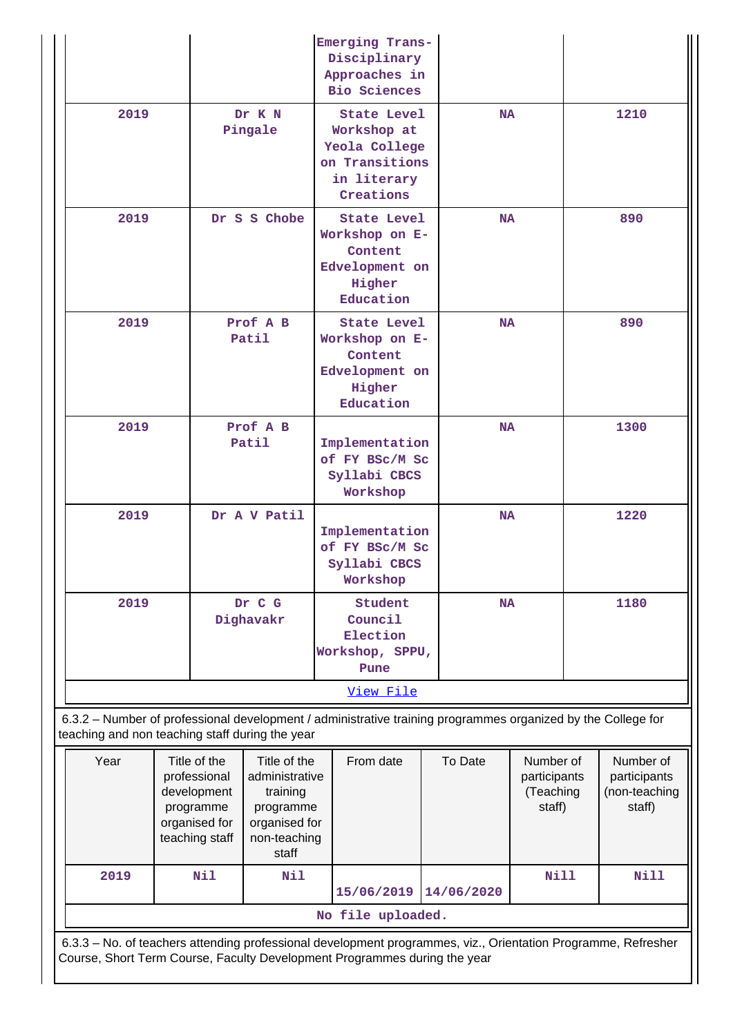| | | | | |
|---|---|---|---|---|
| | | Emerging Trans-Disciplinary Approaches in Bio Sciences | | |
| 2019 | Dr K N Pingale | State Level Workshop at Yeola College on Transitions in literary Creations | NA | 1210 |
| 2019 | Dr S S Chobe | State Level Workshop on E-Content Edvelopment on Higher Education | NA | 890 |
| 2019 | Prof A B Patil | State Level Workshop on E-Content Edvelopment on Higher Education | NA | 890 |
| 2019 | Prof A B Patil | Implementation of FY BSc/M Sc Syllabi CBCS Workshop | NA | 1300 |
| 2019 | Dr A V Patil | Implementation of FY BSc/M Sc Syllabi CBCS Workshop | NA | 1220 |
| 2019 | Dr C G Dighavakr | Student Council Election Workshop, SPPU, Pune | NA | 1180 |

View File

6.3.2 – Number of professional development / administrative training programmes organized by the College for teaching and non teaching staff during the year

| Year | Title of the professional development programme organised for teaching staff | Title of the administrative training programme organised for non-teaching staff | From date | To Date | Number of participants (Teaching staff) | Number of participants (non-teaching staff) |
|---|---|---|---|---|---|---|
| 2019 | Nil | Nil | 15/06/2019 | 14/06/2020 | Nill | Nill |

No file uploaded.

6.3.3 – No. of teachers attending professional development programmes, viz., Orientation Programme, Refresher Course, Short Term Course, Faculty Development Programmes during the year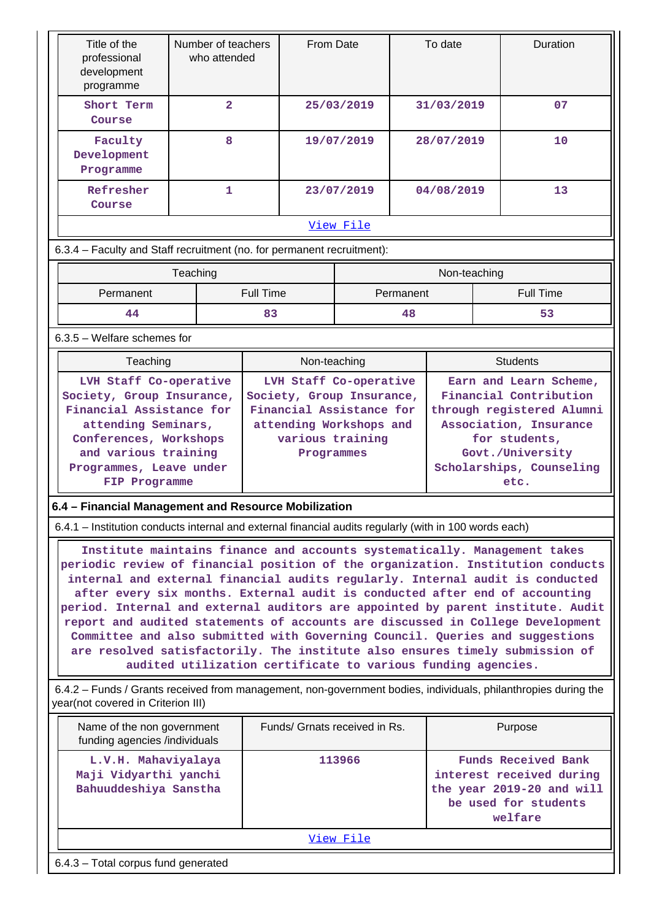| Title of the professional development programme | Number of teachers who attended | From Date | To date | Duration |
|---|---|---|---|---|
| Short Term Course | 2 | 25/03/2019 | 31/03/2019 | 07 |
| Faculty Development Programme | 8 | 19/07/2019 | 28/07/2019 | 10 |
| Refresher Course | 1 | 23/07/2019 | 04/08/2019 | 13 |
| View File | | | | |

6.3.4 – Faculty and Staff recruitment (no. for permanent recruitment):

| Teaching | | Non-teaching | |
|---|---|---|---|
| Permanent | Full Time | Permanent | Full Time |
| 44 | 83 | 48 | 53 |

6.3.5 – Welfare schemes for

| Teaching | Non-teaching | Students |
|---|---|---|
| LVH Staff Co-operative Society, Group Insurance, Financial Assistance for attending Seminars, Conferences, Workshops and various training Programmes, Leave under FIP Programme | LVH Staff Co-operative Society, Group Insurance, Financial Assistance for attending Workshops and various training Programmes | Earn and Learn Scheme, Financial Contribution through registered Alumni Association, Insurance for students, Govt./University Scholarships, Counseling etc. |

**6.4 – Financial Management and Resource Mobilization**

6.4.1 – Institution conducts internal and external financial audits regularly (with in 100 words each)

Institute maintains finance and accounts systematically. Management takes periodic review of financial position of the organization. Institution conducts internal and external financial audits regularly. Internal audit is conducted after every six months. External audit is conducted after end of accounting period. Internal and external auditors are appointed by parent institute. Audit report and audited statements of accounts are discussed in College Development Committee and also submitted with Governing Council. Queries and suggestions are resolved satisfactorily. The institute also ensures timely submission of audited utilization certificate to various funding agencies.

6.4.2 – Funds / Grants received from management, non-government bodies, individuals, philanthropies during the year(not covered in Criterion III)

| Name of the non government funding agencies /individuals | Funds/ Grnats received in Rs. | Purpose |
|---|---|---|
| L.V.H. Mahaviyalaya Maji Vidyarthi yanchi Bahuuddeshiya Sanstha | 113966 | Funds Received Bank interest received during the year 2019-20 and will be used for students welfare |
| View File | | |

6.4.3 – Total corpus fund generated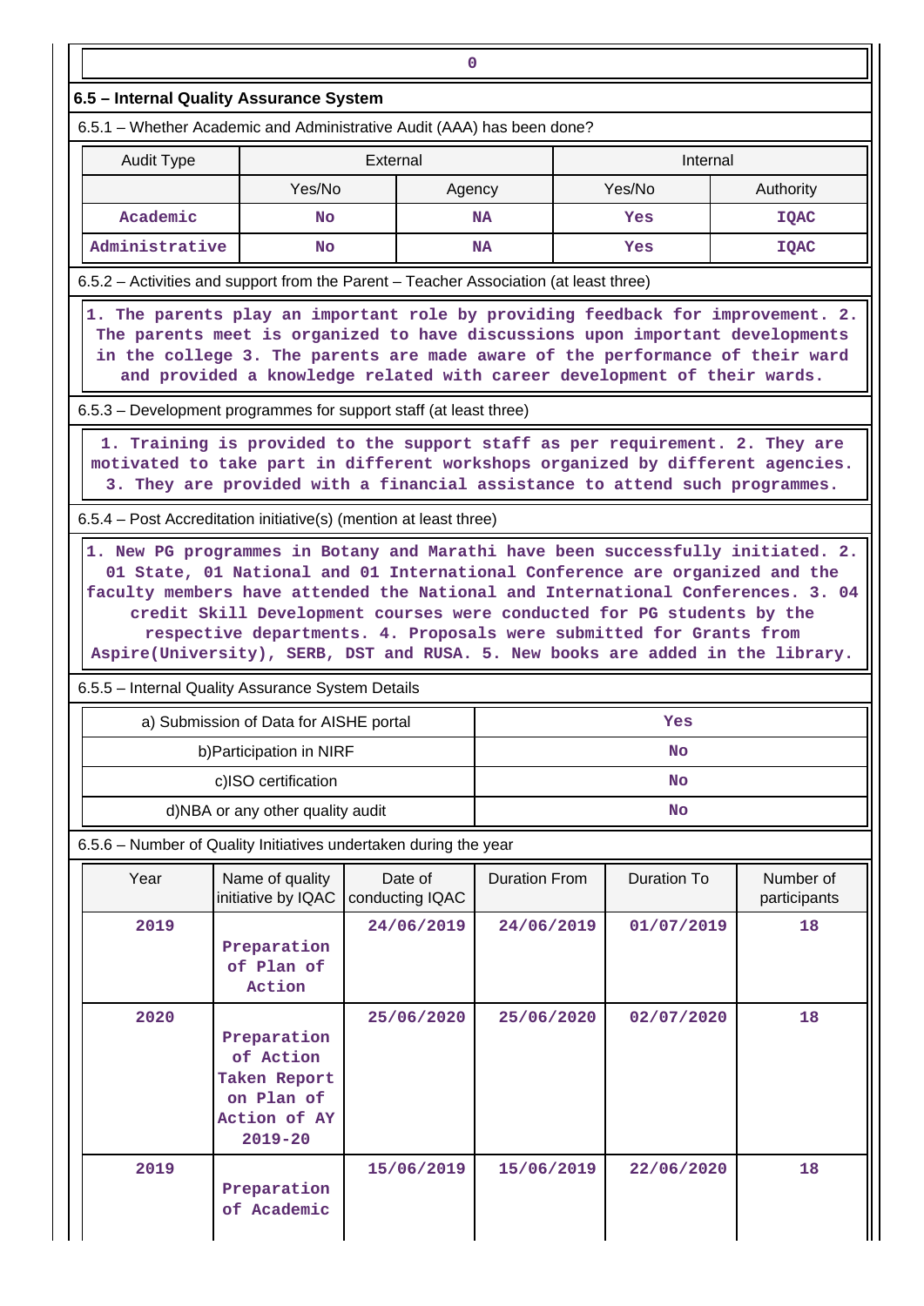| 0 |
|---|

### 6.5 – Internal Quality Assurance System

6.5.1 – Whether Academic and Administrative Audit (AAA) has been done?

| Audit Type | External | | Internal | |
|---|---|---|---|---|
| | Yes/No | Agency | Yes/No | Authority |
| Academic | No | NA | Yes | IQAC |
| Administrative | No | NA | Yes | IQAC |

6.5.2 – Activities and support from the Parent – Teacher Association (at least three)

1. The parents play an important role by providing feedback for improvement. 2. The parents meet is organized to have discussions upon important developments in the college 3. The parents are made aware of the performance of their ward and provided a knowledge related with career development of their wards.

6.5.3 – Development programmes for support staff (at least three)

1. Training is provided to the support staff as per requirement. 2. They are motivated to take part in different workshops organized by different agencies. 3. They are provided with a financial assistance to attend such programmes.

6.5.4 – Post Accreditation initiative(s) (mention at least three)

1. New PG programmes in Botany and Marathi have been successfully initiated. 2. 01 State, 01 National and 01 International Conference are organized and the faculty members have attended the National and International Conferences. 3. 04 credit Skill Development courses were conducted for PG students by the respective departments. 4. Proposals were submitted for Grants from Aspire(University), SERB, DST and RUSA. 5. New books are added in the library.

6.5.5 – Internal Quality Assurance System Details

| | |
|---|---|
| a) Submission of Data for AISHE portal | Yes |
| b)Participation in NIRF | No |
| c)ISO certification | No |
| d)NBA or any other quality audit | No |

6.5.6 – Number of Quality Initiatives undertaken during the year

| Year | Name of quality initiative by IQAC | Date of conducting IQAC | Duration From | Duration To | Number of participants |
|---|---|---|---|---|---|
| 2019 | Preparation of Plan of Action | 24/06/2019 | 24/06/2019 | 01/07/2019 | 18 |
| 2020 | Preparation of Action Taken Report on Plan of Action of AY 2019-20 | 25/06/2020 | 25/06/2020 | 02/07/2020 | 18 |
| 2019 | Preparation of Academic | 15/06/2019 | 15/06/2019 | 22/06/2020 | 18 |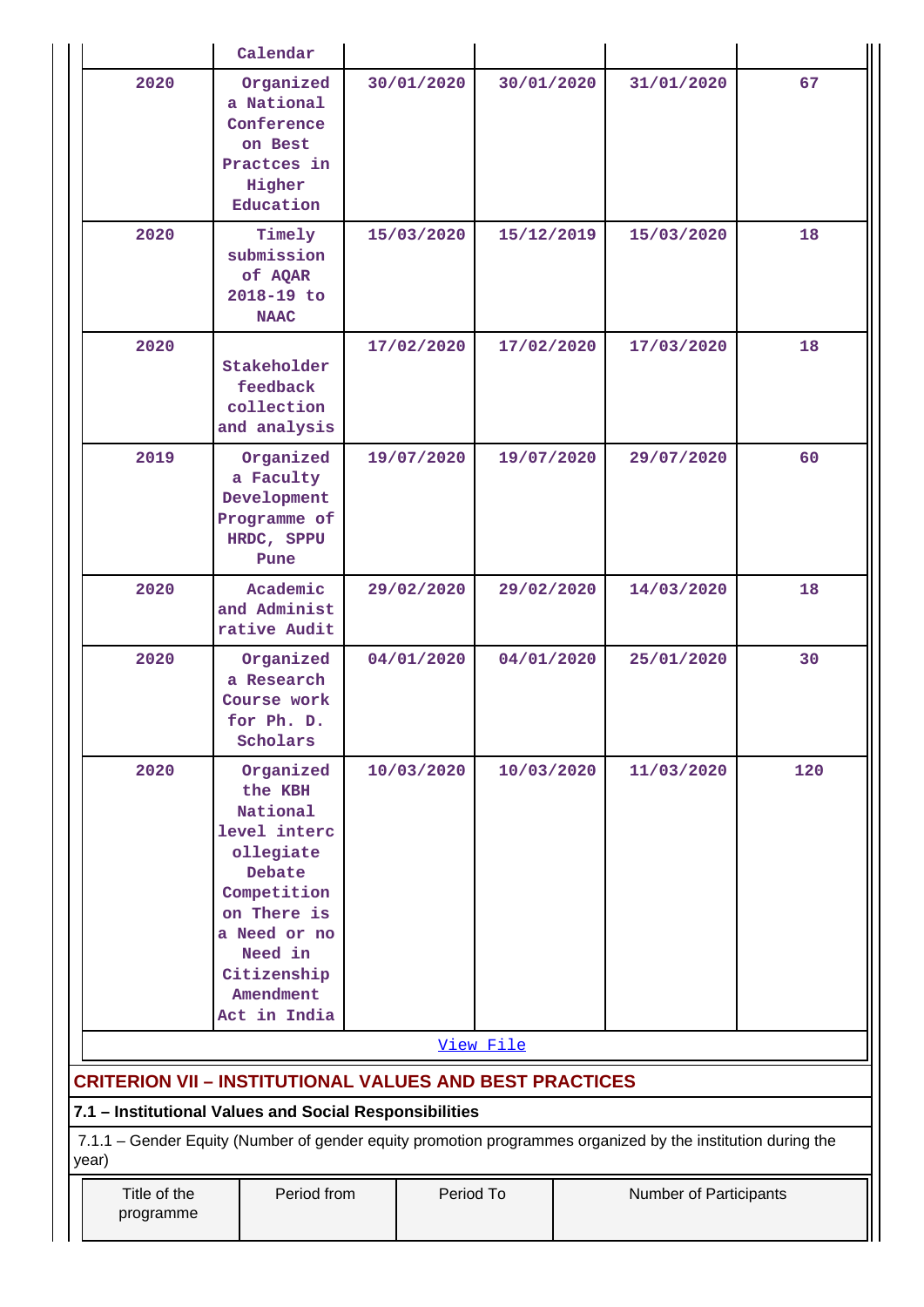| | Calendar | | | | |
|---|---|---|---|---|---|
| 2020 | Organized a National Conference on Best Practces in Higher Education | 30/01/2020 | 30/01/2020 | 31/01/2020 | 67 |
| 2020 | Timely submission of AQAR 2018-19 to NAAC | 15/03/2020 | 15/12/2019 | 15/03/2020 | 18 |
| 2020 | Stakeholder feedback collection and analysis | 17/02/2020 | 17/02/2020 | 17/03/2020 | 18 |
| 2019 | Organized a Faculty Development Programme of HRDC, SPPU Pune | 19/07/2020 | 19/07/2020 | 29/07/2020 | 60 |
| 2020 | Academic and Administ rative Audit | 29/02/2020 | 29/02/2020 | 14/03/2020 | 18 |
| 2020 | Organized a Research Course work for Ph. D. Scholars | 04/01/2020 | 04/01/2020 | 25/01/2020 | 30 |
| 2020 | Organized the KBH National level interc ollegiate Debate Competition on There is a Need or no Need in Citizenship Amendment Act in India | 10/03/2020 | 10/03/2020 | 11/03/2020 | 120 |

View File

## CRITERION VII – INSTITUTIONAL VALUES AND BEST PRACTICES

### 7.1 – Institutional Values and Social Responsibilities

7.1.1 – Gender Equity (Number of gender equity promotion programmes organized by the institution during the year)

| Title of the programme | Period from | Period To | Number of Participants |
|---|---|---|---|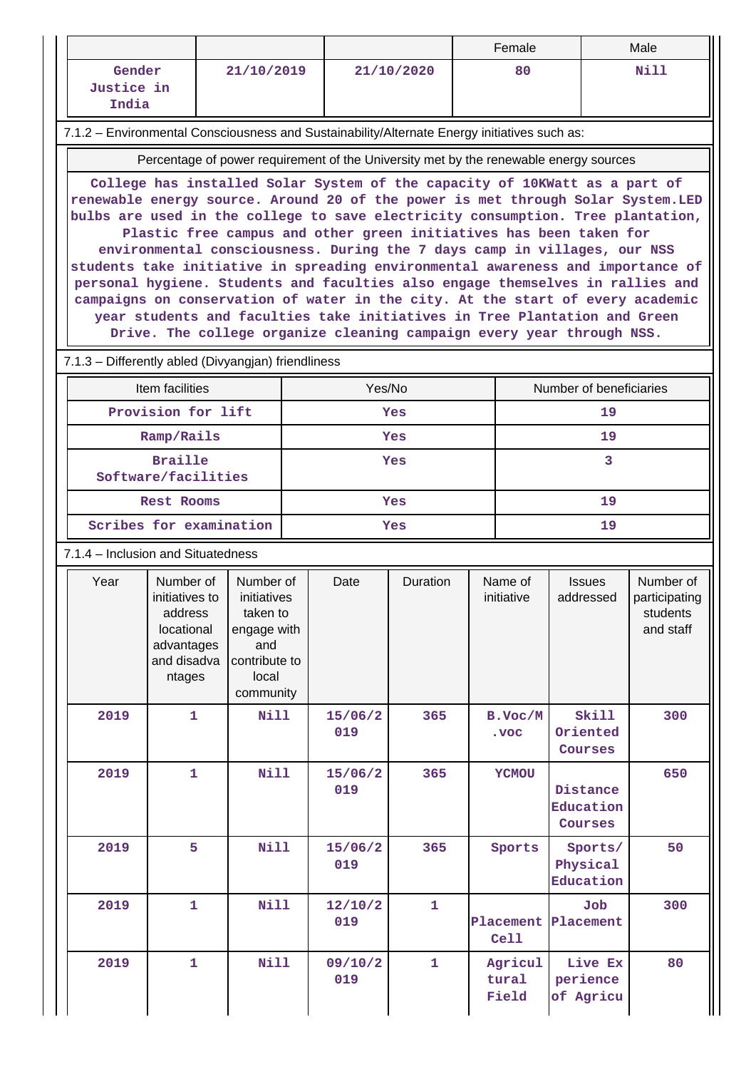|  |  |  | Female | Male |
|---|---|---|---|---|
| Gender Justice in India | 21/10/2019 | 21/10/2020 | 80 | Nill |

7.1.2 – Environmental Consciousness and Sustainability/Alternate Energy initiatives such as:

| Percentage of power requirement of the University met by the renewable energy sources |
|---|
| College has installed Solar System of the capacity of 10KWatt as a part of renewable energy source. Around 20 of the power is met through Solar System.LED bulbs are used in the college to save electricity consumption. Tree plantation, Plastic free campus and other green initiatives has been taken for environmental consciousness. During the 7 days camp in villages, our NSS students take initiative in spreading environmental awareness and importance of personal hygiene. Students and faculties also engage themselves in rallies and campaigns on conservation of water in the city. At the start of every academic year students and faculties take initiatives in Tree Plantation and Green Drive. The college organize cleaning campaign every year through NSS. |

7.1.3 – Differently abled (Divyangjan) friendliness

| Item facilities | Yes/No | Number of beneficiaries |
|---|---|---|
| Provision for lift | Yes | 19 |
| Ramp/Rails | Yes | 19 |
| Braille Software/facilities | Yes | 3 |
| Rest Rooms | Yes | 19 |
| Scribes for examination | Yes | 19 |

7.1.4 – Inclusion and Situatedness

| Year | Number of initiatives to address locational advantages and disadvantages | Number of initiatives taken to engage with and contribute to local community | Date | Duration | Name of initiative | Issues addressed | Number of participating students and staff |
|---|---|---|---|---|---|---|---|
| 2019 | 1 | Nill | 15/06/2019 | 365 | B.Voc/M.voc | Skill Oriented Courses | 300 |
| 2019 | 1 | Nill | 15/06/2019 | 365 | YCMOU | Distance Education Courses | 650 |
| 2019 | 5 | Nill | 15/06/2019 | 365 | Sports | Sports/ Physical Education | 50 |
| 2019 | 1 | Nill | 12/10/2019 | 1 | Placement Cell | Job Placement | 300 |
| 2019 | 1 | Nill | 09/10/2019 | 1 | Agricultural Field | Live Experience of Agricu | 80 |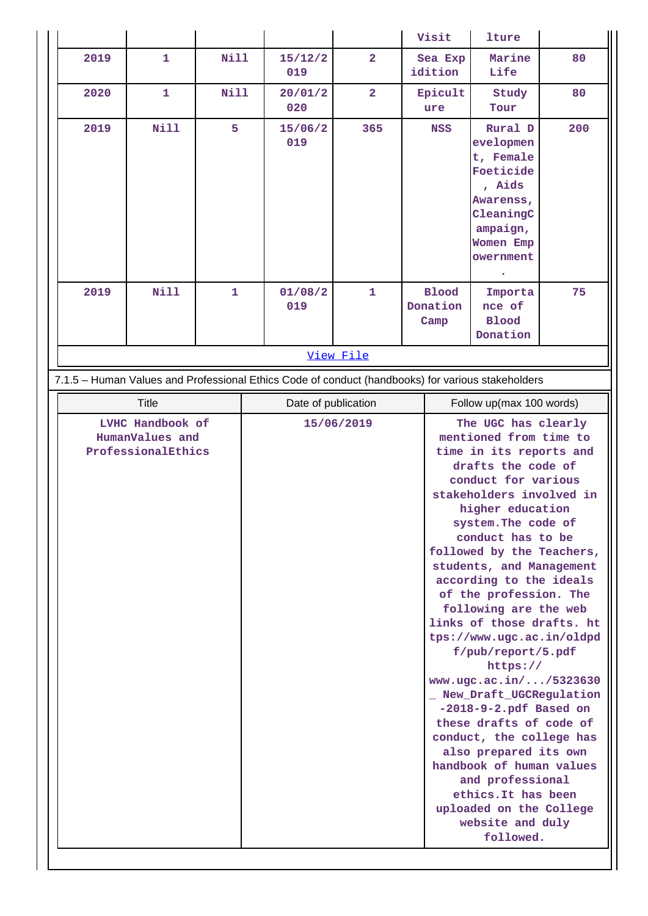|  |  |  |  |  | Visit | lture |  |
|---|---|---|---|---|---|---|---|
| 2019 | 1 | Nill | 15/12/2019 | 2 | Sea Expidition | Marine Life | 80 |
| 2020 | 1 | Nill | 20/01/2020 | 2 | Epicult ure | Study Tour | 80 |
| 2019 | Nill | 5 | 15/06/2019 | 365 | NSS | Rural Development, Female Foeticide , Aids Awarenss, CleaningCampaign, Women Empowernment . | 200 |
| 2019 | Nill | 1 | 01/08/2019 | 1 | Blood Donation Camp | Importance of Blood Donation | 75 |

View File

7.1.5 – Human Values and Professional Ethics Code of conduct (handbooks) for various stakeholders

| Title | Date of publication | Follow up(max 100 words) |
|---|---|---|
| LVHC Handbook of HumanValues and ProfessionalEthics | 15/06/2019 | The UGC has clearly mentioned from time to time in its reports and drafts the code of conduct for various stakeholders involved in higher education system.The code of conduct has to be followed by the Teachers, students, and Management according to the ideals of the profession. The following are the web links of those drafts. https://www.ugc.ac.in/oldpdf/pub/report/5.pdf https:// www.ugc.ac.in/.../5323630_New_Draft_UGCRegulation-2018-9-2.pdf Based on these drafts of code of conduct, the college has also prepared its own handbook of human values and professional ethics.It has been uploaded on the College website and duly followed. |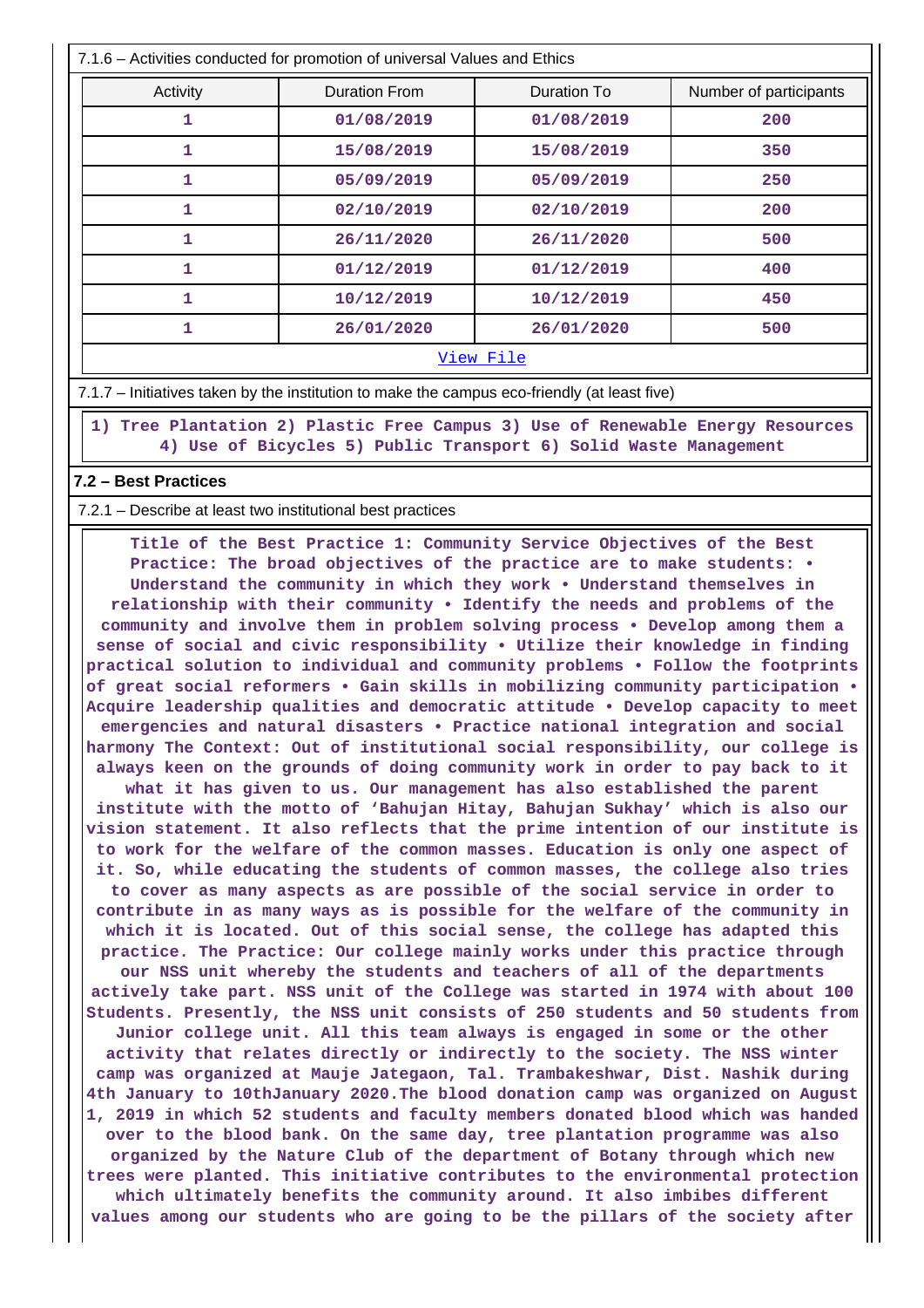7.1.6 – Activities conducted for promotion of universal Values and Ethics

| Activity | Duration From | Duration To | Number of participants |
|---|---|---|---|
| 1 | 01/08/2019 | 01/08/2019 | 200 |
| 1 | 15/08/2019 | 15/08/2019 | 350 |
| 1 | 05/09/2019 | 05/09/2019 | 250 |
| 1 | 02/10/2019 | 02/10/2019 | 200 |
| 1 | 26/11/2020 | 26/11/2020 | 500 |
| 1 | 01/12/2019 | 01/12/2019 | 400 |
| 1 | 10/12/2019 | 10/12/2019 | 450 |
| 1 | 26/01/2020 | 26/01/2020 | 500 |

View File

7.1.7 – Initiatives taken by the institution to make the campus eco-friendly (at least five)

1) Tree Plantation 2) Plastic Free Campus 3) Use of Renewable Energy Resources 4) Use of Bicycles 5) Public Transport 6) Solid Waste Management

## 7.2 – Best Practices

7.2.1 – Describe at least two institutional best practices

Title of the Best Practice 1: Community Service Objectives of the Best Practice: The broad objectives of the practice are to make students: • Understand the community in which they work • Understand themselves in relationship with their community • Identify the needs and problems of the community and involve them in problem solving process • Develop among them a sense of social and civic responsibility • Utilize their knowledge in finding practical solution to individual and community problems • Follow the footprints of great social reformers • Gain skills in mobilizing community participation • Acquire leadership qualities and democratic attitude • Develop capacity to meet emergencies and natural disasters • Practice national integration and social harmony The Context: Out of institutional social responsibility, our college is always keen on the grounds of doing community work in order to pay back to it what it has given to us. Our management has also established the parent institute with the motto of 'Bahujan Hitay, Bahujan Sukhay' which is also our vision statement. It also reflects that the prime intention of our institute is to work for the welfare of the common masses. Education is only one aspect of it. So, while educating the students of common masses, the college also tries to cover as many aspects as are possible of the social service in order to contribute in as many ways as is possible for the welfare of the community in which it is located. Out of this social sense, the college has adapted this practice. The Practice: Our college mainly works under this practice through our NSS unit whereby the students and teachers of all of the departments actively take part. NSS unit of the College was started in 1974 with about 100 Students. Presently, the NSS unit consists of 250 students and 50 students from Junior college unit. All this team always is engaged in some or the other activity that relates directly or indirectly to the society. The NSS winter camp was organized at Mauje Jategaon, Tal. Trambakeshwar, Dist. Nashik during 4th January to 10thJanuary 2020.The blood donation camp was organized on August 1, 2019 in which 52 students and faculty members donated blood which was handed over to the blood bank. On the same day, tree plantation programme was also organized by the Nature Club of the department of Botany through which new trees were planted. This initiative contributes to the environmental protection which ultimately benefits the community around. It also imbibes different values among our students who are going to be the pillars of the society after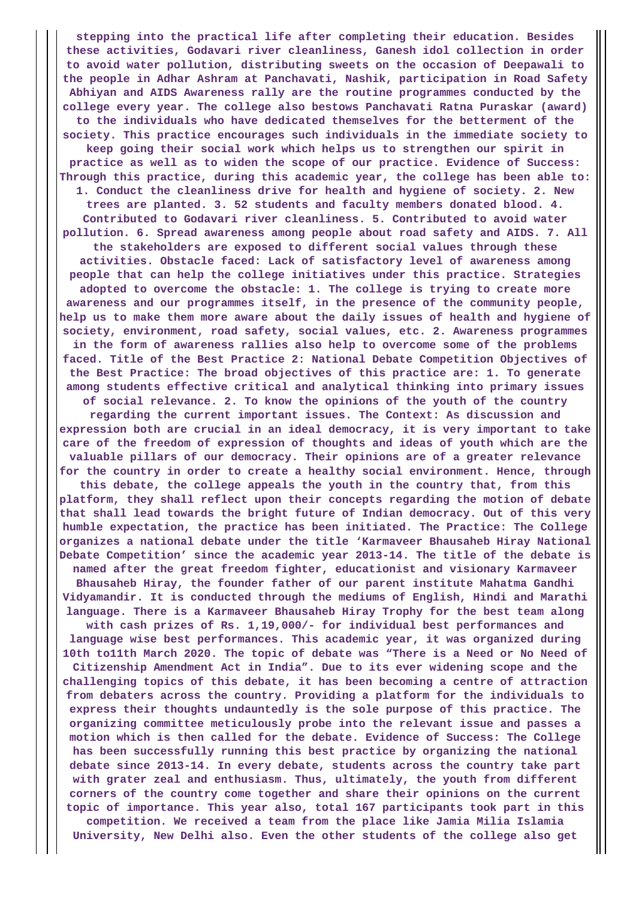**stepping into the practical life after completing their education. Besides these activities, Godavari river cleanliness, Ganesh idol collection in order to avoid water pollution, distributing sweets on the occasion of Deepawali to the people in Adhar Ashram at Panchavati, Nashik, participation in Road Safety Abhiyan and AIDS Awareness rally are the routine programmes conducted by the college every year. The college also bestows Panchavati Ratna Puraskar (award) to the individuals who have dedicated themselves for the betterment of the society. This practice encourages such individuals in the immediate society to keep going their social work which helps us to strengthen our spirit in practice as well as to widen the scope of our practice. Evidence of Success: Through this practice, during this academic year, the college has been able to: 1. Conduct the cleanliness drive for health and hygiene of society. 2. New trees are planted. 3. 52 students and faculty members donated blood. 4. Contributed to Godavari river cleanliness. 5. Contributed to avoid water pollution. 6. Spread awareness among people about road safety and AIDS. 7. All the stakeholders are exposed to different social values through these activities. Obstacle faced: Lack of satisfactory level of awareness among people that can help the college initiatives under this practice. Strategies adopted to overcome the obstacle: 1. The college is trying to create more awareness and our programmes itself, in the presence of the community people, help us to make them more aware about the daily issues of health and hygiene of society, environment, road safety, social values, etc. 2. Awareness programmes in the form of awareness rallies also help to overcome some of the problems faced. Title of the Best Practice 2: National Debate Competition Objectives of the Best Practice: The broad objectives of this practice are: 1. To generate among students effective critical and analytical thinking into primary issues of social relevance. 2. To know the opinions of the youth of the country regarding the current important issues. The Context: As discussion and expression both are crucial in an ideal democracy, it is very important to take care of the freedom of expression of thoughts and ideas of youth which are the valuable pillars of our democracy. Their opinions are of a greater relevance for the country in order to create a healthy social environment. Hence, through this debate, the college appeals the youth in the country that, from this platform, they shall reflect upon their concepts regarding the motion of debate that shall lead towards the bright future of Indian democracy. Out of this very humble expectation, the practice has been initiated. The Practice: The College organizes a national debate under the title 'Karmaveer Bhausaheb Hiray National Debate Competition' since the academic year 2013-14. The title of the debate is named after the great freedom fighter, educationist and visionary Karmaveer Bhausaheb Hiray, the founder father of our parent institute Mahatma Gandhi Vidyamandir. It is conducted through the mediums of English, Hindi and Marathi language. There is a Karmaveer Bhausaheb Hiray Trophy for the best team along with cash prizes of Rs. 1,19,000/- for individual best performances and language wise best performances. This academic year, it was organized during 10th to11th March 2020. The topic of debate was "There is a Need or No Need of Citizenship Amendment Act in India". Due to its ever widening scope and the challenging topics of this debate, it has been becoming a centre of attraction from debaters across the country. Providing a platform for the individuals to express their thoughts undauntedly is the sole purpose of this practice. The organizing committee meticulously probe into the relevant issue and passes a motion which is then called for the debate. Evidence of Success: The College has been successfully running this best practice by organizing the national debate since 2013-14. In every debate, students across the country take part with grater zeal and enthusiasm. Thus, ultimately, the youth from different corners of the country come together and share their opinions on the current topic of importance. This year also, total 167 participants took part in this competition. We received a team from the place like Jamia Milia Islamia University, New Delhi also. Even the other students of the college also get**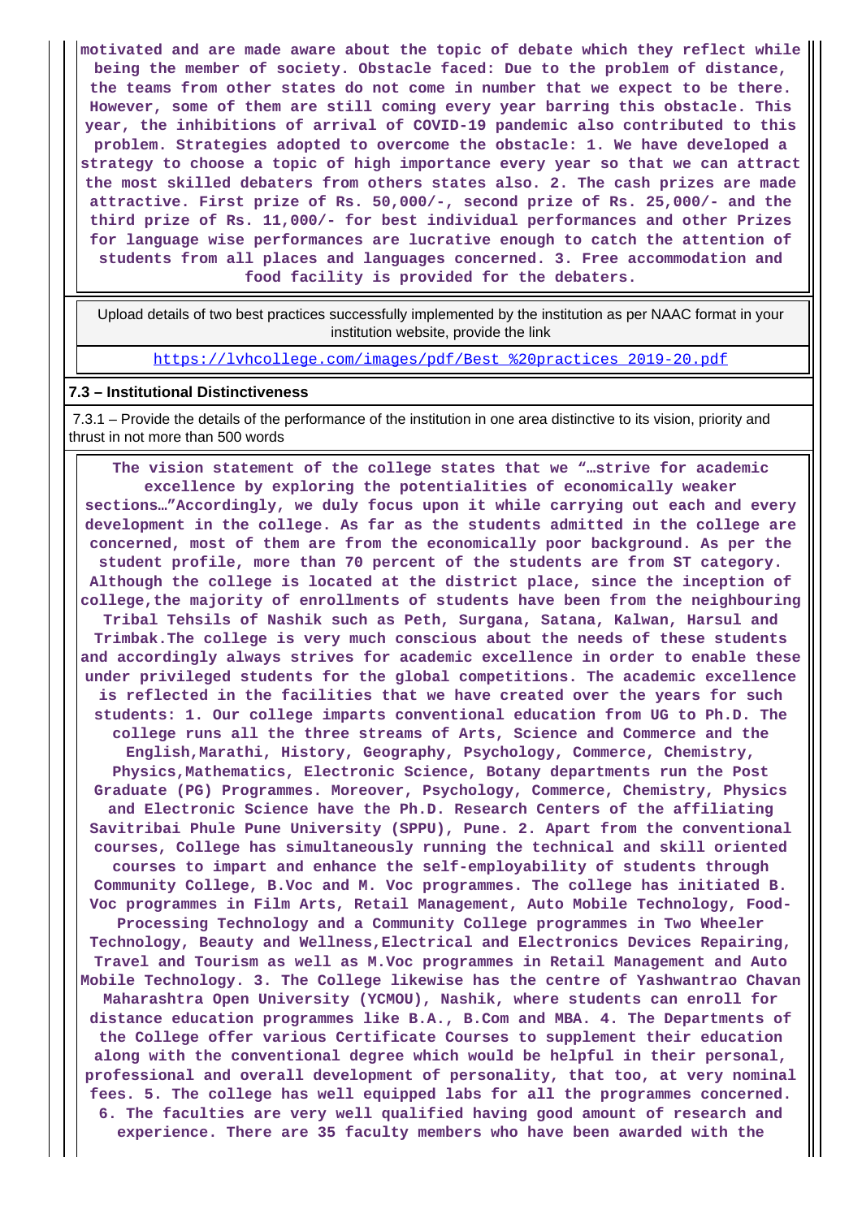**motivated and are made aware about the topic of debate which they reflect while being the member of society. Obstacle faced: Due to the problem of distance, the teams from other states do not come in number that we expect to be there. However, some of them are still coming every year barring this obstacle. This year, the inhibitions of arrival of COVID-19 pandemic also contributed to this problem. Strategies adopted to overcome the obstacle: 1. We have developed a strategy to choose a topic of high importance every year so that we can attract the most skilled debaters from others states also. 2. The cash prizes are made attractive. First prize of Rs. 50,000/-, second prize of Rs. 25,000/- and the third prize of Rs. 11,000/- for best individual performances and other Prizes for language wise performances are lucrative enough to catch the attention of students from all places and languages concerned. 3. Free accommodation and food facility is provided for the debaters.**

| Upload details of two best practices successfully implemented by the institution as per NAAC format in your institution website, provide the link |
|---|
| https://lvhcollege.com/images/pdf/Best %20practices 2019-20.pdf |

### 7.3 – Institutional Distinctiveness

7.3.1 – Provide the details of the performance of the institution in one area distinctive to its vision, priority and thrust in not more than 500 words

**The vision statement of the college states that we "…strive for academic excellence by exploring the potentialities of economically weaker sections…"Accordingly, we duly focus upon it while carrying out each and every development in the college. As far as the students admitted in the college are concerned, most of them are from the economically poor background. As per the student profile, more than 70 percent of the students are from ST category. Although the college is located at the district place, since the inception of college,the majority of enrollments of students have been from the neighbouring Tribal Tehsils of Nashik such as Peth, Surgana, Satana, Kalwan, Harsul and Trimbak.The college is very much conscious about the needs of these students and accordingly always strives for academic excellence in order to enable these under privileged students for the global competitions. The academic excellence is reflected in the facilities that we have created over the years for such students: 1. Our college imparts conventional education from UG to Ph.D. The college runs all the three streams of Arts, Science and Commerce and the English,Marathi, History, Geography, Psychology, Commerce, Chemistry, Physics,Mathematics, Electronic Science, Botany departments run the Post Graduate (PG) Programmes. Moreover, Psychology, Commerce, Chemistry, Physics and Electronic Science have the Ph.D. Research Centers of the affiliating Savitribai Phule Pune University (SPPU), Pune. 2. Apart from the conventional courses, College has simultaneously running the technical and skill oriented courses to impart and enhance the self-employability of students through Community College, B.Voc and M. Voc programmes. The college has initiated B. Voc programmes in Film Arts, Retail Management, Auto Mobile Technology, Food-Processing Technology and a Community College programmes in Two Wheeler Technology, Beauty and Wellness,Electrical and Electronics Devices Repairing, Travel and Tourism as well as M.Voc programmes in Retail Management and Auto Mobile Technology. 3. The College likewise has the centre of Yashwantrao Chavan Maharashtra Open University (YCMOU), Nashik, where students can enroll for distance education programmes like B.A., B.Com and MBA. 4. The Departments of the College offer various Certificate Courses to supplement their education along with the conventional degree which would be helpful in their personal, professional and overall development of personality, that too, at very nominal fees. 5. The college has well equipped labs for all the programmes concerned. 6. The faculties are very well qualified having good amount of research and experience. There are 35 faculty members who have been awarded with the**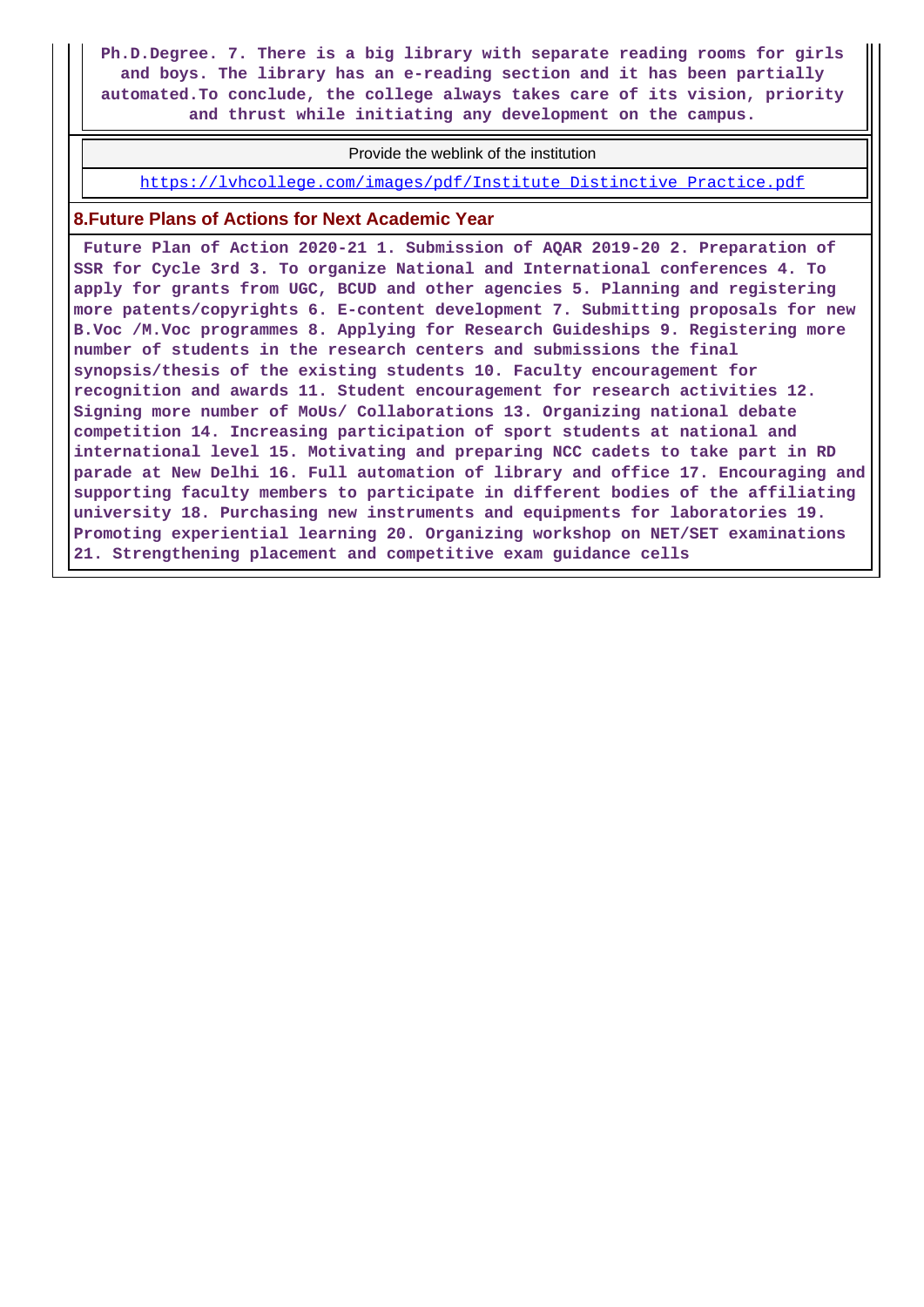Ph.D.Degree. 7. There is a big library with separate reading rooms for girls and boys. The library has an e-reading section and it has been partially automated.To conclude, the college always takes care of its vision, priority and thrust while initiating any development on the campus.

| Provide the weblink of the institution |
| --- |
| https://lvhcollege.com/images/pdf/Institute_Distinctive_Practice.pdf |

## 8.Future Plans of Actions for Next Academic Year

Future Plan of Action 2020-21 1. Submission of AQAR 2019-20 2. Preparation of SSR for Cycle 3rd 3. To organize National and International conferences 4. To apply for grants from UGC, BCUD and other agencies 5. Planning and registering more patents/copyrights 6. E-content development 7. Submitting proposals for new B.Voc /M.Voc programmes 8. Applying for Research Guideships 9. Registering more number of students in the research centers and submissions the final synopsis/thesis of the existing students 10. Faculty encouragement for recognition and awards 11. Student encouragement for research activities 12. Signing more number of MoUs/ Collaborations 13. Organizing national debate competition 14. Increasing participation of sport students at national and international level 15. Motivating and preparing NCC cadets to take part in RD parade at New Delhi 16. Full automation of library and office 17. Encouraging and supporting faculty members to participate in different bodies of the affiliating university 18. Purchasing new instruments and equipments for laboratories 19. Promoting experiential learning 20. Organizing workshop on NET/SET examinations 21. Strengthening placement and competitive exam guidance cells